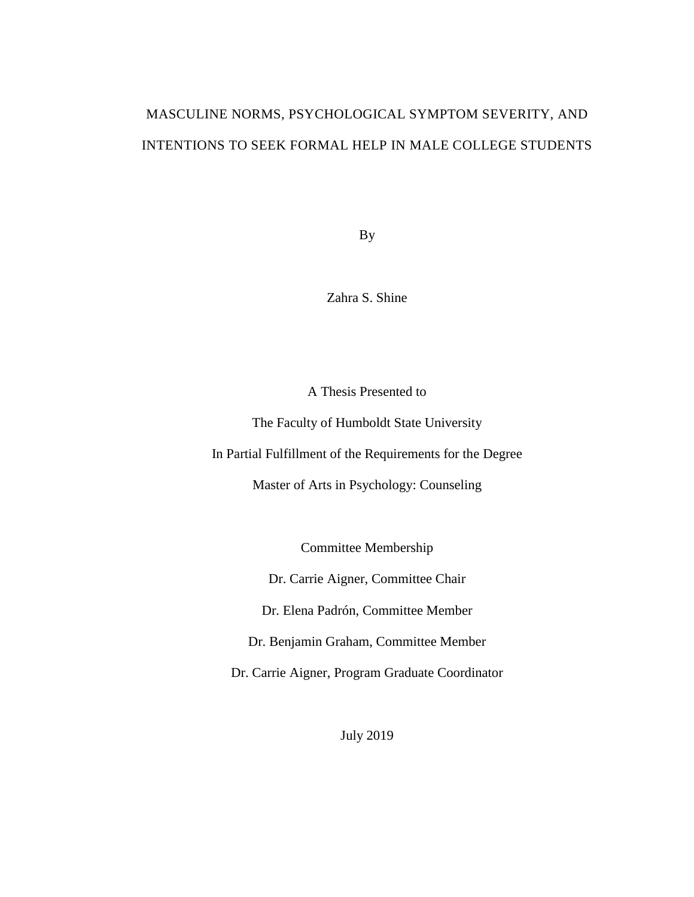# MASCULINE NORMS, PSYCHOLOGICAL SYMPTOM SEVERITY, AND INTENTIONS TO SEEK FORMAL HELP IN MALE COLLEGE STUDENTS

By

Zahra S. Shine

A Thesis Presented to

The Faculty of Humboldt State University

In Partial Fulfillment of the Requirements for the Degree

Master of Arts in Psychology: Counseling

Committee Membership

Dr. Carrie Aigner, Committee Chair

Dr. Elena Padrón, Committee Member

Dr. Benjamin Graham, Committee Member

Dr. Carrie Aigner, Program Graduate Coordinator

July 2019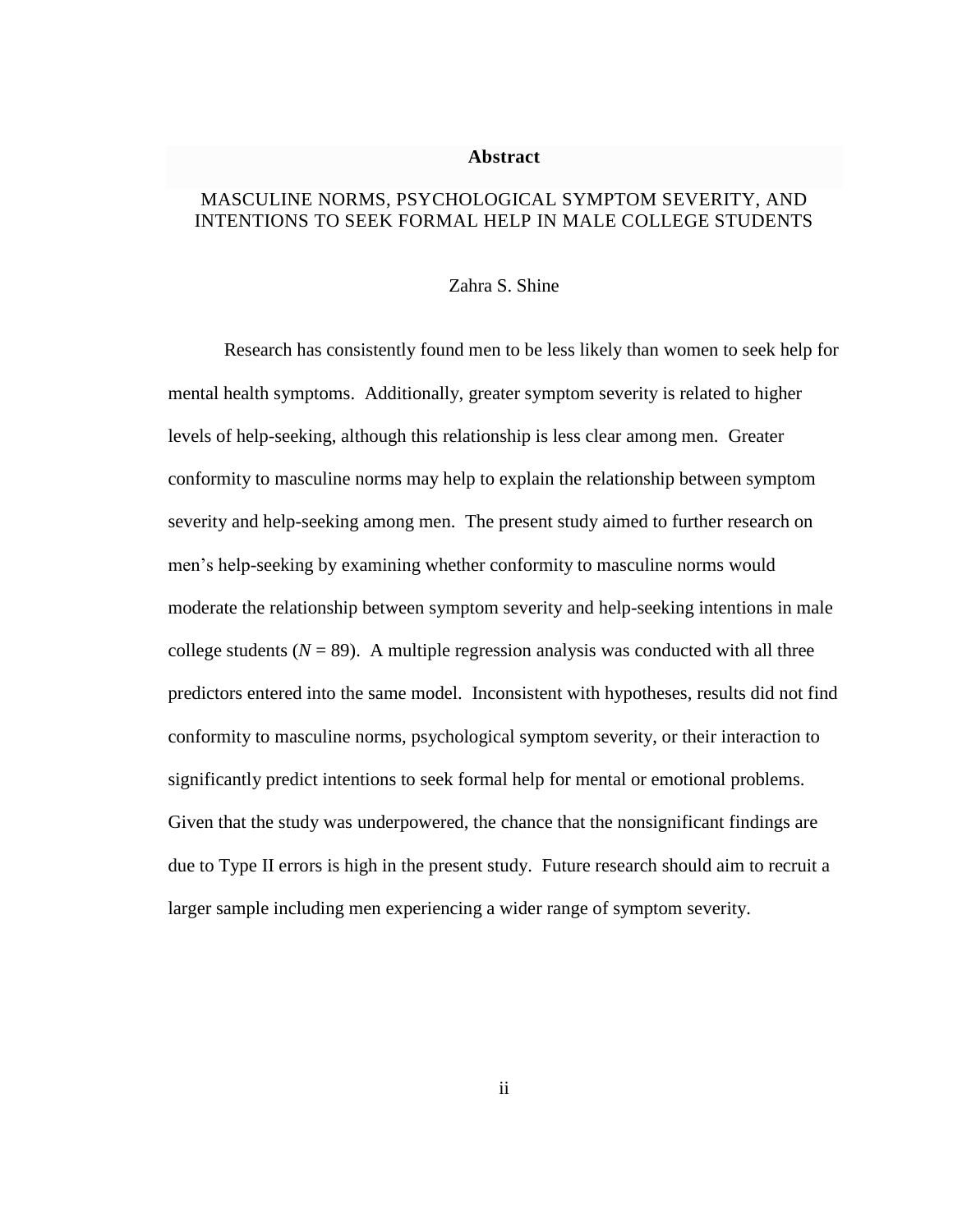# Abstract

MASCULINE NORMS, PSYCHOLOGICAL SYMPTOM SEVERITY, AND INTENTIONS TO SEEK FORMAL HELP IN MALE COLLEGE STUDENTS

Zahra S. Shine

Research has consistently found men to be less likely than women to seek help for mental health symptoms. Additionally, greater symptom severity is related to higher levels of help-seeking, although this relationship is less clear among men. Greater conformity to masculine norms may help to explain the relationship between symptom severity and help-seeking among men. The present study aimed to further research on men's help-seeking by examining whether conformity to masculine norms would moderate the relationship between symptom severity and help-seeking intentions in male college students ($N$ = 89). A multiple regression analysis was conducted with all three predictors entered into the same model. Inconsistent with hypotheses, results did not find conformity to masculine norms, psychological symptom severity, or their interaction to significantly predict intentions to seek formal help for mental or emotional problems. Given that the study was underpowered, the chance that the nonsignificant findings are due to Type II errors is high in the present study. Future research should aim to recruit a larger sample including men experiencing a wider range of symptom severity.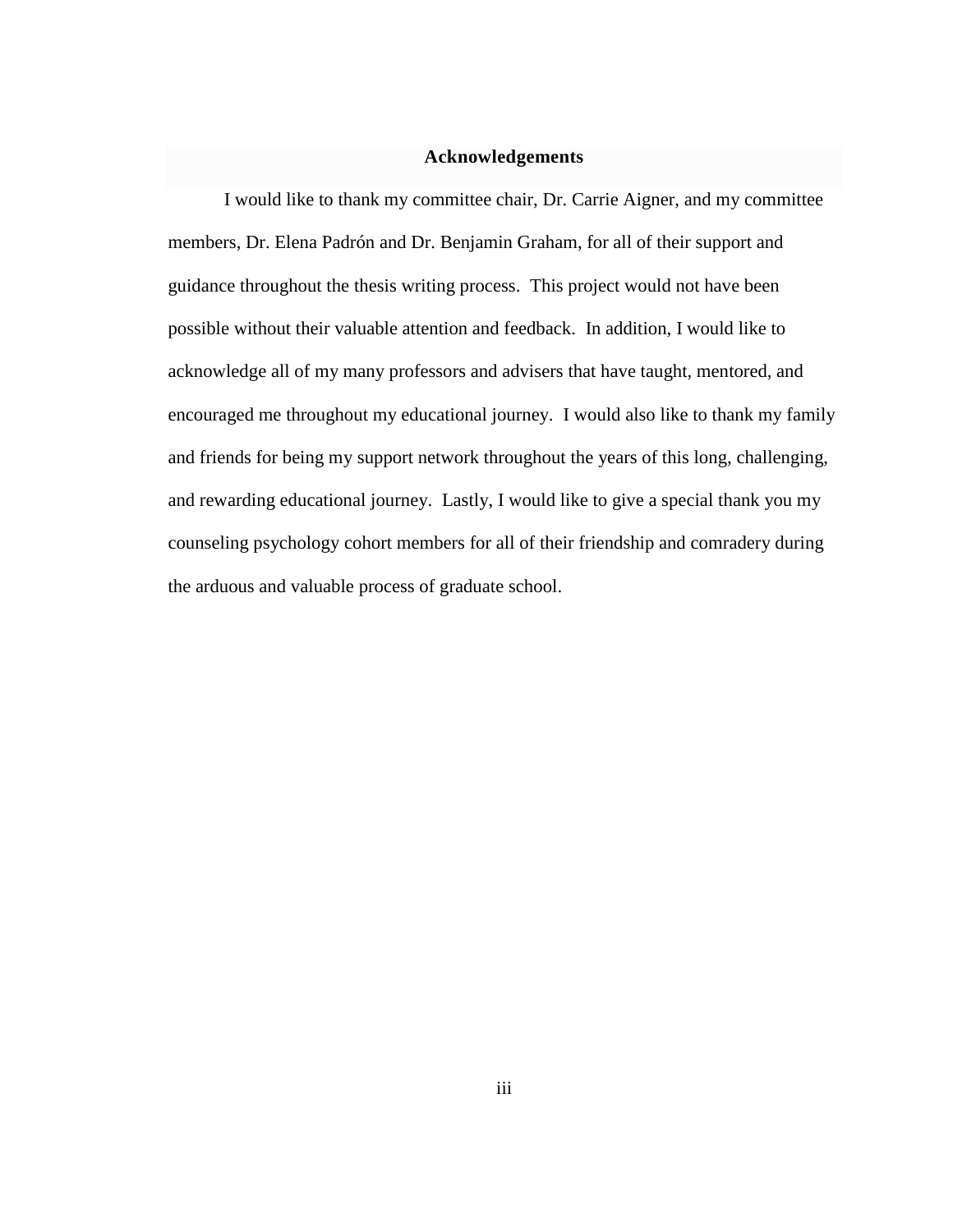# Acknowledgements

I would like to thank my committee chair, Dr. Carrie Aigner, and my committee members, Dr. Elena Padrón and Dr. Benjamin Graham, for all of their support and guidance throughout the thesis writing process. This project would not have been possible without their valuable attention and feedback. In addition, I would like to acknowledge all of my many professors and advisers that have taught, mentored, and encouraged me throughout my educational journey. I would also like to thank my family and friends for being my support network throughout the years of this long, challenging, and rewarding educational journey. Lastly, I would like to give a special thank you my counseling psychology cohort members for all of their friendship and comradery during the arduous and valuable process of graduate school.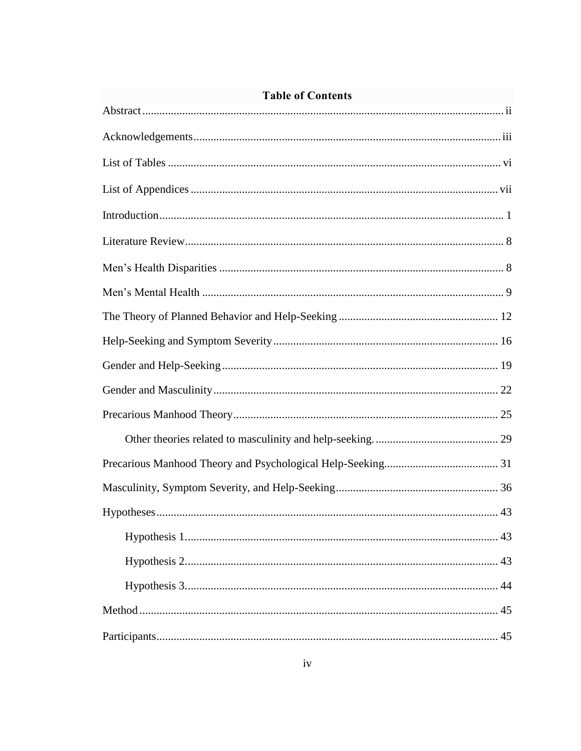# Table of Contents

Abstract ..... ii

Acknowledgements ..... iii

List of Tables ..... vi

List of Appendices ..... vii

Introduction ..... 1

Literature Review ..... 8

Men's Health Disparities ..... 8

Men's Mental Health ..... 9

The Theory of Planned Behavior and Help-Seeking ..... 12

Help-Seeking and Symptom Severity ..... 16

Gender and Help-Seeking ..... 19

Gender and Masculinity ..... 22

Precarious Manhood Theory ..... 25

- Other theories related to masculinity and help-seeking. ..... 29

Precarious Manhood Theory and Psychological Help-Seeking ..... 31

Masculinity, Symptom Severity, and Help-Seeking ..... 36

Hypotheses ..... 43

- Hypothesis 1. ..... 43
- Hypothesis 2. ..... 43
- Hypothesis 3. ..... 44

Method ..... 45

Participants ..... 45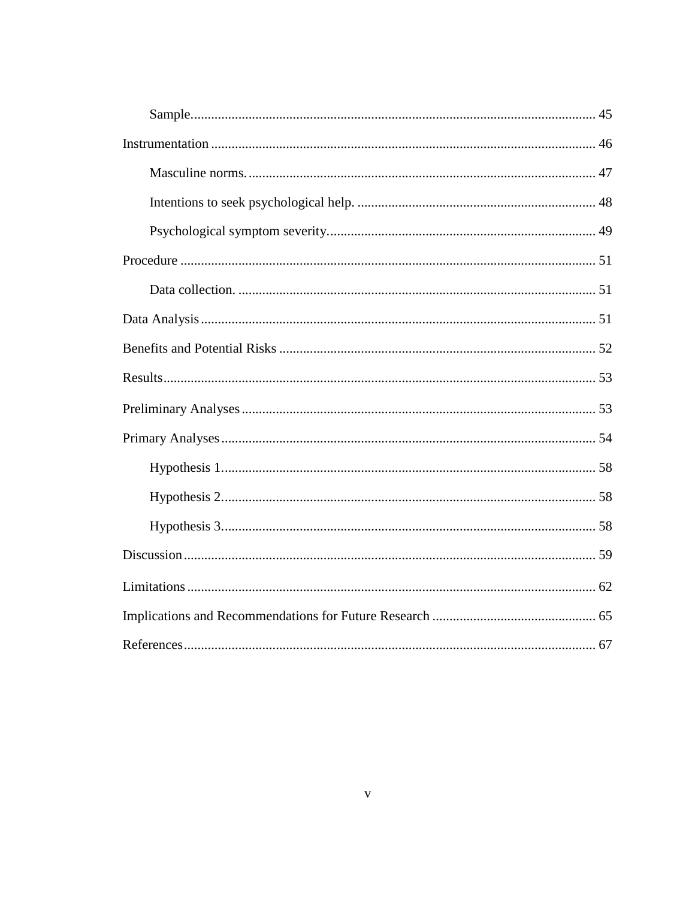Sample ........................................................................................................ 45

Instrumentation ............................................................................................... 46

Masculine norms. ...................................................................................... 47

Intentions to seek psychological help. ...................................................... 48

Psychological symptom severity. .............................................................. 49

Procedure ......................................................................................................... 51

Data collection. .......................................................................................... 51

Data Analysis ................................................................................................... 51

Benefits and Potential Risks ............................................................................ 52

Results .............................................................................................................. 53

Preliminary Analyses ....................................................................................... 53

Primary Analyses ............................................................................................. 54

Hypothesis 1. ............................................................................................. 58

Hypothesis 2. ............................................................................................. 58

Hypothesis 3. ............................................................................................. 58

Discussion ........................................................................................................ 59

Limitations ....................................................................................................... 62

Implications and Recommendations for Future Research ............................... 65

References ........................................................................................................ 67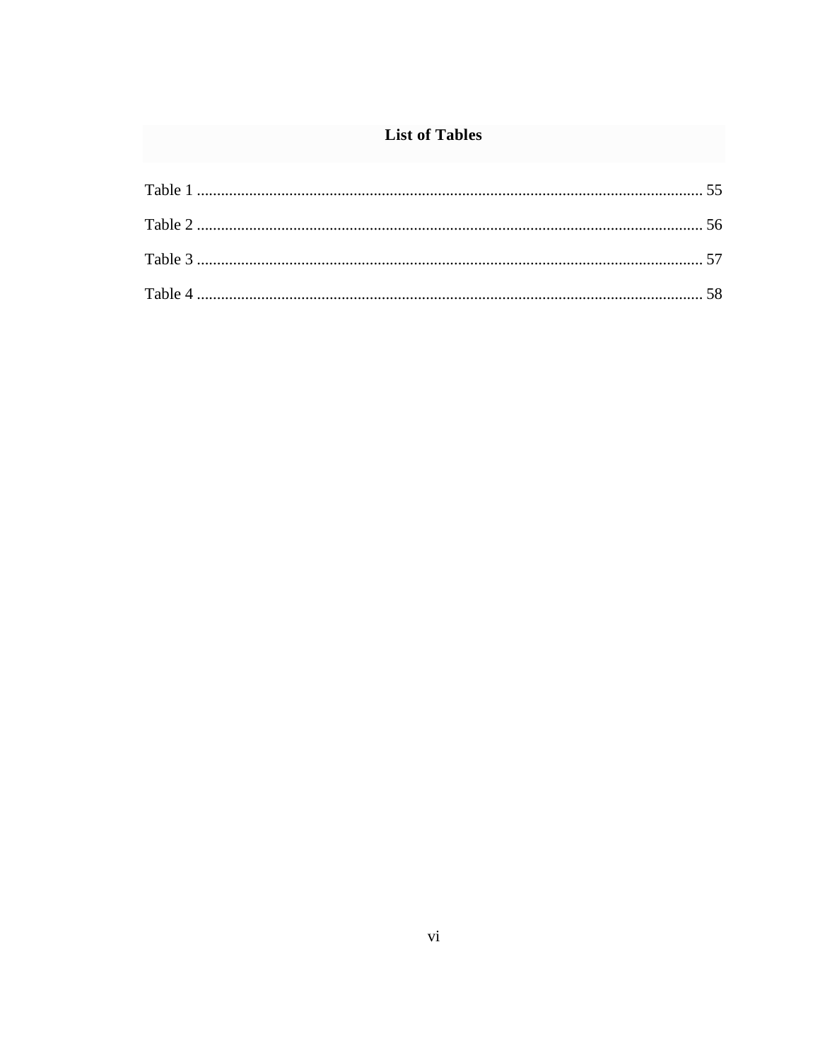# List of Tables

Table 1 ............................................................................................................................. 55

Table 2 ............................................................................................................................. 56

Table 3 ............................................................................................................................. 57

Table 4 ............................................................................................................................. 58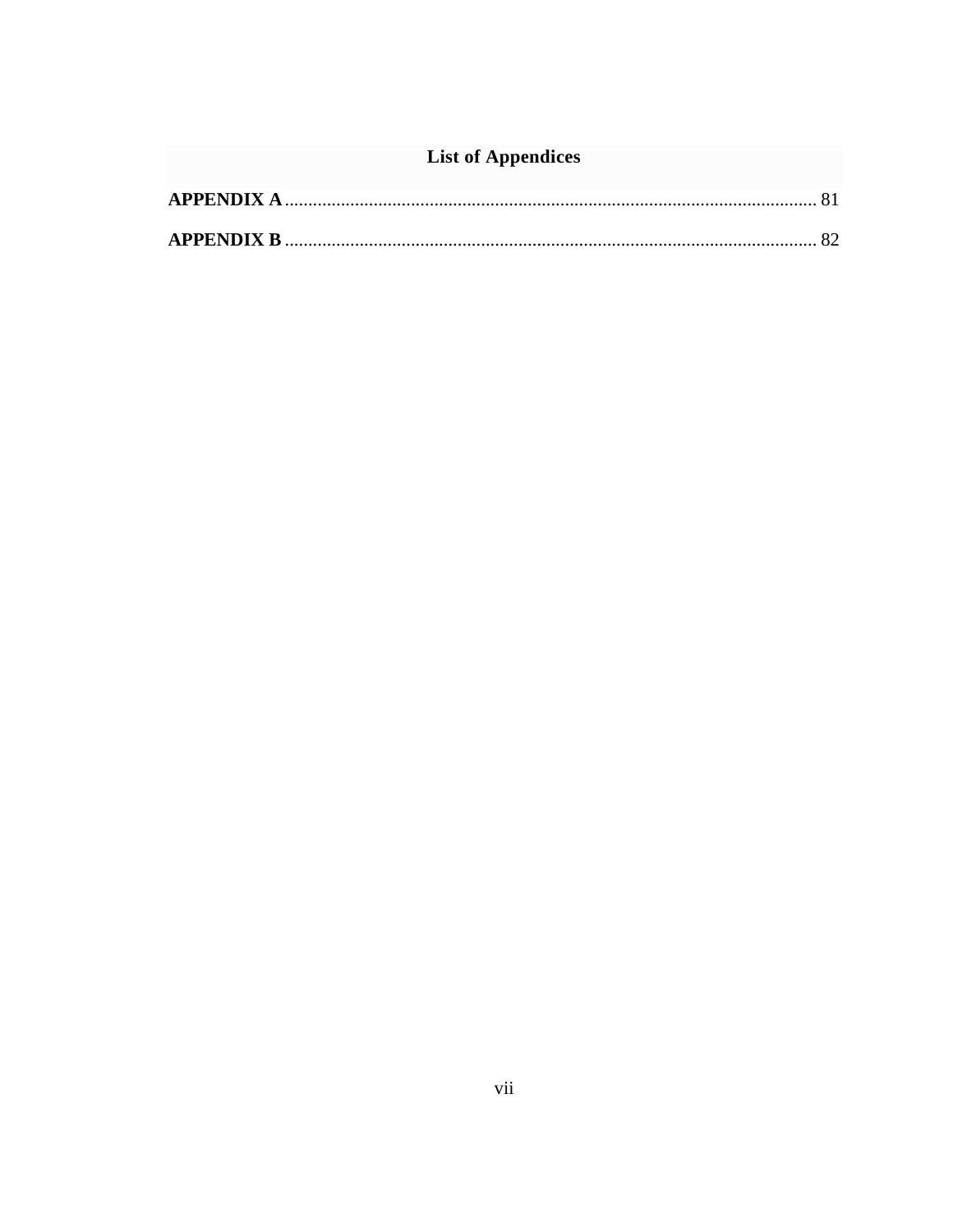# List of Appendices

**APPENDIX A** .................................................................................................................. 81

**APPENDIX B** .................................................................................................................. 82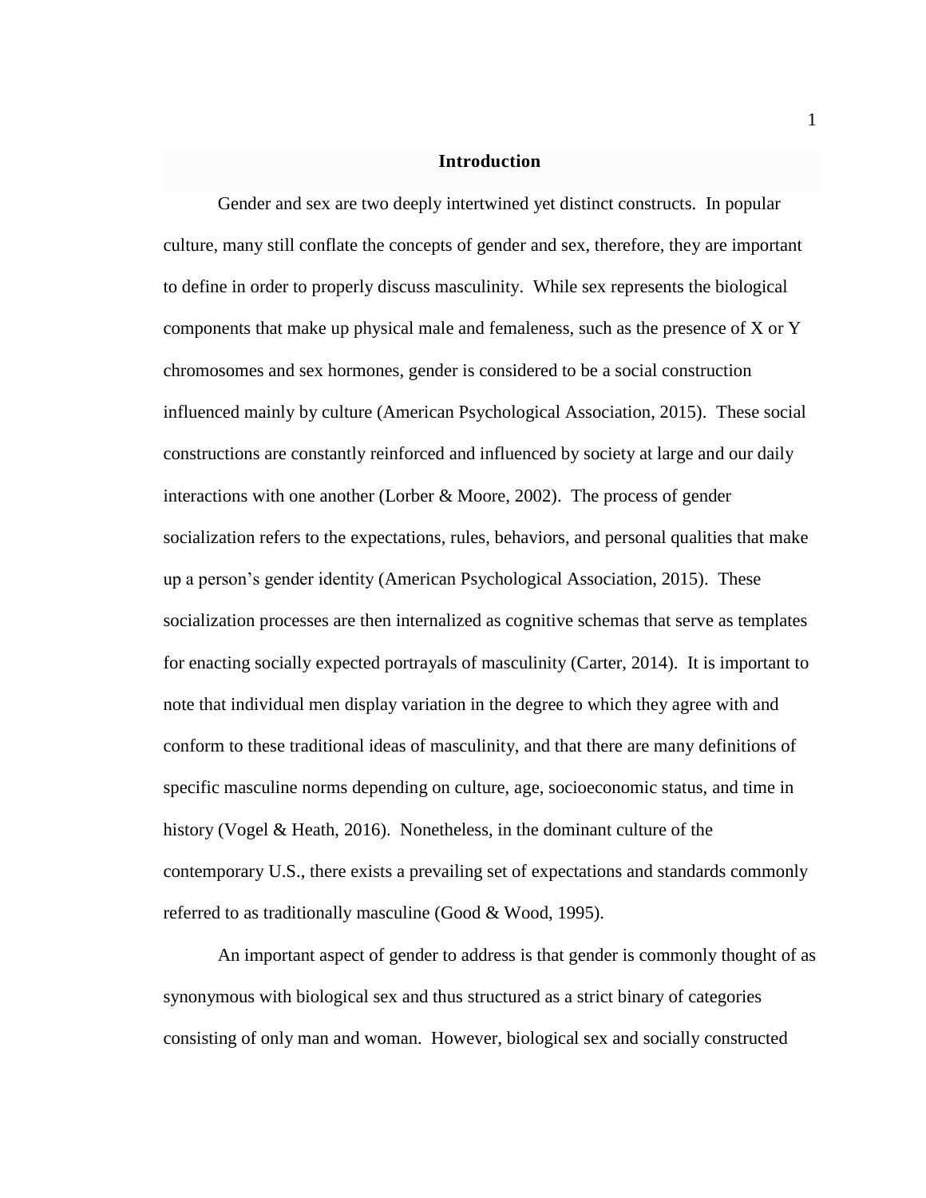# Introduction

Gender and sex are two deeply intertwined yet distinct constructs. In popular culture, many still conflate the concepts of gender and sex, therefore, they are important to define in order to properly discuss masculinity. While sex represents the biological components that make up physical male and femaleness, such as the presence of X or Y chromosomes and sex hormones, gender is considered to be a social construction influenced mainly by culture (American Psychological Association, 2015). These social constructions are constantly reinforced and influenced by society at large and our daily interactions with one another (Lorber & Moore, 2002). The process of gender socialization refers to the expectations, rules, behaviors, and personal qualities that make up a person's gender identity (American Psychological Association, 2015). These socialization processes are then internalized as cognitive schemas that serve as templates for enacting socially expected portrayals of masculinity (Carter, 2014). It is important to note that individual men display variation in the degree to which they agree with and conform to these traditional ideas of masculinity, and that there are many definitions of specific masculine norms depending on culture, age, socioeconomic status, and time in history (Vogel & Heath, 2016). Nonetheless, in the dominant culture of the contemporary U.S., there exists a prevailing set of expectations and standards commonly referred to as traditionally masculine (Good & Wood, 1995).

An important aspect of gender to address is that gender is commonly thought of as synonymous with biological sex and thus structured as a strict binary of categories consisting of only man and woman. However, biological sex and socially constructed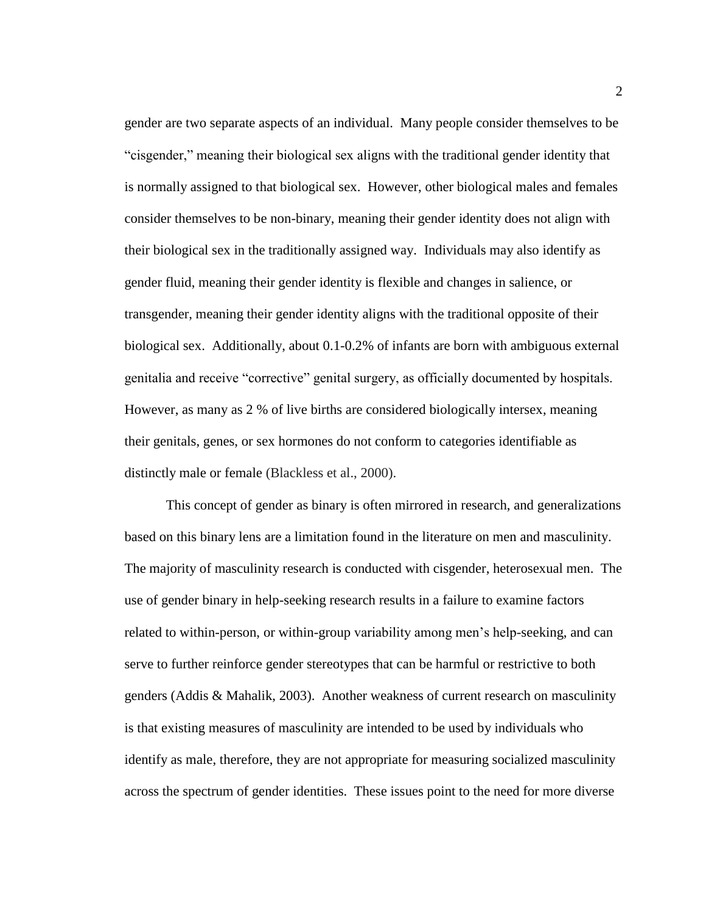gender are two separate aspects of an individual. Many people consider themselves to be "cisgender," meaning their biological sex aligns with the traditional gender identity that is normally assigned to that biological sex. However, other biological males and females consider themselves to be non-binary, meaning their gender identity does not align with their biological sex in the traditionally assigned way. Individuals may also identify as gender fluid, meaning their gender identity is flexible and changes in salience, or transgender, meaning their gender identity aligns with the traditional opposite of their biological sex. Additionally, about 0.1-0.2% of infants are born with ambiguous external genitalia and receive "corrective" genital surgery, as officially documented by hospitals. However, as many as 2 % of live births are considered biologically intersex, meaning their genitals, genes, or sex hormones do not conform to categories identifiable as distinctly male or female (Blackless et al., 2000).

This concept of gender as binary is often mirrored in research, and generalizations based on this binary lens are a limitation found in the literature on men and masculinity. The majority of masculinity research is conducted with cisgender, heterosexual men. The use of gender binary in help-seeking research results in a failure to examine factors related to within-person, or within-group variability among men's help-seeking, and can serve to further reinforce gender stereotypes that can be harmful or restrictive to both genders (Addis & Mahalik, 2003). Another weakness of current research on masculinity is that existing measures of masculinity are intended to be used by individuals who identify as male, therefore, they are not appropriate for measuring socialized masculinity across the spectrum of gender identities. These issues point to the need for more diverse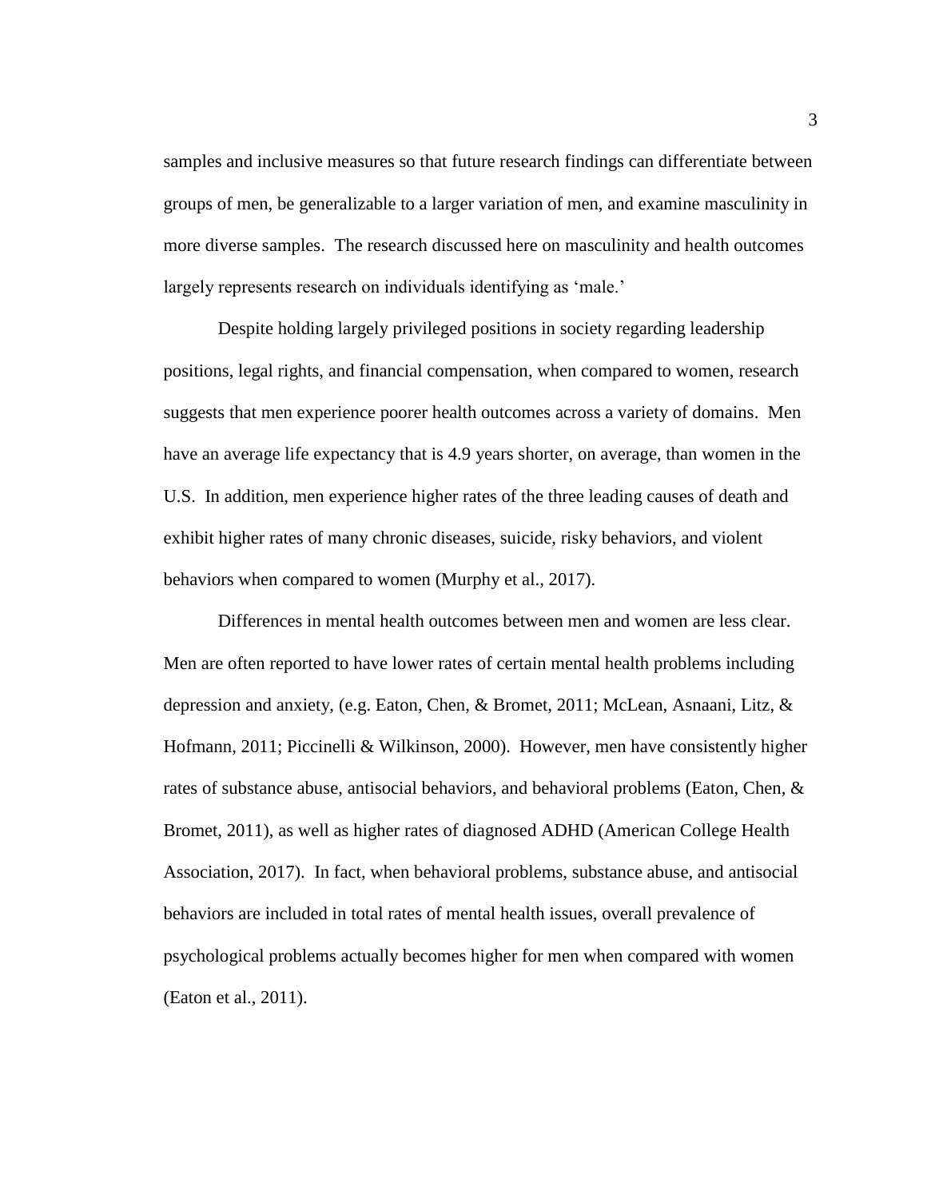samples and inclusive measures so that future research findings can differentiate between groups of men, be generalizable to a larger variation of men, and examine masculinity in more diverse samples. The research discussed here on masculinity and health outcomes largely represents research on individuals identifying as 'male.'

Despite holding largely privileged positions in society regarding leadership positions, legal rights, and financial compensation, when compared to women, research suggests that men experience poorer health outcomes across a variety of domains. Men have an average life expectancy that is 4.9 years shorter, on average, than women in the U.S. In addition, men experience higher rates of the three leading causes of death and exhibit higher rates of many chronic diseases, suicide, risky behaviors, and violent behaviors when compared to women (Murphy et al., 2017).

Differences in mental health outcomes between men and women are less clear. Men are often reported to have lower rates of certain mental health problems including depression and anxiety, (e.g. Eaton, Chen, & Bromet, 2011; McLean, Asnaani, Litz, & Hofmann, 2011; Piccinelli & Wilkinson, 2000). However, men have consistently higher rates of substance abuse, antisocial behaviors, and behavioral problems (Eaton, Chen, & Bromet, 2011), as well as higher rates of diagnosed ADHD (American College Health Association, 2017). In fact, when behavioral problems, substance abuse, and antisocial behaviors are included in total rates of mental health issues, overall prevalence of psychological problems actually becomes higher for men when compared with women (Eaton et al., 2011).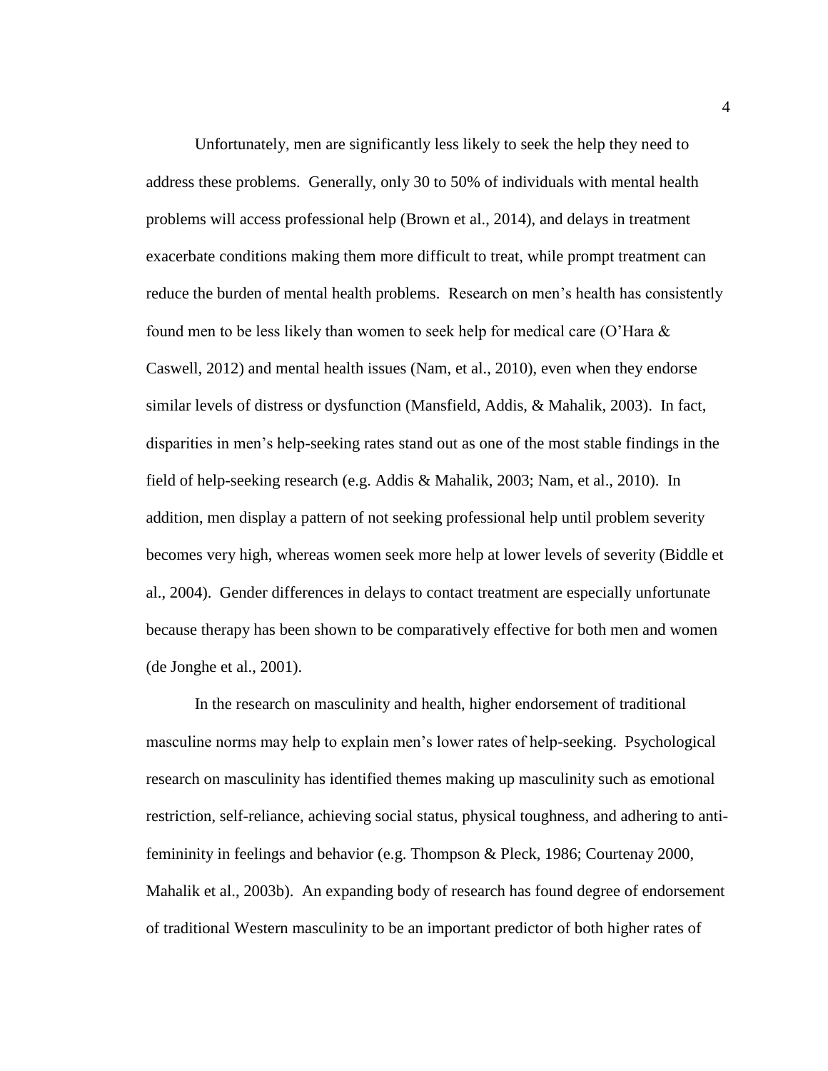Unfortunately, men are significantly less likely to seek the help they need to address these problems. Generally, only 30 to 50% of individuals with mental health problems will access professional help (Brown et al., 2014), and delays in treatment exacerbate conditions making them more difficult to treat, while prompt treatment can reduce the burden of mental health problems. Research on men's health has consistently found men to be less likely than women to seek help for medical care (O'Hara & Caswell, 2012) and mental health issues (Nam, et al., 2010), even when they endorse similar levels of distress or dysfunction (Mansfield, Addis, & Mahalik, 2003). In fact, disparities in men's help-seeking rates stand out as one of the most stable findings in the field of help-seeking research (e.g. Addis & Mahalik, 2003; Nam, et al., 2010). In addition, men display a pattern of not seeking professional help until problem severity becomes very high, whereas women seek more help at lower levels of severity (Biddle et al., 2004). Gender differences in delays to contact treatment are especially unfortunate because therapy has been shown to be comparatively effective for both men and women (de Jonghe et al., 2001).

In the research on masculinity and health, higher endorsement of traditional masculine norms may help to explain men's lower rates of help-seeking. Psychological research on masculinity has identified themes making up masculinity such as emotional restriction, self-reliance, achieving social status, physical toughness, and adhering to anti-femininity in feelings and behavior (e.g. Thompson & Pleck, 1986; Courtenay 2000, Mahalik et al., 2003b). An expanding body of research has found degree of endorsement of traditional Western masculinity to be an important predictor of both higher rates of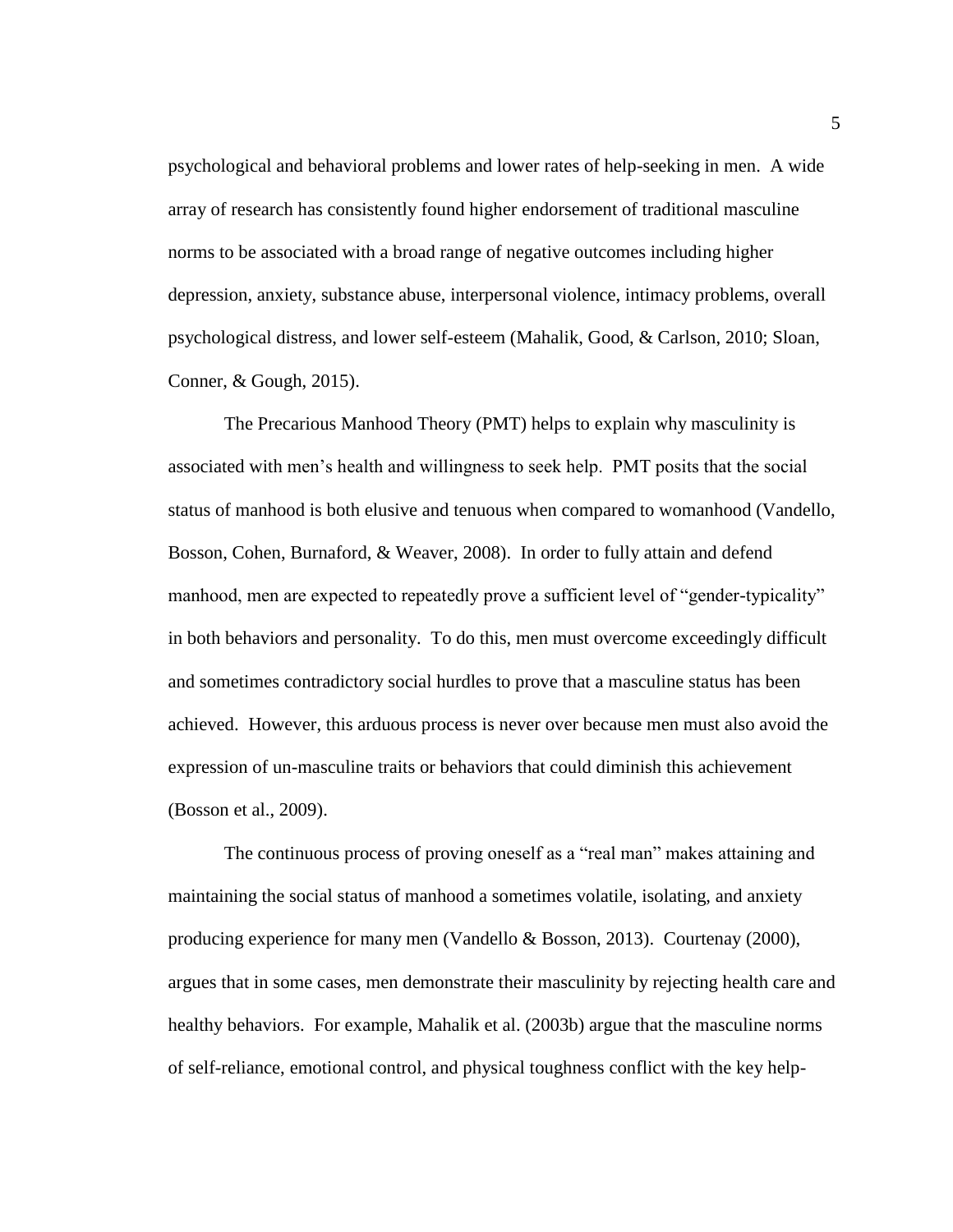psychological and behavioral problems and lower rates of help-seeking in men. A wide array of research has consistently found higher endorsement of traditional masculine norms to be associated with a broad range of negative outcomes including higher depression, anxiety, substance abuse, interpersonal violence, intimacy problems, overall psychological distress, and lower self-esteem (Mahalik, Good, & Carlson, 2010; Sloan, Conner, & Gough, 2015).

The Precarious Manhood Theory (PMT) helps to explain why masculinity is associated with men's health and willingness to seek help. PMT posits that the social status of manhood is both elusive and tenuous when compared to womanhood (Vandello, Bosson, Cohen, Burnaford, & Weaver, 2008). In order to fully attain and defend manhood, men are expected to repeatedly prove a sufficient level of "gender-typicality" in both behaviors and personality. To do this, men must overcome exceedingly difficult and sometimes contradictory social hurdles to prove that a masculine status has been achieved. However, this arduous process is never over because men must also avoid the expression of un-masculine traits or behaviors that could diminish this achievement (Bosson et al., 2009).

The continuous process of proving oneself as a "real man" makes attaining and maintaining the social status of manhood a sometimes volatile, isolating, and anxiety producing experience for many men (Vandello & Bosson, 2013). Courtenay (2000), argues that in some cases, men demonstrate their masculinity by rejecting health care and healthy behaviors. For example, Mahalik et al. (2003b) argue that the masculine norms of self-reliance, emotional control, and physical toughness conflict with the key help-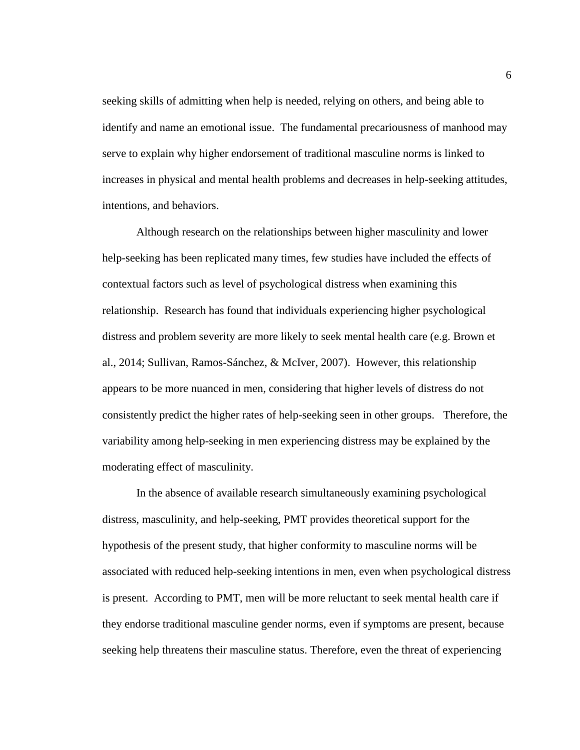seeking skills of admitting when help is needed, relying on others, and being able to identify and name an emotional issue. The fundamental precariousness of manhood may serve to explain why higher endorsement of traditional masculine norms is linked to increases in physical and mental health problems and decreases in help-seeking attitudes, intentions, and behaviors.

Although research on the relationships between higher masculinity and lower help-seeking has been replicated many times, few studies have included the effects of contextual factors such as level of psychological distress when examining this relationship. Research has found that individuals experiencing higher psychological distress and problem severity are more likely to seek mental health care (e.g. Brown et al., 2014; Sullivan, Ramos-Sánchez, & McIver, 2007). However, this relationship appears to be more nuanced in men, considering that higher levels of distress do not consistently predict the higher rates of help-seeking seen in other groups. Therefore, the variability among help-seeking in men experiencing distress may be explained by the moderating effect of masculinity.

In the absence of available research simultaneously examining psychological distress, masculinity, and help-seeking, PMT provides theoretical support for the hypothesis of the present study, that higher conformity to masculine norms will be associated with reduced help-seeking intentions in men, even when psychological distress is present. According to PMT, men will be more reluctant to seek mental health care if they endorse traditional masculine gender norms, even if symptoms are present, because seeking help threatens their masculine status. Therefore, even the threat of experiencing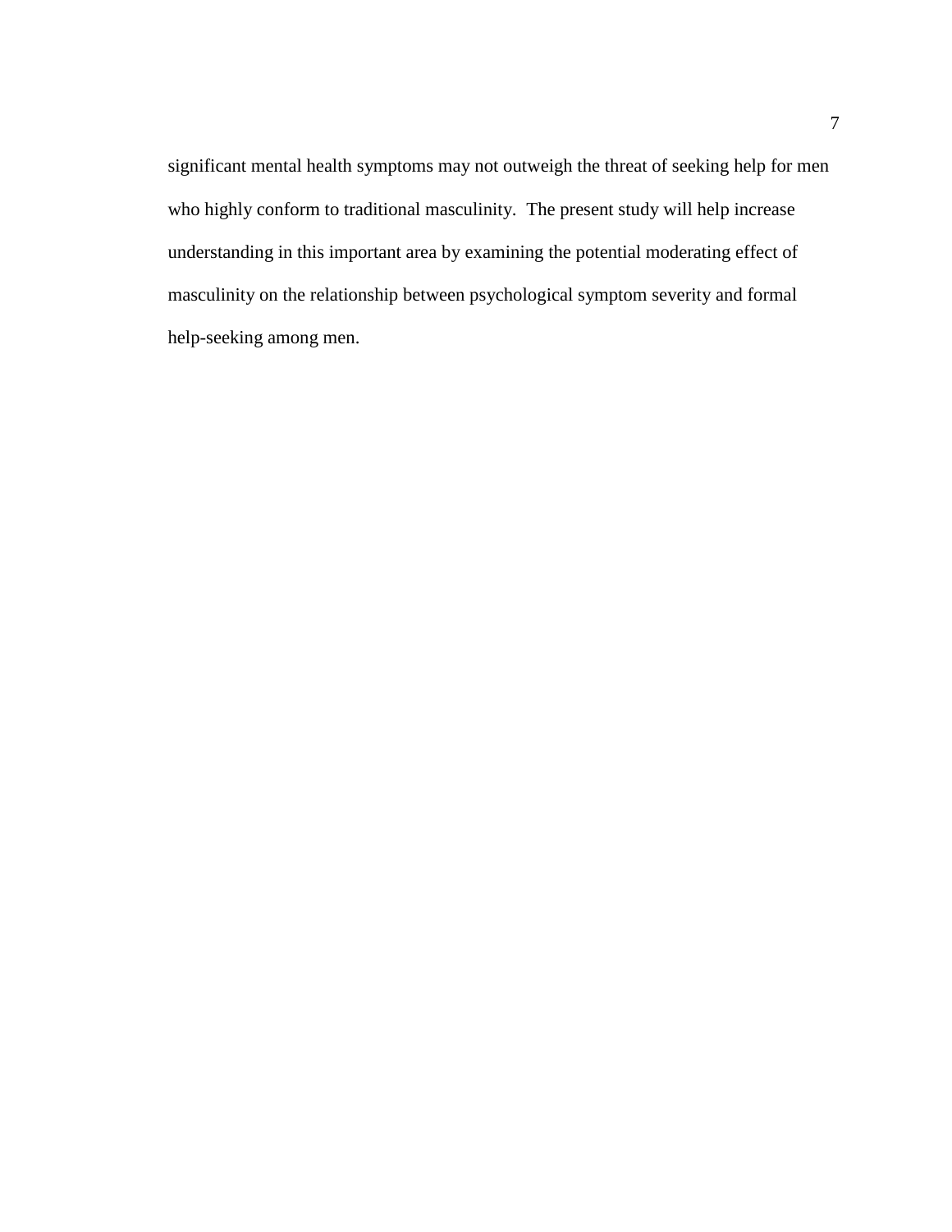significant mental health symptoms may not outweigh the threat of seeking help for men who highly conform to traditional masculinity. The present study will help increase understanding in this important area by examining the potential moderating effect of masculinity on the relationship between psychological symptom severity and formal help-seeking among men.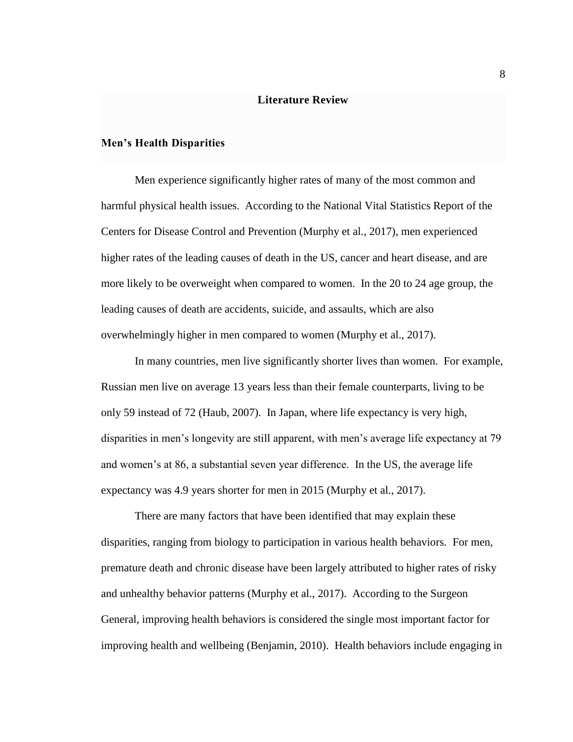# Literature Review

## Men's Health Disparities

Men experience significantly higher rates of many of the most common and harmful physical health issues. According to the National Vital Statistics Report of the Centers for Disease Control and Prevention (Murphy et al., 2017), men experienced higher rates of the leading causes of death in the US, cancer and heart disease, and are more likely to be overweight when compared to women. In the 20 to 24 age group, the leading causes of death are accidents, suicide, and assaults, which are also overwhelmingly higher in men compared to women (Murphy et al., 2017).

In many countries, men live significantly shorter lives than women. For example, Russian men live on average 13 years less than their female counterparts, living to be only 59 instead of 72 (Haub, 2007). In Japan, where life expectancy is very high, disparities in men's longevity are still apparent, with men's average life expectancy at 79 and women's at 86, a substantial seven year difference. In the US, the average life expectancy was 4.9 years shorter for men in 2015 (Murphy et al., 2017).

There are many factors that have been identified that may explain these disparities, ranging from biology to participation in various health behaviors. For men, premature death and chronic disease have been largely attributed to higher rates of risky and unhealthy behavior patterns (Murphy et al., 2017). According to the Surgeon General, improving health behaviors is considered the single most important factor for improving health and wellbeing (Benjamin, 2010). Health behaviors include engaging in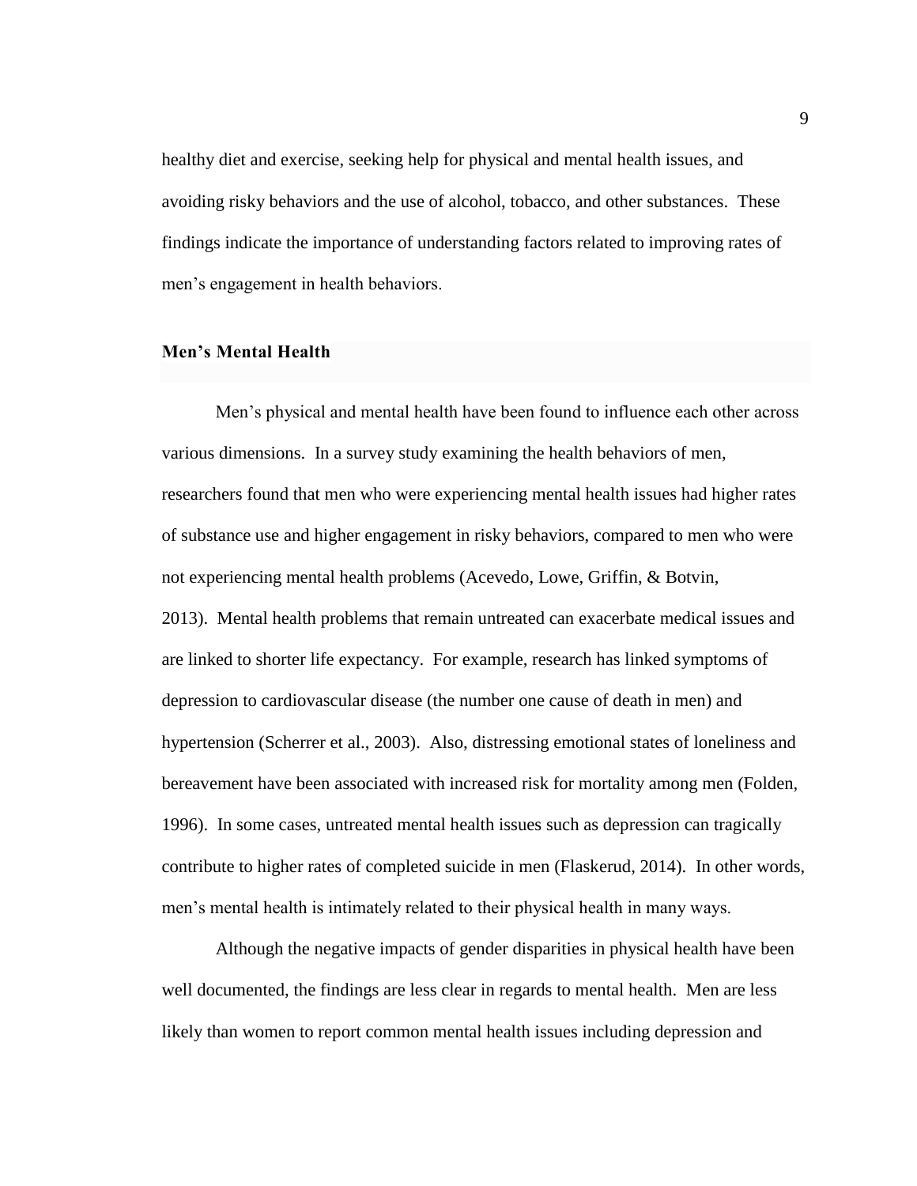healthy diet and exercise, seeking help for physical and mental health issues, and avoiding risky behaviors and the use of alcohol, tobacco, and other substances. These findings indicate the importance of understanding factors related to improving rates of men's engagement in health behaviors.

## Men's Mental Health

Men's physical and mental health have been found to influence each other across various dimensions. In a survey study examining the health behaviors of men, researchers found that men who were experiencing mental health issues had higher rates of substance use and higher engagement in risky behaviors, compared to men who were not experiencing mental health problems (Acevedo, Lowe, Griffin, & Botvin, 2013). Mental health problems that remain untreated can exacerbate medical issues and are linked to shorter life expectancy. For example, research has linked symptoms of depression to cardiovascular disease (the number one cause of death in men) and hypertension (Scherrer et al., 2003). Also, distressing emotional states of loneliness and bereavement have been associated with increased risk for mortality among men (Folden, 1996). In some cases, untreated mental health issues such as depression can tragically contribute to higher rates of completed suicide in men (Flaskerud, 2014). In other words, men's mental health is intimately related to their physical health in many ways.

Although the negative impacts of gender disparities in physical health have been well documented, the findings are less clear in regards to mental health. Men are less likely than women to report common mental health issues including depression and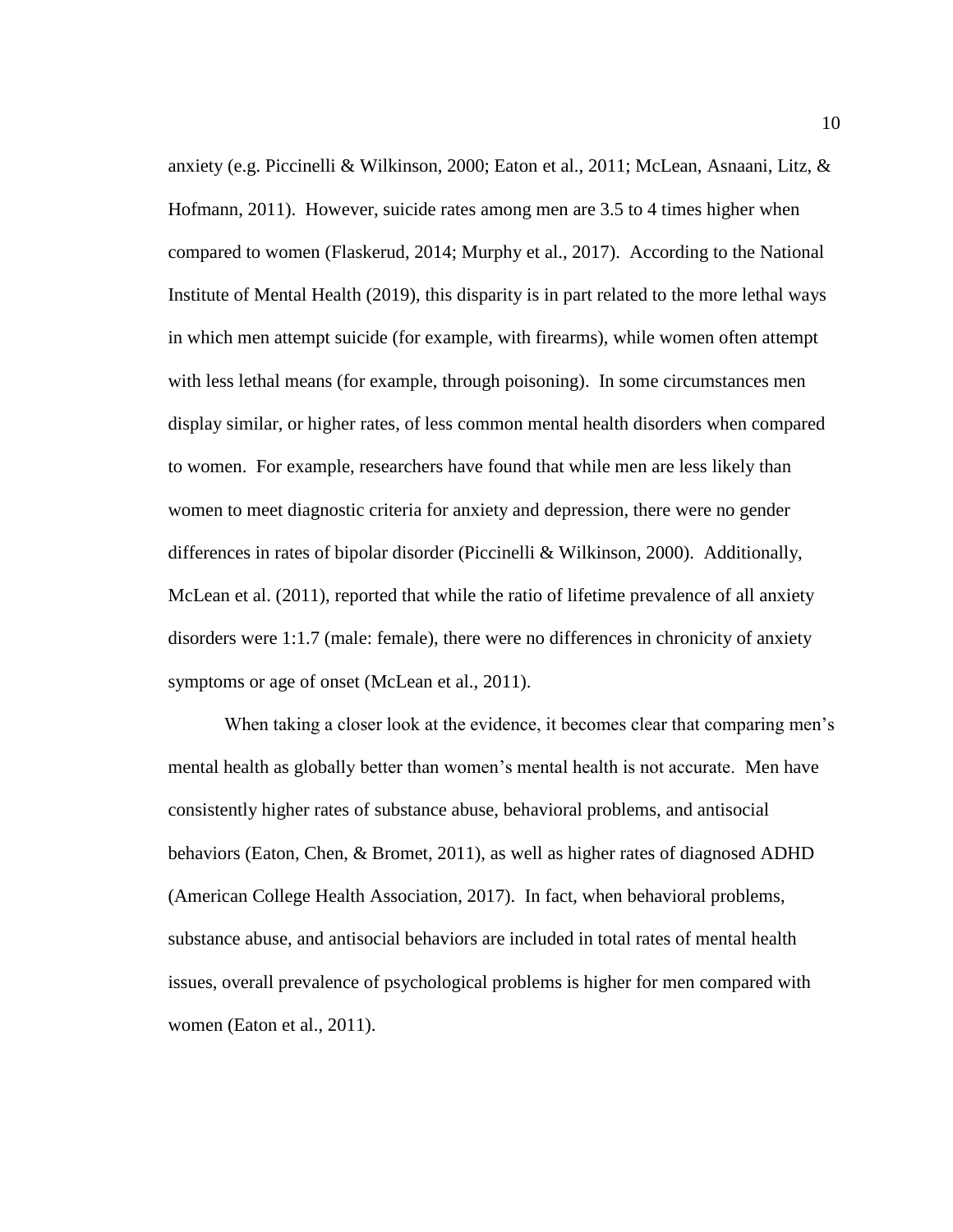anxiety (e.g. Piccinelli & Wilkinson, 2000; Eaton et al., 2011; McLean, Asnaani, Litz, & Hofmann, 2011). However, suicide rates among men are 3.5 to 4 times higher when compared to women (Flaskerud, 2014; Murphy et al., 2017). According to the National Institute of Mental Health (2019), this disparity is in part related to the more lethal ways in which men attempt suicide (for example, with firearms), while women often attempt with less lethal means (for example, through poisoning). In some circumstances men display similar, or higher rates, of less common mental health disorders when compared to women. For example, researchers have found that while men are less likely than women to meet diagnostic criteria for anxiety and depression, there were no gender differences in rates of bipolar disorder (Piccinelli & Wilkinson, 2000). Additionally, McLean et al. (2011), reported that while the ratio of lifetime prevalence of all anxiety disorders were 1:1.7 (male: female), there were no differences in chronicity of anxiety symptoms or age of onset (McLean et al., 2011).

When taking a closer look at the evidence, it becomes clear that comparing men's mental health as globally better than women's mental health is not accurate. Men have consistently higher rates of substance abuse, behavioral problems, and antisocial behaviors (Eaton, Chen, & Bromet, 2011), as well as higher rates of diagnosed ADHD (American College Health Association, 2017). In fact, when behavioral problems, substance abuse, and antisocial behaviors are included in total rates of mental health issues, overall prevalence of psychological problems is higher for men compared with women (Eaton et al., 2011).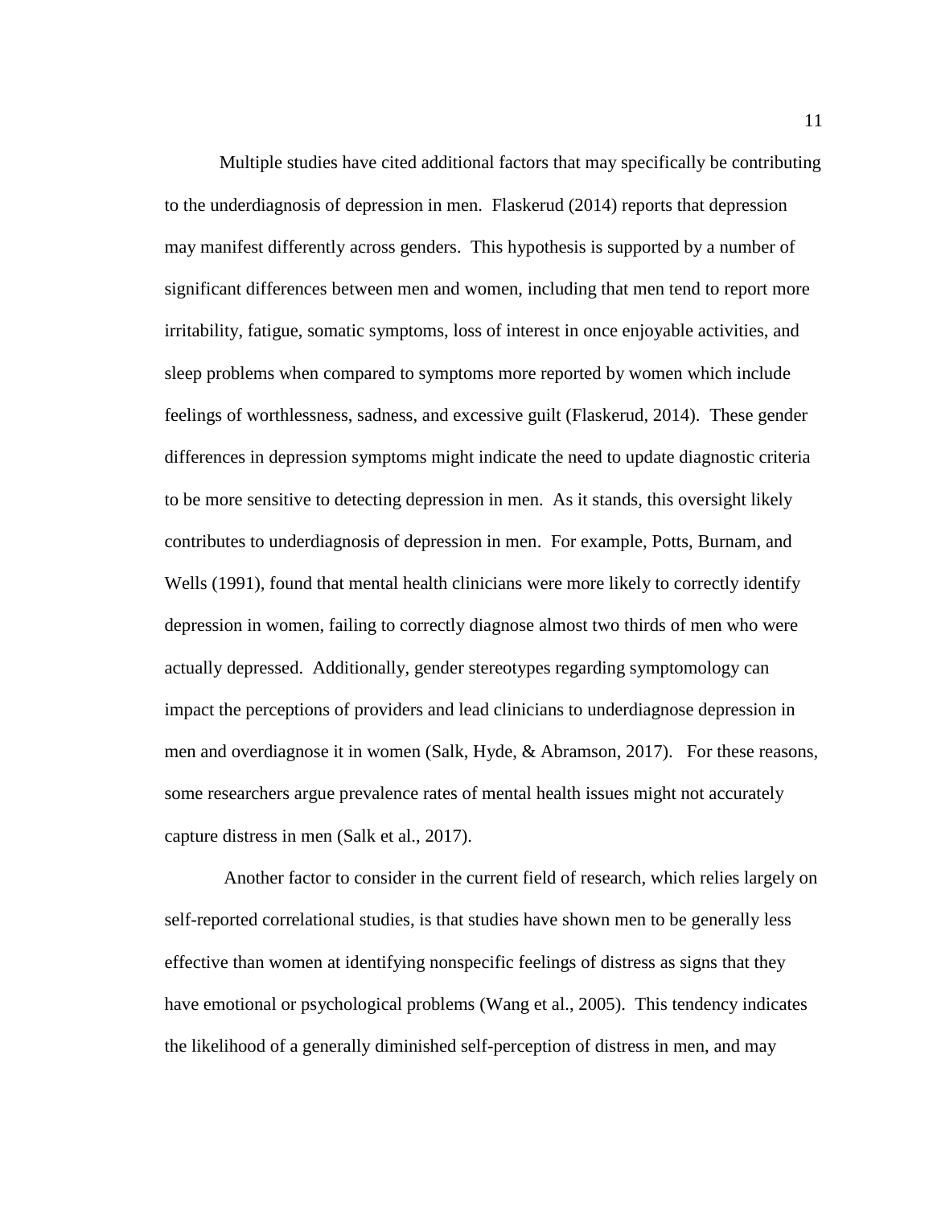Multiple studies have cited additional factors that may specifically be contributing to the underdiagnosis of depression in men. Flaskerud (2014) reports that depression may manifest differently across genders. This hypothesis is supported by a number of significant differences between men and women, including that men tend to report more irritability, fatigue, somatic symptoms, loss of interest in once enjoyable activities, and sleep problems when compared to symptoms more reported by women which include feelings of worthlessness, sadness, and excessive guilt (Flaskerud, 2014). These gender differences in depression symptoms might indicate the need to update diagnostic criteria to be more sensitive to detecting depression in men. As it stands, this oversight likely contributes to underdiagnosis of depression in men. For example, Potts, Burnam, and Wells (1991), found that mental health clinicians were more likely to correctly identify depression in women, failing to correctly diagnose almost two thirds of men who were actually depressed. Additionally, gender stereotypes regarding symptomology can impact the perceptions of providers and lead clinicians to underdiagnose depression in men and overdiagnose it in women (Salk, Hyde, & Abramson, 2017). For these reasons, some researchers argue prevalence rates of mental health issues might not accurately capture distress in men (Salk et al., 2017).

Another factor to consider in the current field of research, which relies largely on self-reported correlational studies, is that studies have shown men to be generally less effective than women at identifying nonspecific feelings of distress as signs that they have emotional or psychological problems (Wang et al., 2005). This tendency indicates the likelihood of a generally diminished self-perception of distress in men, and may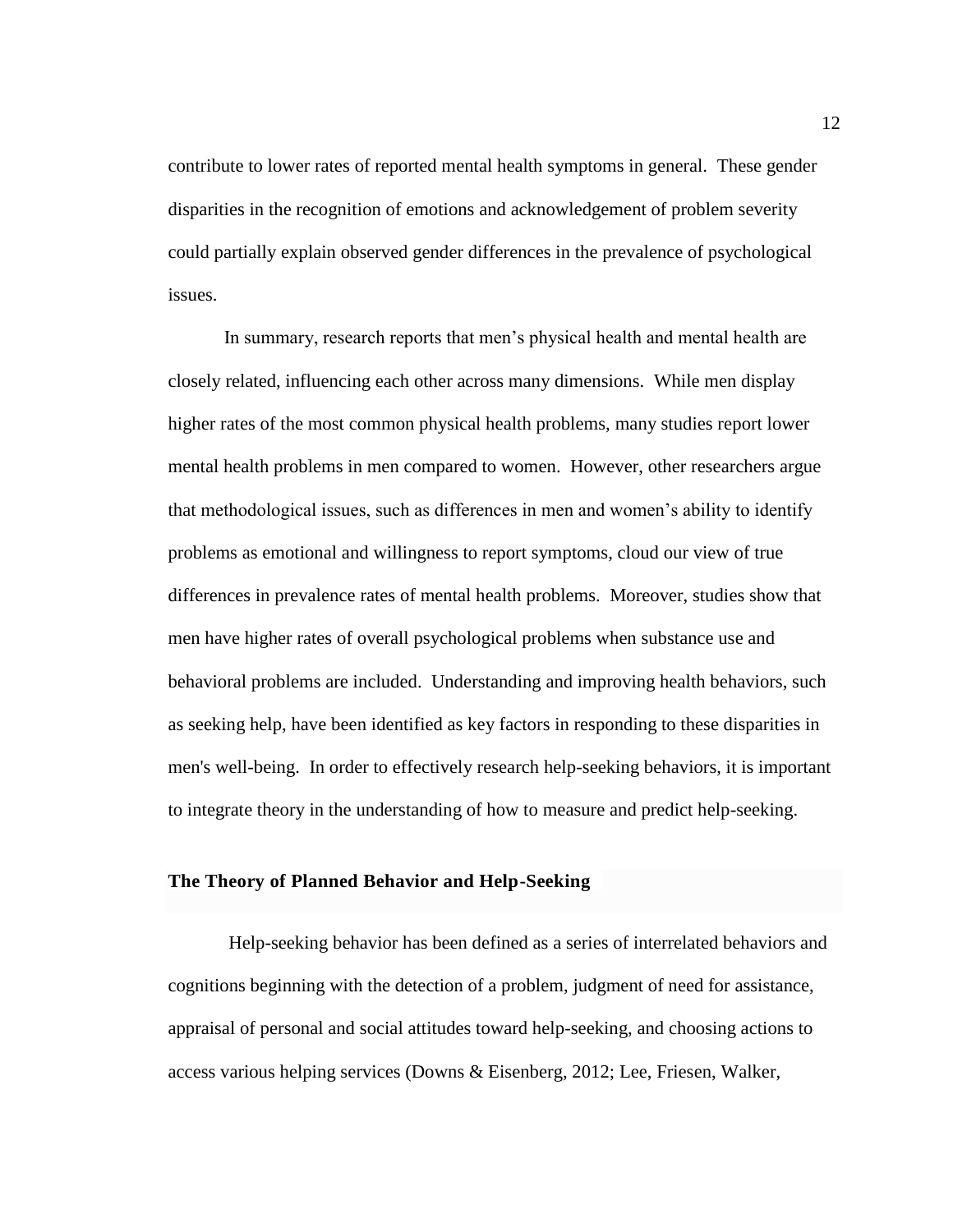contribute to lower rates of reported mental health symptoms in general. These gender disparities in the recognition of emotions and acknowledgement of problem severity could partially explain observed gender differences in the prevalence of psychological issues.

In summary, research reports that men's physical health and mental health are closely related, influencing each other across many dimensions. While men display higher rates of the most common physical health problems, many studies report lower mental health problems in men compared to women. However, other researchers argue that methodological issues, such as differences in men and women's ability to identify problems as emotional and willingness to report symptoms, cloud our view of true differences in prevalence rates of mental health problems. Moreover, studies show that men have higher rates of overall psychological problems when substance use and behavioral problems are included. Understanding and improving health behaviors, such as seeking help, have been identified as key factors in responding to these disparities in men's well-being. In order to effectively research help-seeking behaviors, it is important to integrate theory in the understanding of how to measure and predict help-seeking.

## The Theory of Planned Behavior and Help-Seeking

Help-seeking behavior has been defined as a series of interrelated behaviors and cognitions beginning with the detection of a problem, judgment of need for assistance, appraisal of personal and social attitudes toward help-seeking, and choosing actions to access various helping services (Downs & Eisenberg, 2012; Lee, Friesen, Walker,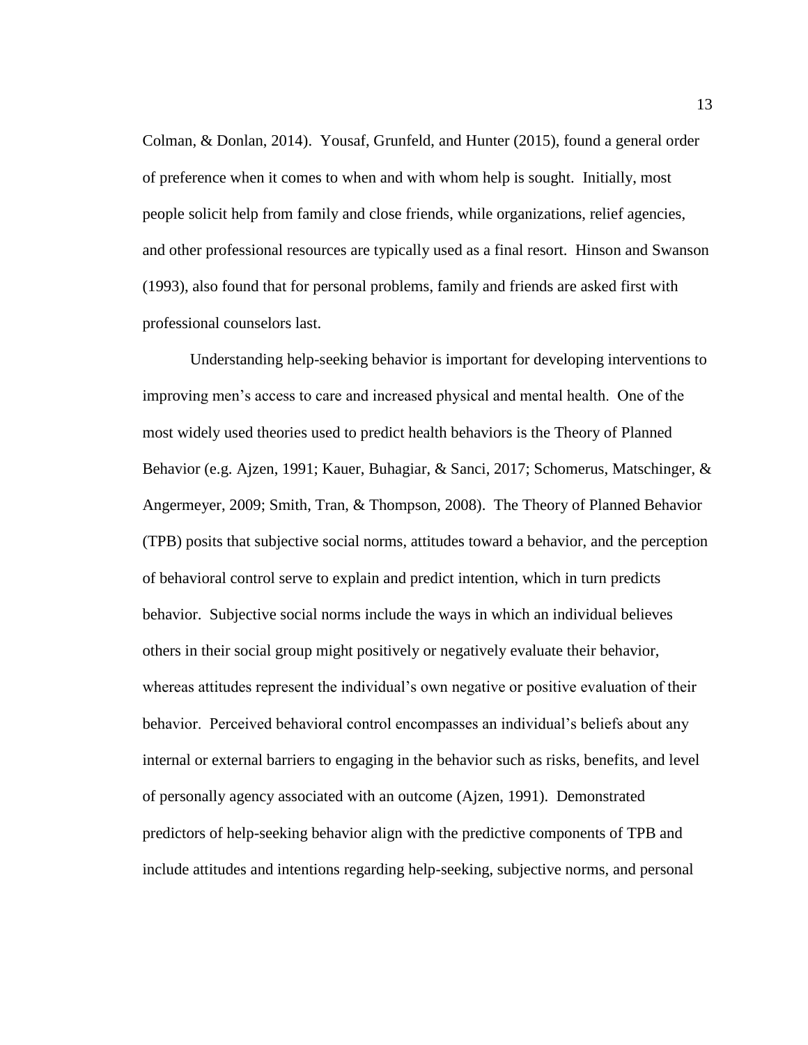Colman, & Donlan, 2014). Yousaf, Grunfeld, and Hunter (2015), found a general order of preference when it comes to when and with whom help is sought. Initially, most people solicit help from family and close friends, while organizations, relief agencies, and other professional resources are typically used as a final resort. Hinson and Swanson (1993), also found that for personal problems, family and friends are asked first with professional counselors last.

Understanding help-seeking behavior is important for developing interventions to improving men's access to care and increased physical and mental health. One of the most widely used theories used to predict health behaviors is the Theory of Planned Behavior (e.g. Ajzen, 1991; Kauer, Buhagiar, & Sanci, 2017; Schomerus, Matschinger, & Angermeyer, 2009; Smith, Tran, & Thompson, 2008). The Theory of Planned Behavior (TPB) posits that subjective social norms, attitudes toward a behavior, and the perception of behavioral control serve to explain and predict intention, which in turn predicts behavior. Subjective social norms include the ways in which an individual believes others in their social group might positively or negatively evaluate their behavior, whereas attitudes represent the individual's own negative or positive evaluation of their behavior. Perceived behavioral control encompasses an individual's beliefs about any internal or external barriers to engaging in the behavior such as risks, benefits, and level of personally agency associated with an outcome (Ajzen, 1991). Demonstrated predictors of help-seeking behavior align with the predictive components of TPB and include attitudes and intentions regarding help-seeking, subjective norms, and personal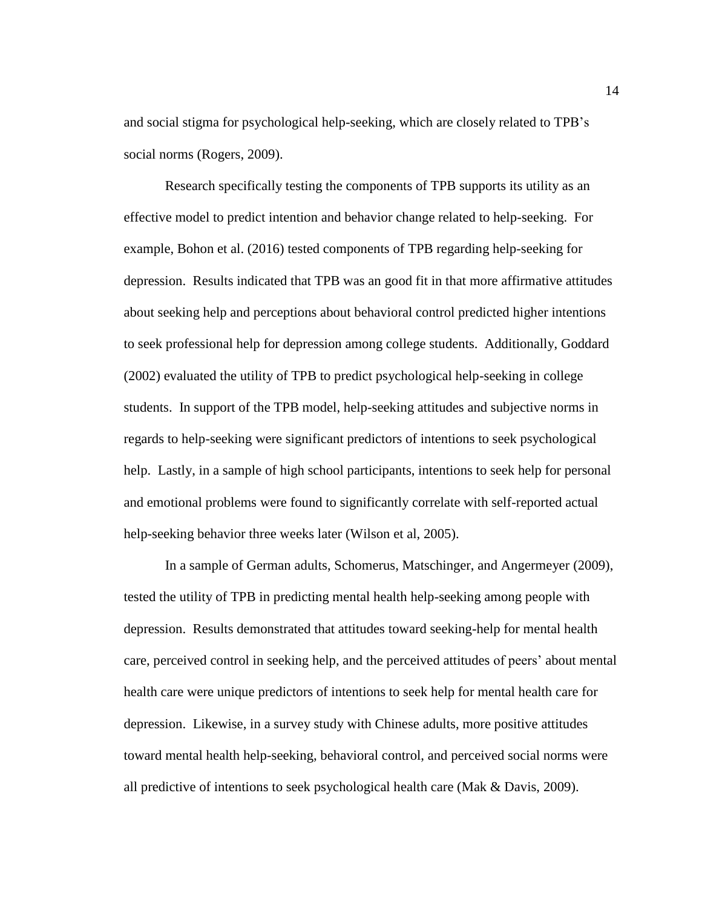and social stigma for psychological help-seeking, which are closely related to TPB's social norms (Rogers, 2009).

Research specifically testing the components of TPB supports its utility as an effective model to predict intention and behavior change related to help-seeking. For example, Bohon et al. (2016) tested components of TPB regarding help-seeking for depression. Results indicated that TPB was an good fit in that more affirmative attitudes about seeking help and perceptions about behavioral control predicted higher intentions to seek professional help for depression among college students. Additionally, Goddard (2002) evaluated the utility of TPB to predict psychological help-seeking in college students. In support of the TPB model, help-seeking attitudes and subjective norms in regards to help-seeking were significant predictors of intentions to seek psychological help. Lastly, in a sample of high school participants, intentions to seek help for personal and emotional problems were found to significantly correlate with self-reported actual help-seeking behavior three weeks later (Wilson et al, 2005).

In a sample of German adults, Schomerus, Matschinger, and Angermeyer (2009), tested the utility of TPB in predicting mental health help-seeking among people with depression. Results demonstrated that attitudes toward seeking-help for mental health care, perceived control in seeking help, and the perceived attitudes of peers' about mental health care were unique predictors of intentions to seek help for mental health care for depression. Likewise, in a survey study with Chinese adults, more positive attitudes toward mental health help-seeking, behavioral control, and perceived social norms were all predictive of intentions to seek psychological health care (Mak & Davis, 2009).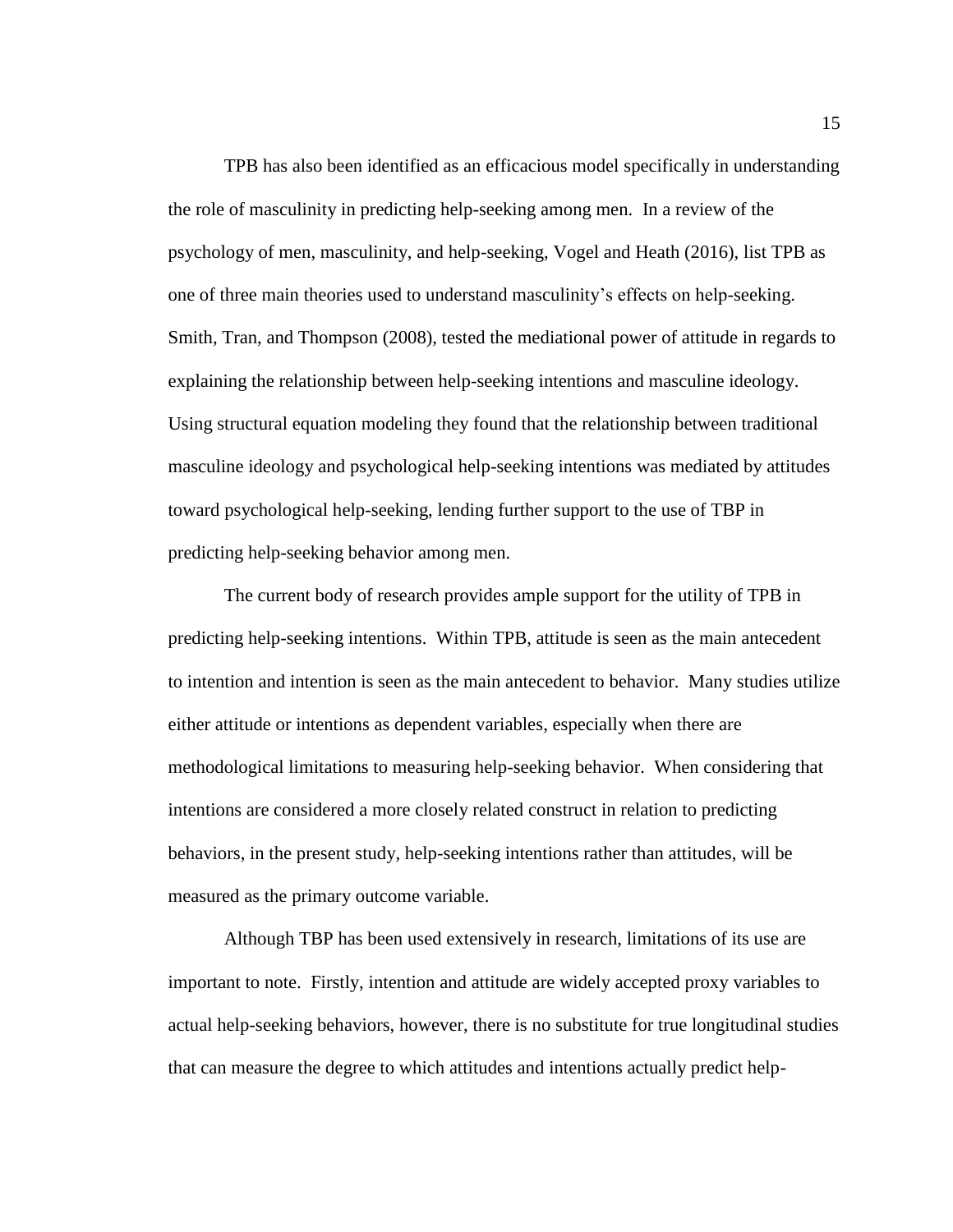TPB has also been identified as an efficacious model specifically in understanding the role of masculinity in predicting help-seeking among men. In a review of the psychology of men, masculinity, and help-seeking, Vogel and Heath (2016), list TPB as one of three main theories used to understand masculinity's effects on help-seeking. Smith, Tran, and Thompson (2008), tested the mediational power of attitude in regards to explaining the relationship between help-seeking intentions and masculine ideology. Using structural equation modeling they found that the relationship between traditional masculine ideology and psychological help-seeking intentions was mediated by attitudes toward psychological help-seeking, lending further support to the use of TBP in predicting help-seeking behavior among men.

The current body of research provides ample support for the utility of TPB in predicting help-seeking intentions. Within TPB, attitude is seen as the main antecedent to intention and intention is seen as the main antecedent to behavior. Many studies utilize either attitude or intentions as dependent variables, especially when there are methodological limitations to measuring help-seeking behavior. When considering that intentions are considered a more closely related construct in relation to predicting behaviors, in the present study, help-seeking intentions rather than attitudes, will be measured as the primary outcome variable.

Although TBP has been used extensively in research, limitations of its use are important to note. Firstly, intention and attitude are widely accepted proxy variables to actual help-seeking behaviors, however, there is no substitute for true longitudinal studies that can measure the degree to which attitudes and intentions actually predict help-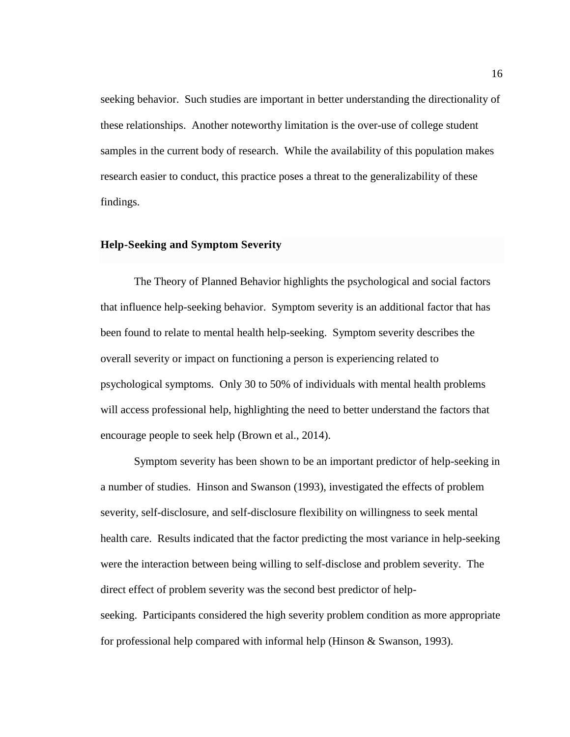seeking behavior. Such studies are important in better understanding the directionality of these relationships. Another noteworthy limitation is the over-use of college student samples in the current body of research. While the availability of this population makes research easier to conduct, this practice poses a threat to the generalizability of these findings.

## Help-Seeking and Symptom Severity

The Theory of Planned Behavior highlights the psychological and social factors that influence help-seeking behavior. Symptom severity is an additional factor that has been found to relate to mental health help-seeking. Symptom severity describes the overall severity or impact on functioning a person is experiencing related to psychological symptoms. Only 30 to 50% of individuals with mental health problems will access professional help, highlighting the need to better understand the factors that encourage people to seek help (Brown et al., 2014).

Symptom severity has been shown to be an important predictor of help-seeking in a number of studies. Hinson and Swanson (1993), investigated the effects of problem severity, self-disclosure, and self-disclosure flexibility on willingness to seek mental health care. Results indicated that the factor predicting the most variance in help-seeking were the interaction between being willing to self-disclose and problem severity. The direct effect of problem severity was the second best predictor of help-seeking. Participants considered the high severity problem condition as more appropriate for professional help compared with informal help (Hinson & Swanson, 1993).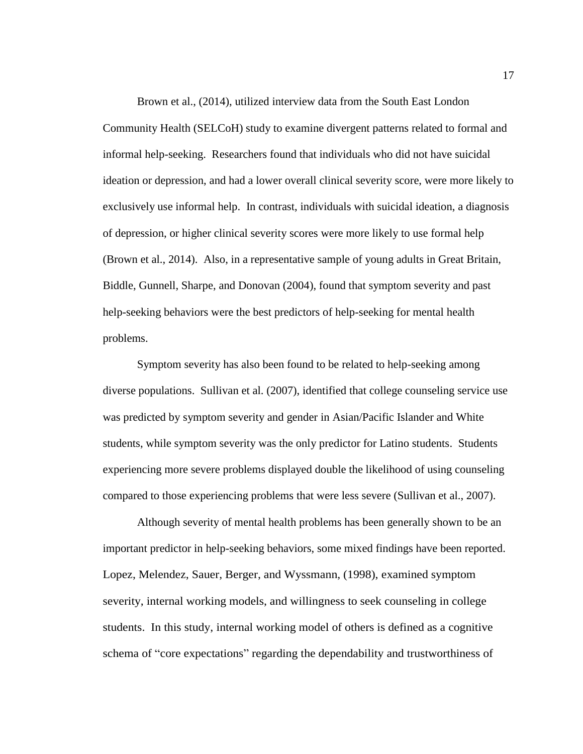Brown et al., (2014), utilized interview data from the South East London Community Health (SELCoH) study to examine divergent patterns related to formal and informal help-seeking. Researchers found that individuals who did not have suicidal ideation or depression, and had a lower overall clinical severity score, were more likely to exclusively use informal help. In contrast, individuals with suicidal ideation, a diagnosis of depression, or higher clinical severity scores were more likely to use formal help (Brown et al., 2014). Also, in a representative sample of young adults in Great Britain, Biddle, Gunnell, Sharpe, and Donovan (2004), found that symptom severity and past help-seeking behaviors were the best predictors of help-seeking for mental health problems.

Symptom severity has also been found to be related to help-seeking among diverse populations. Sullivan et al. (2007), identified that college counseling service use was predicted by symptom severity and gender in Asian/Pacific Islander and White students, while symptom severity was the only predictor for Latino students. Students experiencing more severe problems displayed double the likelihood of using counseling compared to those experiencing problems that were less severe (Sullivan et al., 2007).

Although severity of mental health problems has been generally shown to be an important predictor in help-seeking behaviors, some mixed findings have been reported. Lopez, Melendez, Sauer, Berger, and Wyssmann, (1998), examined symptom severity, internal working models, and willingness to seek counseling in college students. In this study, internal working model of others is defined as a cognitive schema of "core expectations" regarding the dependability and trustworthiness of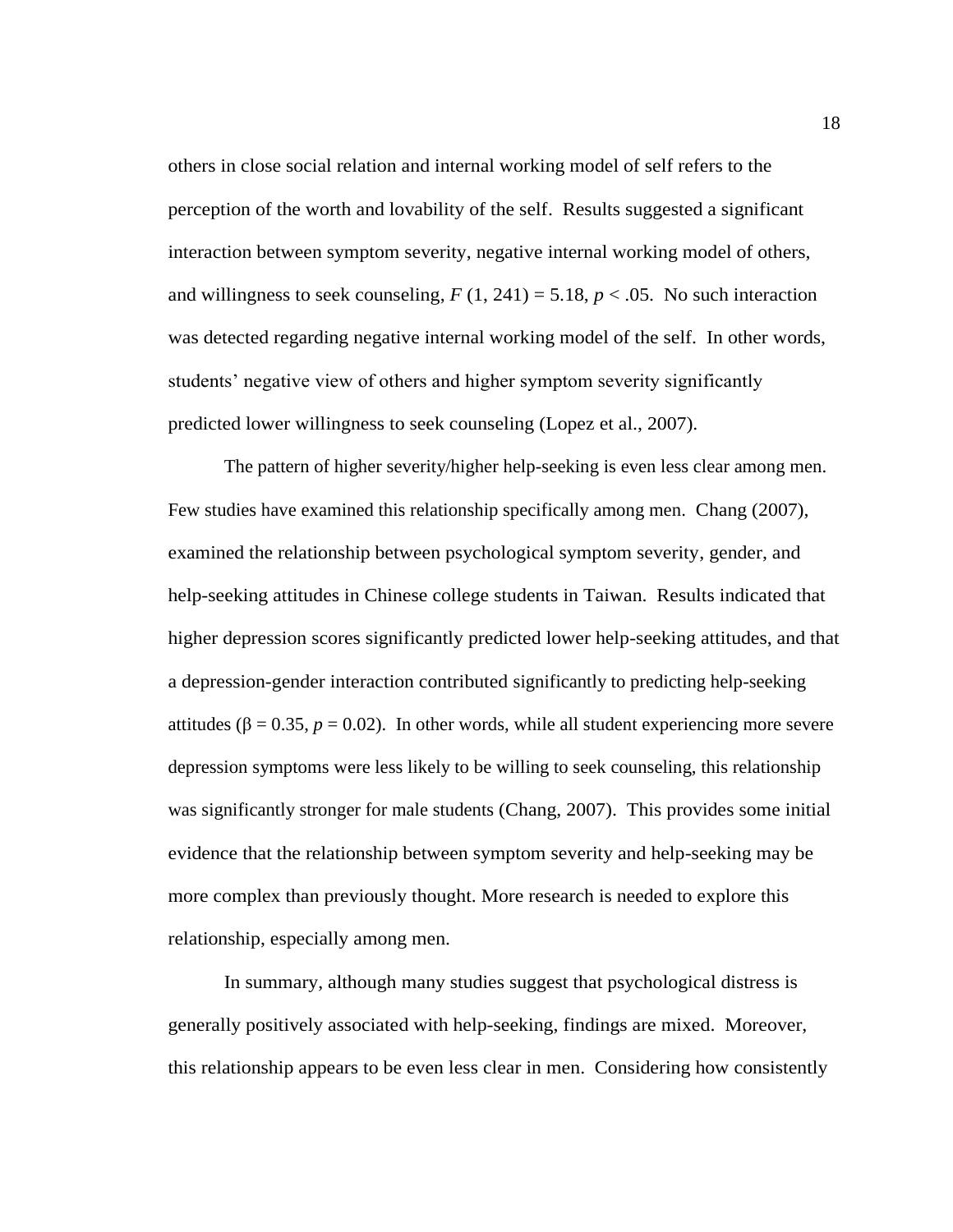others in close social relation and internal working model of self refers to the perception of the worth and lovability of the self. Results suggested a significant interaction between symptom severity, negative internal working model of others, and willingness to seek counseling, $F\ (1, 241) = 5.18$, $p < .05$. No such interaction was detected regarding negative internal working model of the self. In other words, students' negative view of others and higher symptom severity significantly predicted lower willingness to seek counseling (Lopez et al., 2007).

The pattern of higher severity/higher help-seeking is even less clear among men. Few studies have examined this relationship specifically among men. Chang (2007), examined the relationship between psychological symptom severity, gender, and help-seeking attitudes in Chinese college students in Taiwan. Results indicated that higher depression scores significantly predicted lower help-seeking attitudes, and that a depression-gender interaction contributed significantly to predicting help-seeking attitudes ($\beta = 0.35$, $p = 0.02$). In other words, while all student experiencing more severe depression symptoms were less likely to be willing to seek counseling, this relationship was significantly stronger for male students (Chang, 2007). This provides some initial evidence that the relationship between symptom severity and help-seeking may be more complex than previously thought. More research is needed to explore this relationship, especially among men.

In summary, although many studies suggest that psychological distress is generally positively associated with help-seeking, findings are mixed. Moreover, this relationship appears to be even less clear in men. Considering how consistently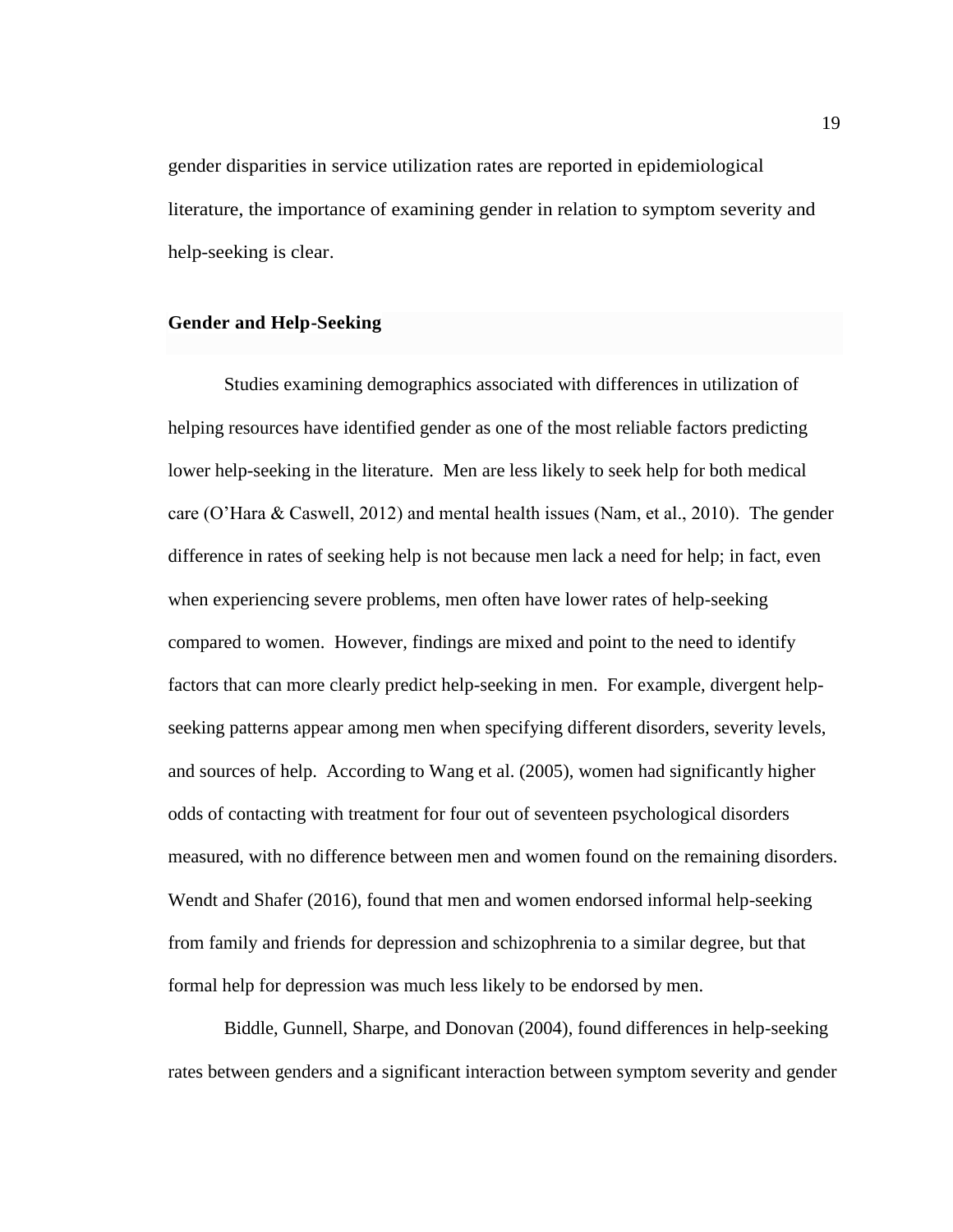gender disparities in service utilization rates are reported in epidemiological literature, the importance of examining gender in relation to symptom severity and help-seeking is clear.

## Gender and Help-Seeking

Studies examining demographics associated with differences in utilization of helping resources have identified gender as one of the most reliable factors predicting lower help-seeking in the literature. Men are less likely to seek help for both medical care (O'Hara & Caswell, 2012) and mental health issues (Nam, et al., 2010). The gender difference in rates of seeking help is not because men lack a need for help; in fact, even when experiencing severe problems, men often have lower rates of help-seeking compared to women. However, findings are mixed and point to the need to identify factors that can more clearly predict help-seeking in men. For example, divergent help-seeking patterns appear among men when specifying different disorders, severity levels, and sources of help. According to Wang et al. (2005), women had significantly higher odds of contacting with treatment for four out of seventeen psychological disorders measured, with no difference between men and women found on the remaining disorders. Wendt and Shafer (2016), found that men and women endorsed informal help-seeking from family and friends for depression and schizophrenia to a similar degree, but that formal help for depression was much less likely to be endorsed by men.

Biddle, Gunnell, Sharpe, and Donovan (2004), found differences in help-seeking rates between genders and a significant interaction between symptom severity and gender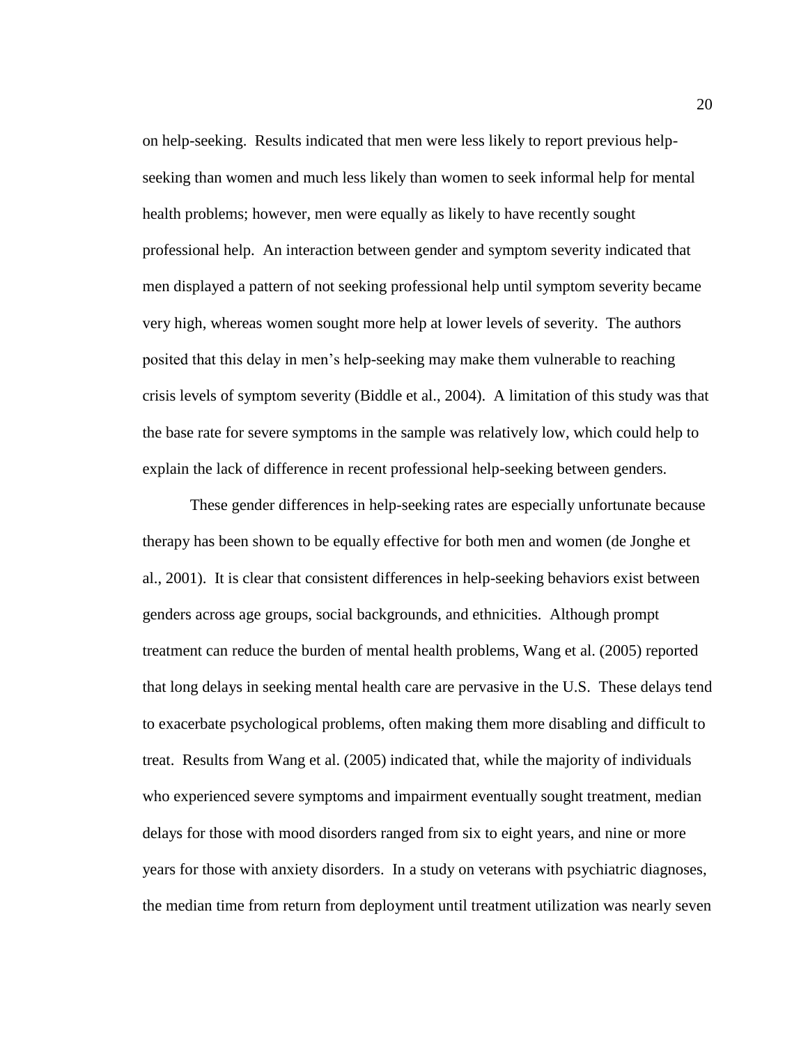on help-seeking. Results indicated that men were less likely to report previous help-seeking than women and much less likely than women to seek informal help for mental health problems; however, men were equally as likely to have recently sought professional help. An interaction between gender and symptom severity indicated that men displayed a pattern of not seeking professional help until symptom severity became very high, whereas women sought more help at lower levels of severity. The authors posited that this delay in men's help-seeking may make them vulnerable to reaching crisis levels of symptom severity (Biddle et al., 2004). A limitation of this study was that the base rate for severe symptoms in the sample was relatively low, which could help to explain the lack of difference in recent professional help-seeking between genders.

These gender differences in help-seeking rates are especially unfortunate because therapy has been shown to be equally effective for both men and women (de Jonghe et al., 2001). It is clear that consistent differences in help-seeking behaviors exist between genders across age groups, social backgrounds, and ethnicities. Although prompt treatment can reduce the burden of mental health problems, Wang et al. (2005) reported that long delays in seeking mental health care are pervasive in the U.S. These delays tend to exacerbate psychological problems, often making them more disabling and difficult to treat. Results from Wang et al. (2005) indicated that, while the majority of individuals who experienced severe symptoms and impairment eventually sought treatment, median delays for those with mood disorders ranged from six to eight years, and nine or more years for those with anxiety disorders. In a study on veterans with psychiatric diagnoses, the median time from return from deployment until treatment utilization was nearly seven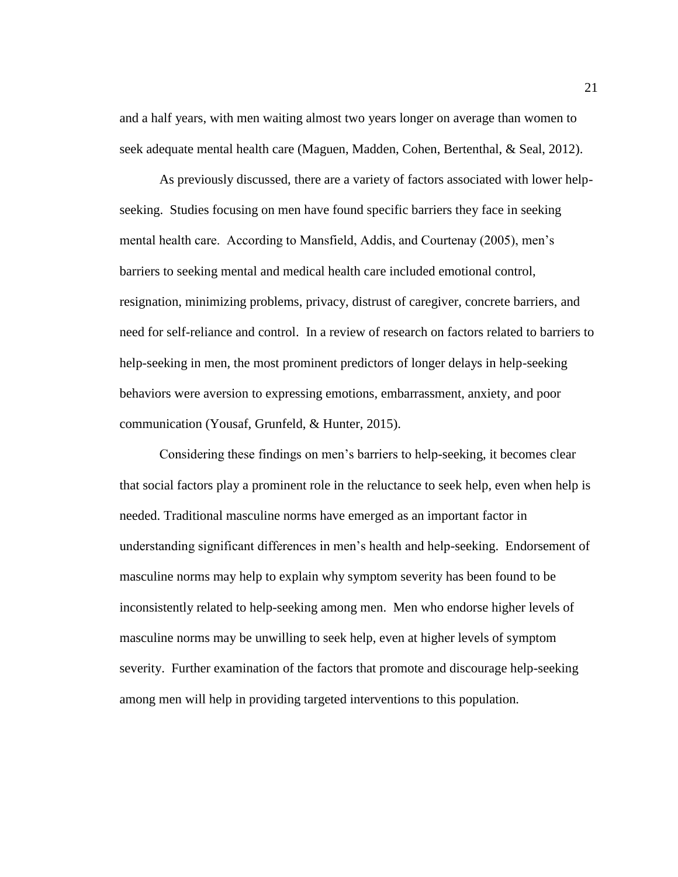and a half years, with men waiting almost two years longer on average than women to seek adequate mental health care (Maguen, Madden, Cohen, Bertenthal, & Seal, 2012).

As previously discussed, there are a variety of factors associated with lower help-seeking. Studies focusing on men have found specific barriers they face in seeking mental health care. According to Mansfield, Addis, and Courtenay (2005), men's barriers to seeking mental and medical health care included emotional control, resignation, minimizing problems, privacy, distrust of caregiver, concrete barriers, and need for self-reliance and control. In a review of research on factors related to barriers to help-seeking in men, the most prominent predictors of longer delays in help-seeking behaviors were aversion to expressing emotions, embarrassment, anxiety, and poor communication (Yousaf, Grunfeld, & Hunter, 2015).

Considering these findings on men's barriers to help-seeking, it becomes clear that social factors play a prominent role in the reluctance to seek help, even when help is needed. Traditional masculine norms have emerged as an important factor in understanding significant differences in men's health and help-seeking. Endorsement of masculine norms may help to explain why symptom severity has been found to be inconsistently related to help-seeking among men. Men who endorse higher levels of masculine norms may be unwilling to seek help, even at higher levels of symptom severity. Further examination of the factors that promote and discourage help-seeking among men will help in providing targeted interventions to this population.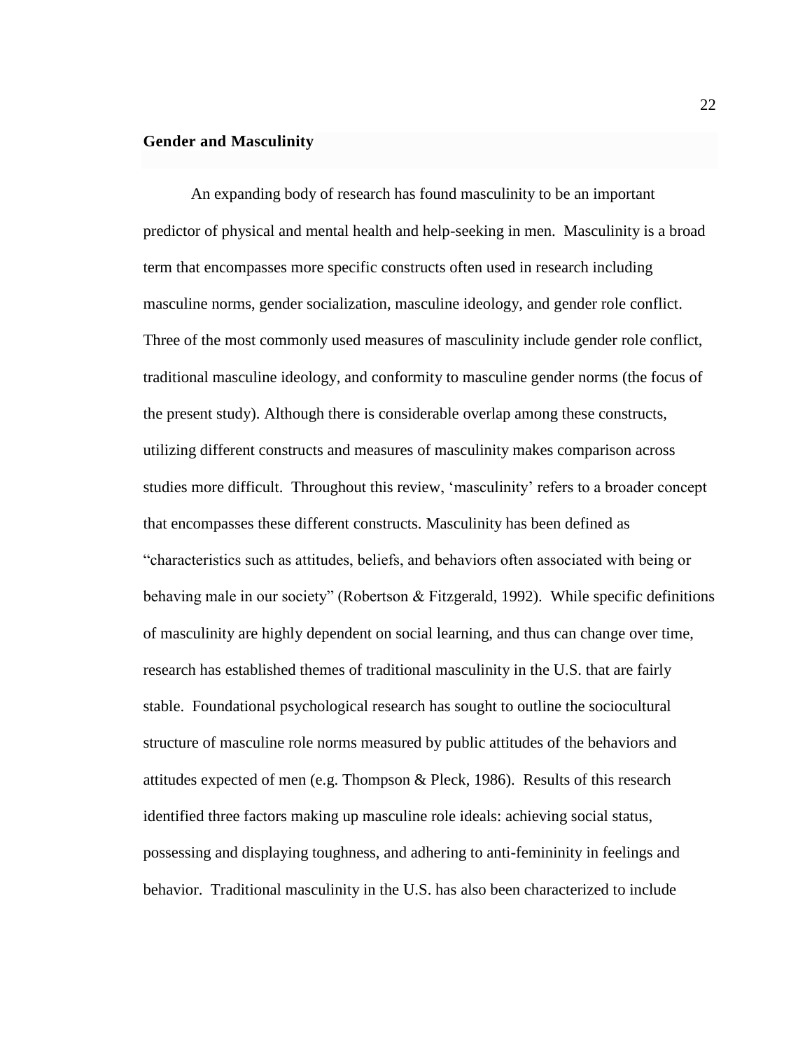## Gender and Masculinity

An expanding body of research has found masculinity to be an important predictor of physical and mental health and help-seeking in men. Masculinity is a broad term that encompasses more specific constructs often used in research including masculine norms, gender socialization, masculine ideology, and gender role conflict. Three of the most commonly used measures of masculinity include gender role conflict, traditional masculine ideology, and conformity to masculine gender norms (the focus of the present study). Although there is considerable overlap among these constructs, utilizing different constructs and measures of masculinity makes comparison across studies more difficult. Throughout this review, 'masculinity' refers to a broader concept that encompasses these different constructs. Masculinity has been defined as "characteristics such as attitudes, beliefs, and behaviors often associated with being or behaving male in our society" (Robertson & Fitzgerald, 1992). While specific definitions of masculinity are highly dependent on social learning, and thus can change over time, research has established themes of traditional masculinity in the U.S. that are fairly stable. Foundational psychological research has sought to outline the sociocultural structure of masculine role norms measured by public attitudes of the behaviors and attitudes expected of men (e.g. Thompson & Pleck, 1986). Results of this research identified three factors making up masculine role ideals: achieving social status, possessing and displaying toughness, and adhering to anti-femininity in feelings and behavior. Traditional masculinity in the U.S. has also been characterized to include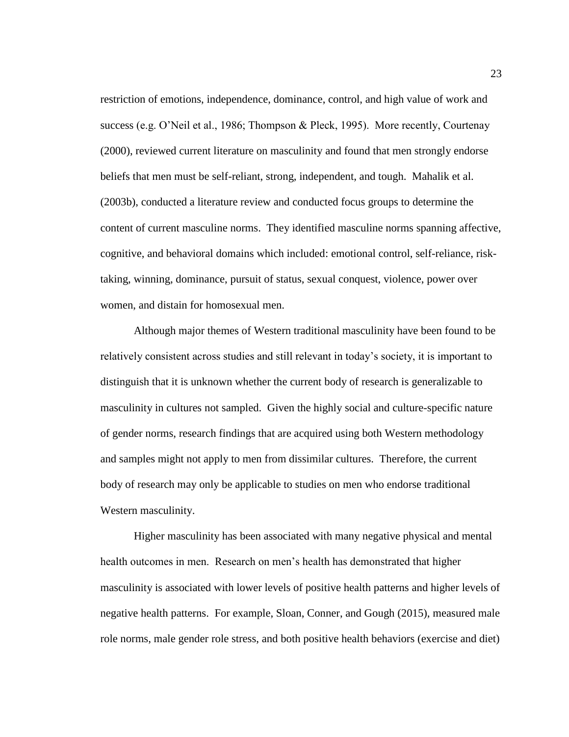restriction of emotions, independence, dominance, control, and high value of work and success (e.g. O'Neil et al., 1986; Thompson & Pleck, 1995). More recently, Courtenay (2000), reviewed current literature on masculinity and found that men strongly endorse beliefs that men must be self-reliant, strong, independent, and tough. Mahalik et al. (2003b), conducted a literature review and conducted focus groups to determine the content of current masculine norms. They identified masculine norms spanning affective, cognitive, and behavioral domains which included: emotional control, self-reliance, risk-taking, winning, dominance, pursuit of status, sexual conquest, violence, power over women, and distain for homosexual men.

Although major themes of Western traditional masculinity have been found to be relatively consistent across studies and still relevant in today's society, it is important to distinguish that it is unknown whether the current body of research is generalizable to masculinity in cultures not sampled. Given the highly social and culture-specific nature of gender norms, research findings that are acquired using both Western methodology and samples might not apply to men from dissimilar cultures. Therefore, the current body of research may only be applicable to studies on men who endorse traditional Western masculinity.

Higher masculinity has been associated with many negative physical and mental health outcomes in men. Research on men's health has demonstrated that higher masculinity is associated with lower levels of positive health patterns and higher levels of negative health patterns. For example, Sloan, Conner, and Gough (2015), measured male role norms, male gender role stress, and both positive health behaviors (exercise and diet)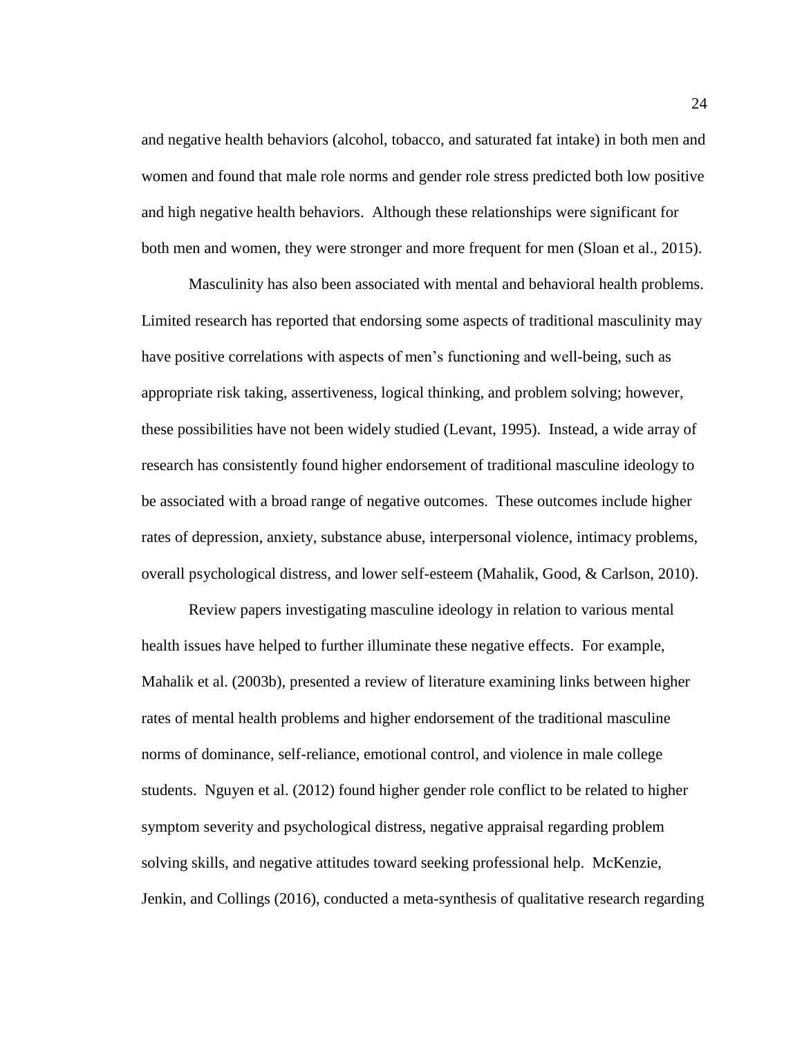and negative health behaviors (alcohol, tobacco, and saturated fat intake) in both men and women and found that male role norms and gender role stress predicted both low positive and high negative health behaviors. Although these relationships were significant for both men and women, they were stronger and more frequent for men (Sloan et al., 2015).

Masculinity has also been associated with mental and behavioral health problems. Limited research has reported that endorsing some aspects of traditional masculinity may have positive correlations with aspects of men's functioning and well-being, such as appropriate risk taking, assertiveness, logical thinking, and problem solving; however, these possibilities have not been widely studied (Levant, 1995). Instead, a wide array of research has consistently found higher endorsement of traditional masculine ideology to be associated with a broad range of negative outcomes. These outcomes include higher rates of depression, anxiety, substance abuse, interpersonal violence, intimacy problems, overall psychological distress, and lower self-esteem (Mahalik, Good, & Carlson, 2010).

Review papers investigating masculine ideology in relation to various mental health issues have helped to further illuminate these negative effects. For example, Mahalik et al. (2003b), presented a review of literature examining links between higher rates of mental health problems and higher endorsement of the traditional masculine norms of dominance, self-reliance, emotional control, and violence in male college students. Nguyen et al. (2012) found higher gender role conflict to be related to higher symptom severity and psychological distress, negative appraisal regarding problem solving skills, and negative attitudes toward seeking professional help. McKenzie, Jenkin, and Collings (2016), conducted a meta-synthesis of qualitative research regarding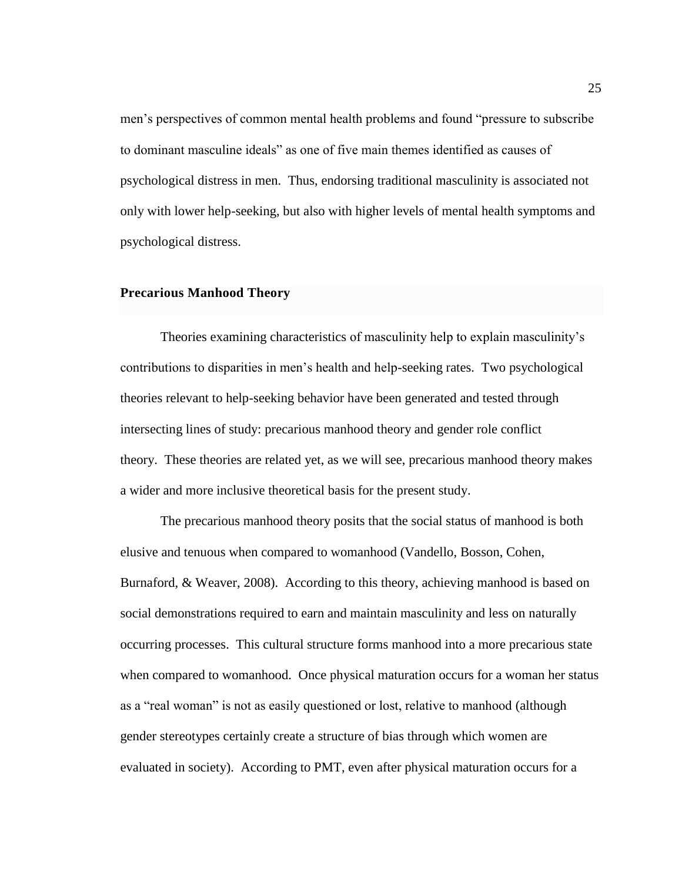men's perspectives of common mental health problems and found "pressure to subscribe to dominant masculine ideals" as one of five main themes identified as causes of psychological distress in men. Thus, endorsing traditional masculinity is associated not only with lower help-seeking, but also with higher levels of mental health symptoms and psychological distress.

## Precarious Manhood Theory

Theories examining characteristics of masculinity help to explain masculinity's contributions to disparities in men's health and help-seeking rates. Two psychological theories relevant to help-seeking behavior have been generated and tested through intersecting lines of study: precarious manhood theory and gender role conflict theory. These theories are related yet, as we will see, precarious manhood theory makes a wider and more inclusive theoretical basis for the present study.

The precarious manhood theory posits that the social status of manhood is both elusive and tenuous when compared to womanhood (Vandello, Bosson, Cohen, Burnaford, & Weaver, 2008). According to this theory, achieving manhood is based on social demonstrations required to earn and maintain masculinity and less on naturally occurring processes. This cultural structure forms manhood into a more precarious state when compared to womanhood. Once physical maturation occurs for a woman her status as a "real woman" is not as easily questioned or lost, relative to manhood (although gender stereotypes certainly create a structure of bias through which women are evaluated in society). According to PMT, even after physical maturation occurs for a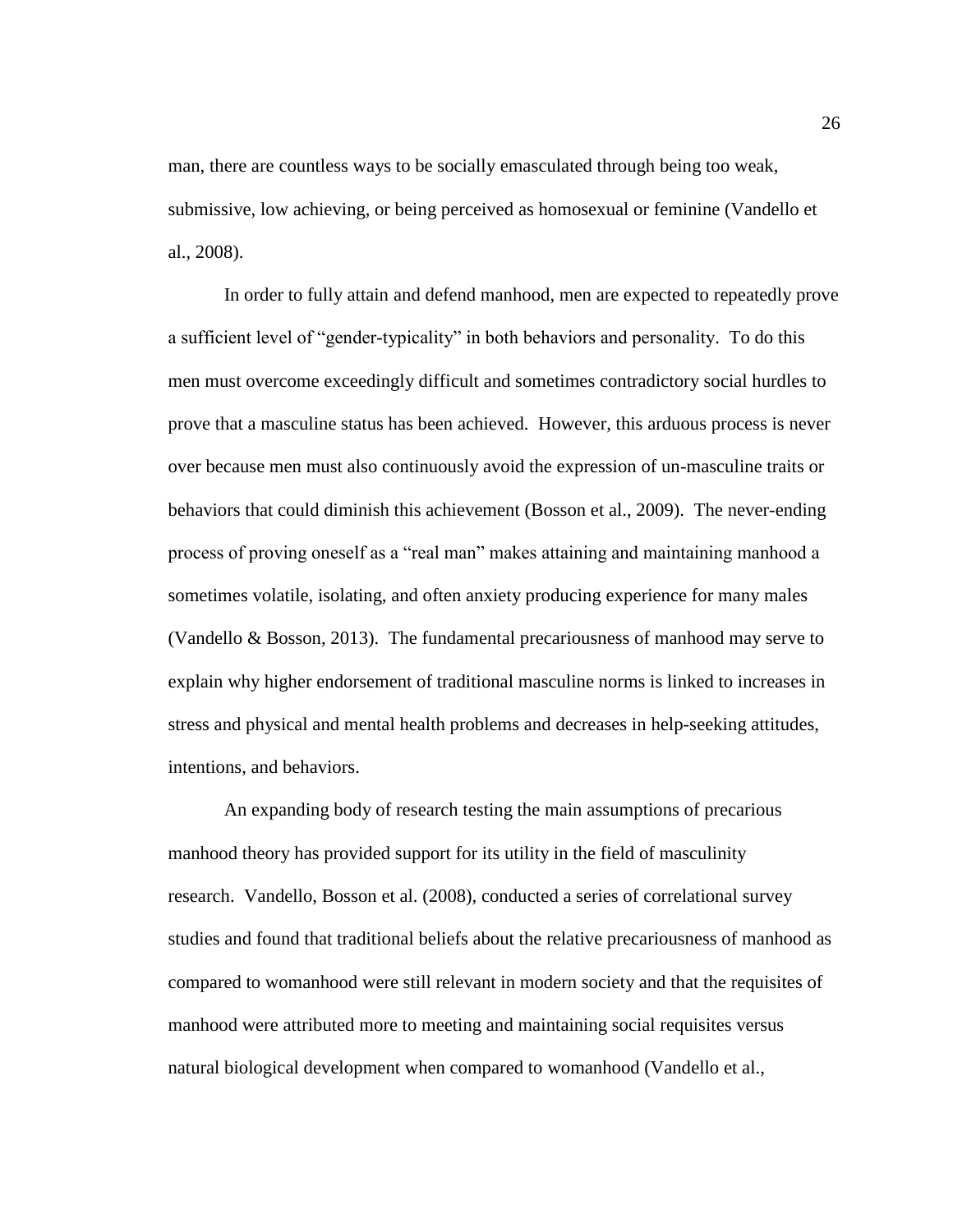man, there are countless ways to be socially emasculated through being too weak, submissive, low achieving, or being perceived as homosexual or feminine (Vandello et al., 2008).

In order to fully attain and defend manhood, men are expected to repeatedly prove a sufficient level of "gender-typicality" in both behaviors and personality. To do this men must overcome exceedingly difficult and sometimes contradictory social hurdles to prove that a masculine status has been achieved. However, this arduous process is never over because men must also continuously avoid the expression of un-masculine traits or behaviors that could diminish this achievement (Bosson et al., 2009). The never-ending process of proving oneself as a "real man" makes attaining and maintaining manhood a sometimes volatile, isolating, and often anxiety producing experience for many males (Vandello & Bosson, 2013). The fundamental precariousness of manhood may serve to explain why higher endorsement of traditional masculine norms is linked to increases in stress and physical and mental health problems and decreases in help-seeking attitudes, intentions, and behaviors.

An expanding body of research testing the main assumptions of precarious manhood theory has provided support for its utility in the field of masculinity research. Vandello, Bosson et al. (2008), conducted a series of correlational survey studies and found that traditional beliefs about the relative precariousness of manhood as compared to womanhood were still relevant in modern society and that the requisites of manhood were attributed more to meeting and maintaining social requisites versus natural biological development when compared to womanhood (Vandello et al.,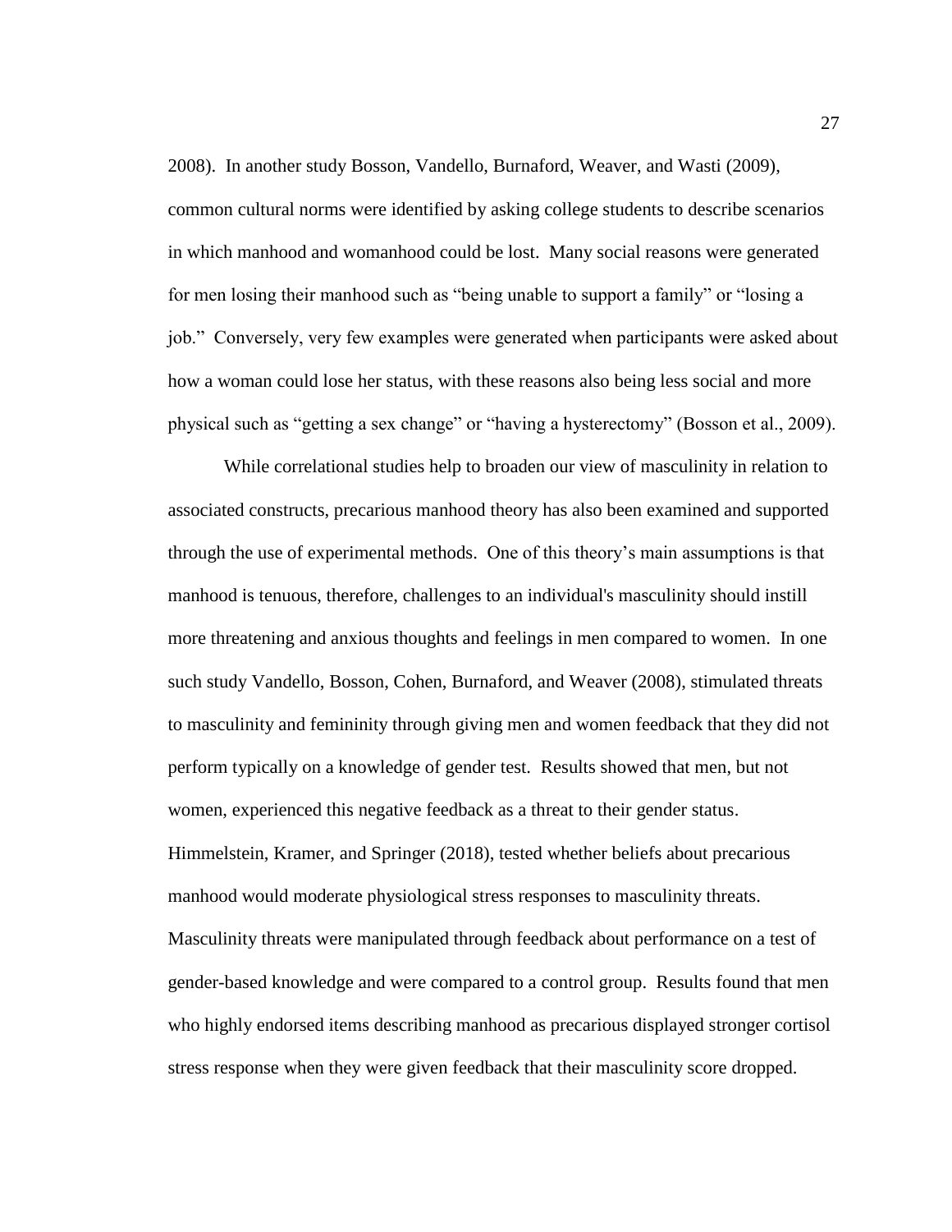2008). In another study Bosson, Vandello, Burnaford, Weaver, and Wasti (2009), common cultural norms were identified by asking college students to describe scenarios in which manhood and womanhood could be lost. Many social reasons were generated for men losing their manhood such as "being unable to support a family" or "losing a job." Conversely, very few examples were generated when participants were asked about how a woman could lose her status, with these reasons also being less social and more physical such as "getting a sex change" or "having a hysterectomy" (Bosson et al., 2009).

While correlational studies help to broaden our view of masculinity in relation to associated constructs, precarious manhood theory has also been examined and supported through the use of experimental methods. One of this theory's main assumptions is that manhood is tenuous, therefore, challenges to an individual's masculinity should instill more threatening and anxious thoughts and feelings in men compared to women. In one such study Vandello, Bosson, Cohen, Burnaford, and Weaver (2008), stimulated threats to masculinity and femininity through giving men and women feedback that they did not perform typically on a knowledge of gender test. Results showed that men, but not women, experienced this negative feedback as a threat to their gender status. Himmelstein, Kramer, and Springer (2018), tested whether beliefs about precarious manhood would moderate physiological stress responses to masculinity threats. Masculinity threats were manipulated through feedback about performance on a test of gender-based knowledge and were compared to a control group. Results found that men who highly endorsed items describing manhood as precarious displayed stronger cortisol stress response when they were given feedback that their masculinity score dropped.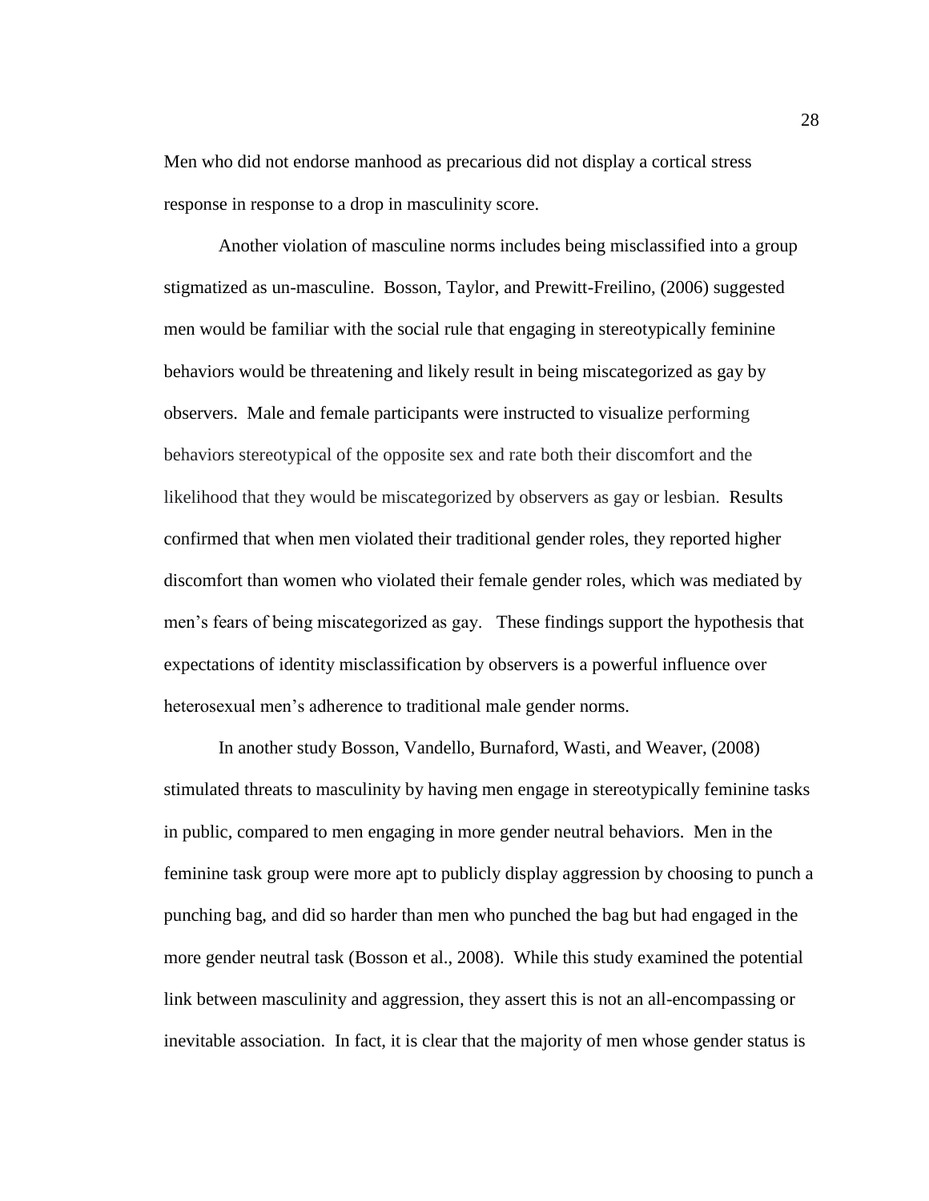Men who did not endorse manhood as precarious did not display a cortical stress response in response to a drop in masculinity score.

Another violation of masculine norms includes being misclassified into a group stigmatized as un-masculine. Bosson, Taylor, and Prewitt-Freilino, (2006) suggested men would be familiar with the social rule that engaging in stereotypically feminine behaviors would be threatening and likely result in being miscategorized as gay by observers. Male and female participants were instructed to visualize performing behaviors stereotypical of the opposite sex and rate both their discomfort and the likelihood that they would be miscategorized by observers as gay or lesbian. Results confirmed that when men violated their traditional gender roles, they reported higher discomfort than women who violated their female gender roles, which was mediated by men's fears of being miscategorized as gay. These findings support the hypothesis that expectations of identity misclassification by observers is a powerful influence over heterosexual men's adherence to traditional male gender norms.

In another study Bosson, Vandello, Burnaford, Wasti, and Weaver, (2008) stimulated threats to masculinity by having men engage in stereotypically feminine tasks in public, compared to men engaging in more gender neutral behaviors. Men in the feminine task group were more apt to publicly display aggression by choosing to punch a punching bag, and did so harder than men who punched the bag but had engaged in the more gender neutral task (Bosson et al., 2008). While this study examined the potential link between masculinity and aggression, they assert this is not an all-encompassing or inevitable association. In fact, it is clear that the majority of men whose gender status is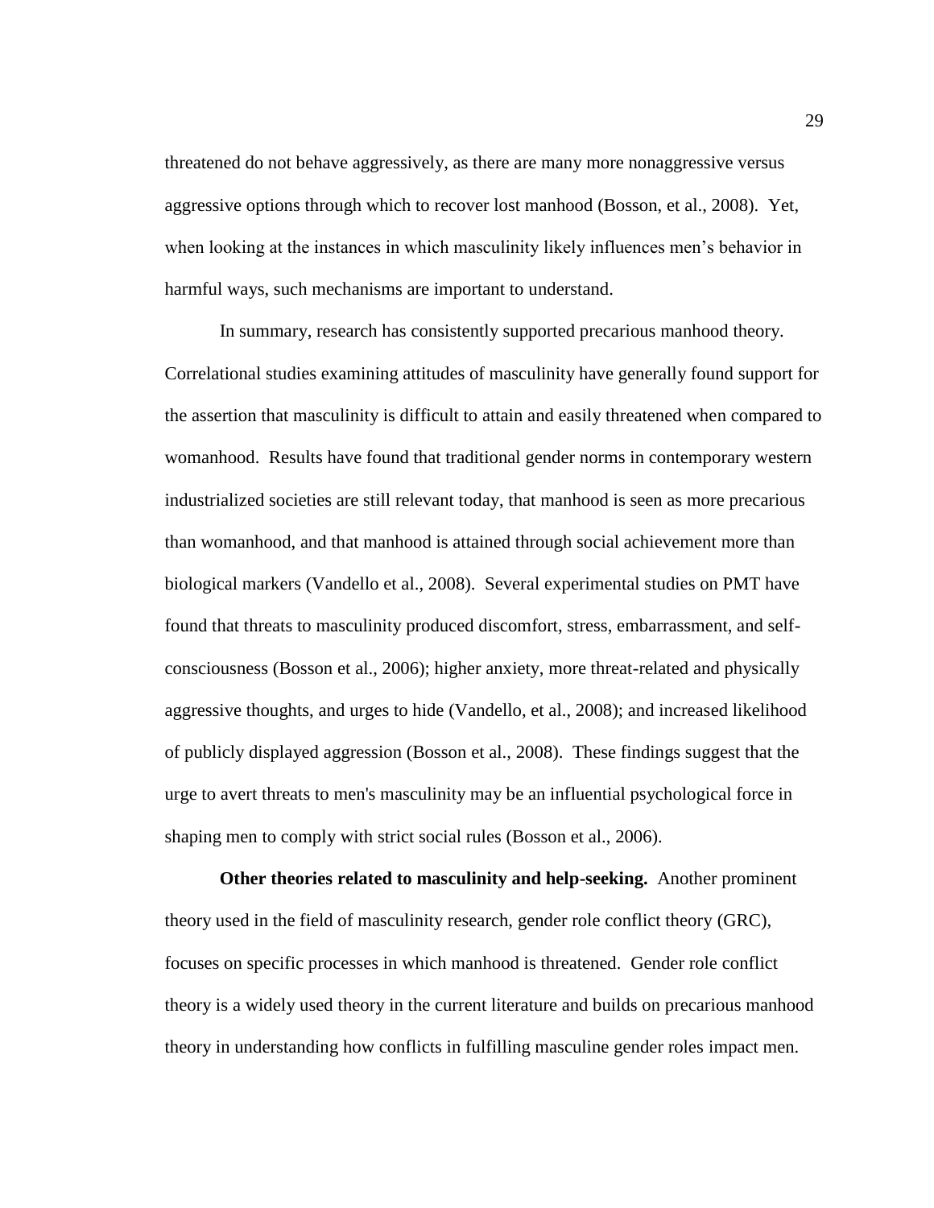threatened do not behave aggressively, as there are many more nonaggressive versus aggressive options through which to recover lost manhood (Bosson, et al., 2008). Yet, when looking at the instances in which masculinity likely influences men's behavior in harmful ways, such mechanisms are important to understand.

In summary, research has consistently supported precarious manhood theory. Correlational studies examining attitudes of masculinity have generally found support for the assertion that masculinity is difficult to attain and easily threatened when compared to womanhood. Results have found that traditional gender norms in contemporary western industrialized societies are still relevant today, that manhood is seen as more precarious than womanhood, and that manhood is attained through social achievement more than biological markers (Vandello et al., 2008). Several experimental studies on PMT have found that threats to masculinity produced discomfort, stress, embarrassment, and self-consciousness (Bosson et al., 2006); higher anxiety, more threat-related and physically aggressive thoughts, and urges to hide (Vandello, et al., 2008); and increased likelihood of publicly displayed aggression (Bosson et al., 2008). These findings suggest that the urge to avert threats to men's masculinity may be an influential psychological force in shaping men to comply with strict social rules (Bosson et al., 2006).

**Other theories related to masculinity and help-seeking.** Another prominent theory used in the field of masculinity research, gender role conflict theory (GRC), focuses on specific processes in which manhood is threatened. Gender role conflict theory is a widely used theory in the current literature and builds on precarious manhood theory in understanding how conflicts in fulfilling masculine gender roles impact men.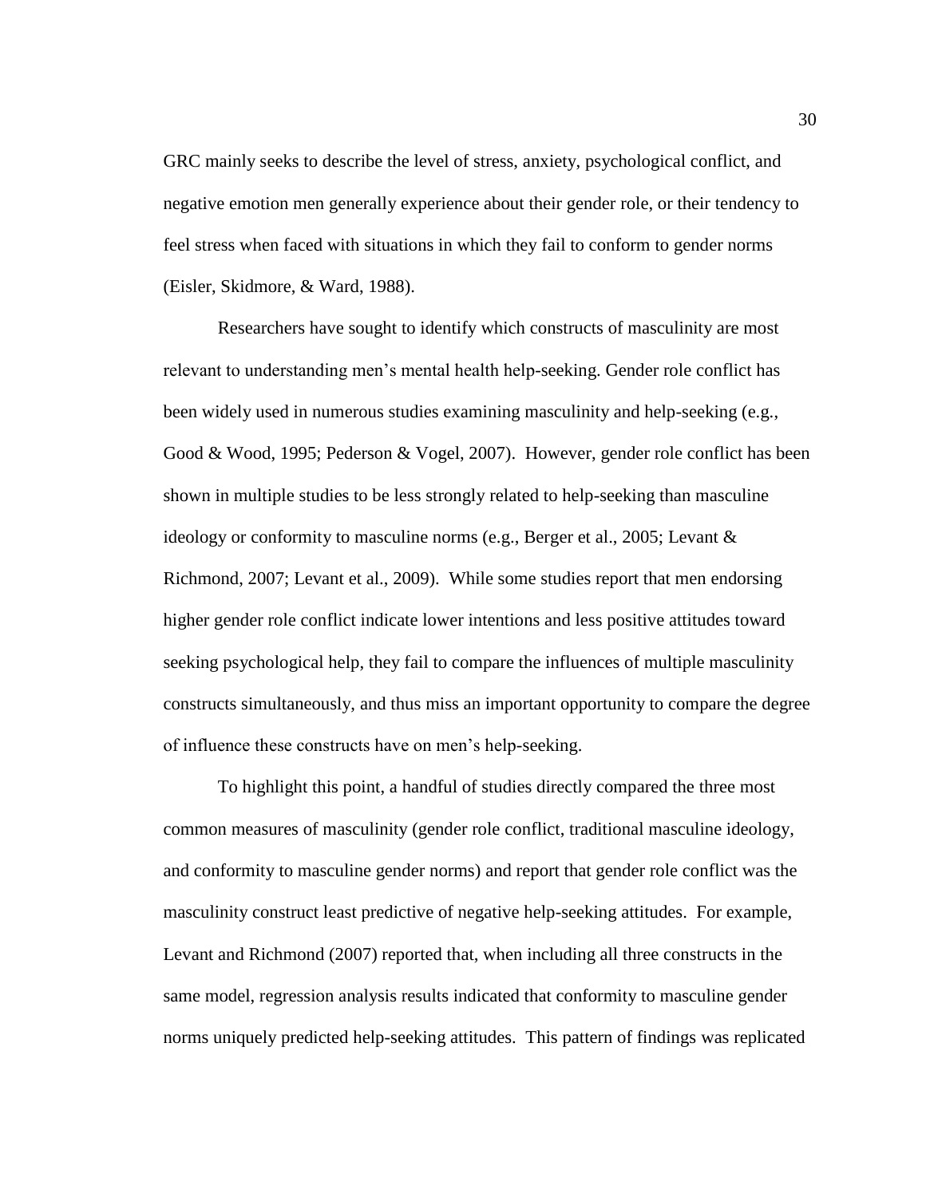GRC mainly seeks to describe the level of stress, anxiety, psychological conflict, and negative emotion men generally experience about their gender role, or their tendency to feel stress when faced with situations in which they fail to conform to gender norms (Eisler, Skidmore, & Ward, 1988).

Researchers have sought to identify which constructs of masculinity are most relevant to understanding men's mental health help-seeking. Gender role conflict has been widely used in numerous studies examining masculinity and help-seeking (e.g., Good & Wood, 1995; Pederson & Vogel, 2007). However, gender role conflict has been shown in multiple studies to be less strongly related to help-seeking than masculine ideology or conformity to masculine norms (e.g., Berger et al., 2005; Levant & Richmond, 2007; Levant et al., 2009). While some studies report that men endorsing higher gender role conflict indicate lower intentions and less positive attitudes toward seeking psychological help, they fail to compare the influences of multiple masculinity constructs simultaneously, and thus miss an important opportunity to compare the degree of influence these constructs have on men's help-seeking.

To highlight this point, a handful of studies directly compared the three most common measures of masculinity (gender role conflict, traditional masculine ideology, and conformity to masculine gender norms) and report that gender role conflict was the masculinity construct least predictive of negative help-seeking attitudes. For example, Levant and Richmond (2007) reported that, when including all three constructs in the same model, regression analysis results indicated that conformity to masculine gender norms uniquely predicted help-seeking attitudes. This pattern of findings was replicated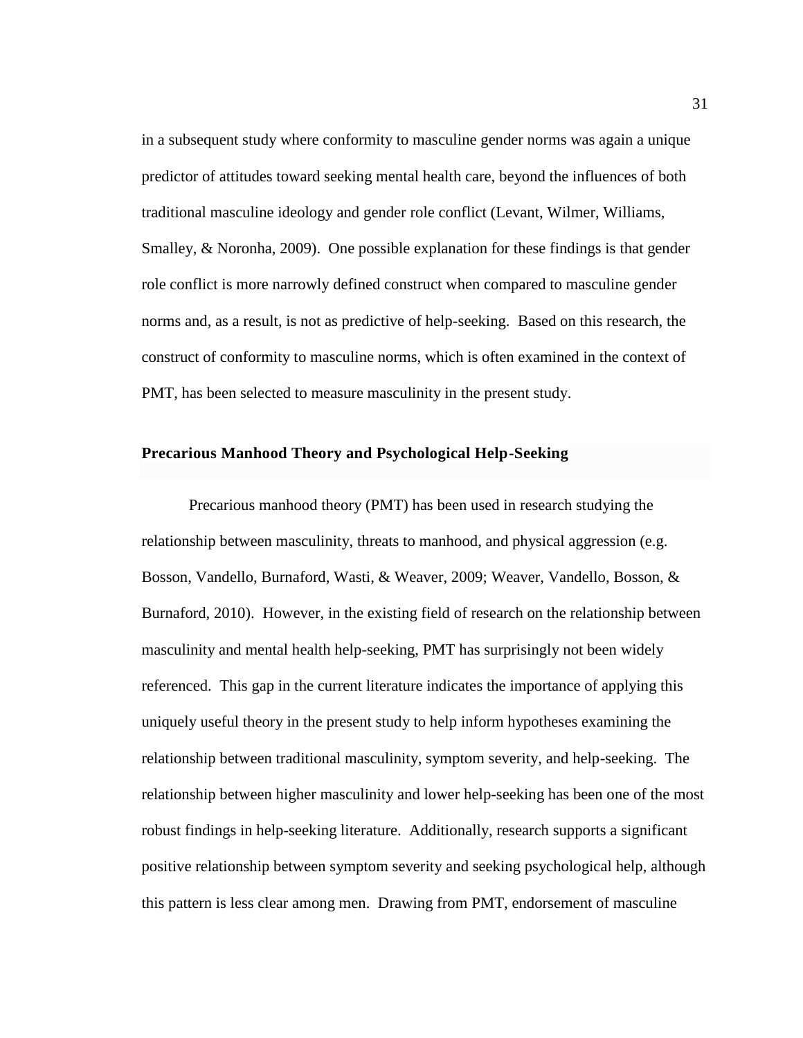in a subsequent study where conformity to masculine gender norms was again a unique predictor of attitudes toward seeking mental health care, beyond the influences of both traditional masculine ideology and gender role conflict (Levant, Wilmer, Williams, Smalley, & Noronha, 2009). One possible explanation for these findings is that gender role conflict is more narrowly defined construct when compared to masculine gender norms and, as a result, is not as predictive of help-seeking. Based on this research, the construct of conformity to masculine norms, which is often examined in the context of PMT, has been selected to measure masculinity in the present study.

## Precarious Manhood Theory and Psychological Help-Seeking

Precarious manhood theory (PMT) has been used in research studying the relationship between masculinity, threats to manhood, and physical aggression (e.g. Bosson, Vandello, Burnaford, Wasti, & Weaver, 2009; Weaver, Vandello, Bosson, & Burnaford, 2010). However, in the existing field of research on the relationship between masculinity and mental health help-seeking, PMT has surprisingly not been widely referenced. This gap in the current literature indicates the importance of applying this uniquely useful theory in the present study to help inform hypotheses examining the relationship between traditional masculinity, symptom severity, and help-seeking. The relationship between higher masculinity and lower help-seeking has been one of the most robust findings in help-seeking literature. Additionally, research supports a significant positive relationship between symptom severity and seeking psychological help, although this pattern is less clear among men. Drawing from PMT, endorsement of masculine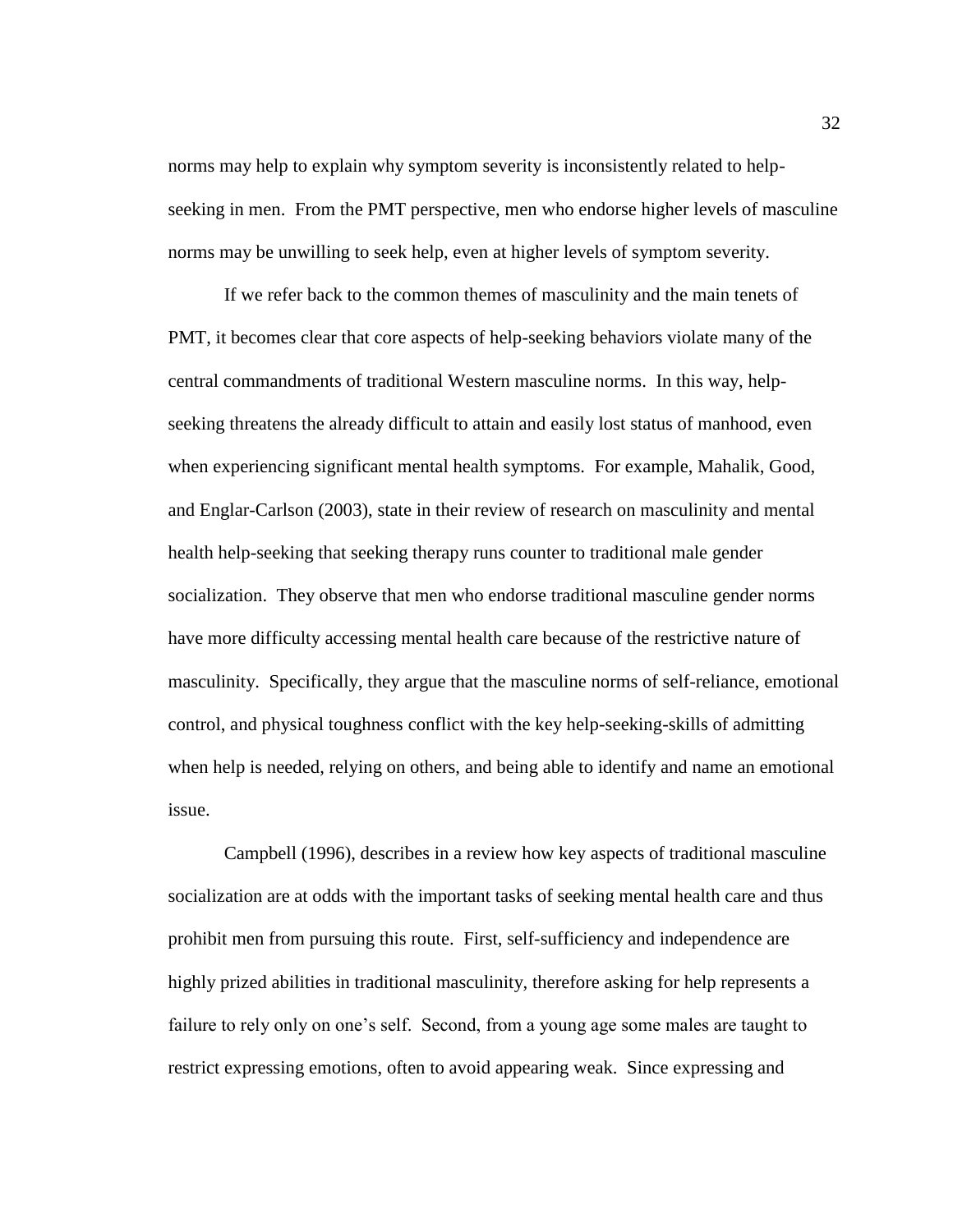norms may help to explain why symptom severity is inconsistently related to help-seeking in men. From the PMT perspective, men who endorse higher levels of masculine norms may be unwilling to seek help, even at higher levels of symptom severity.

If we refer back to the common themes of masculinity and the main tenets of PMT, it becomes clear that core aspects of help-seeking behaviors violate many of the central commandments of traditional Western masculine norms. In this way, help-seeking threatens the already difficult to attain and easily lost status of manhood, even when experiencing significant mental health symptoms. For example, Mahalik, Good, and Englar-Carlson (2003), state in their review of research on masculinity and mental health help-seeking that seeking therapy runs counter to traditional male gender socialization. They observe that men who endorse traditional masculine gender norms have more difficulty accessing mental health care because of the restrictive nature of masculinity. Specifically, they argue that the masculine norms of self-reliance, emotional control, and physical toughness conflict with the key help-seeking-skills of admitting when help is needed, relying on others, and being able to identify and name an emotional issue.

Campbell (1996), describes in a review how key aspects of traditional masculine socialization are at odds with the important tasks of seeking mental health care and thus prohibit men from pursuing this route. First, self-sufficiency and independence are highly prized abilities in traditional masculinity, therefore asking for help represents a failure to rely only on one's self. Second, from a young age some males are taught to restrict expressing emotions, often to avoid appearing weak. Since expressing and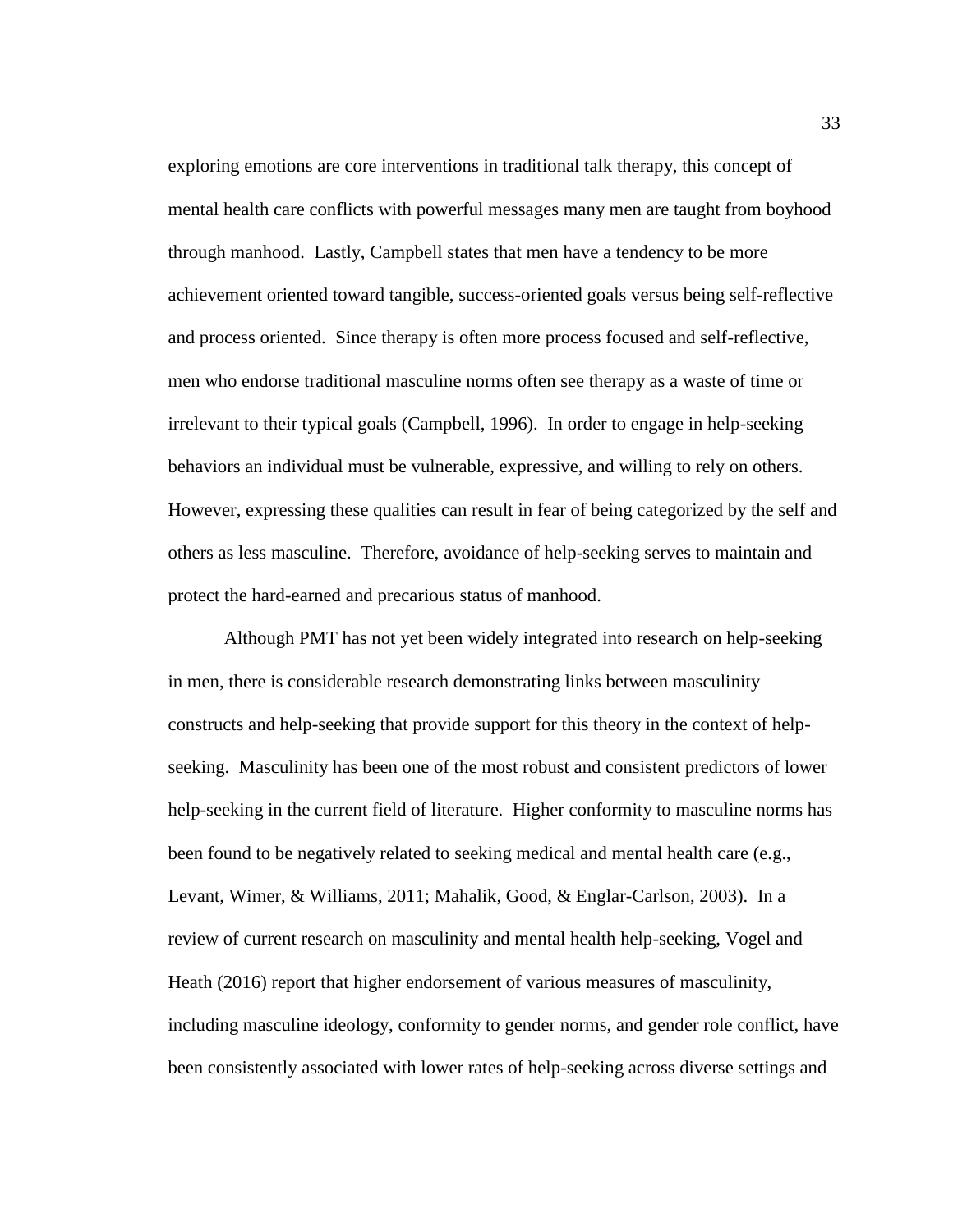exploring emotions are core interventions in traditional talk therapy, this concept of mental health care conflicts with powerful messages many men are taught from boyhood through manhood. Lastly, Campbell states that men have a tendency to be more achievement oriented toward tangible, success-oriented goals versus being self-reflective and process oriented. Since therapy is often more process focused and self-reflective, men who endorse traditional masculine norms often see therapy as a waste of time or irrelevant to their typical goals (Campbell, 1996). In order to engage in help-seeking behaviors an individual must be vulnerable, expressive, and willing to rely on others. However, expressing these qualities can result in fear of being categorized by the self and others as less masculine. Therefore, avoidance of help-seeking serves to maintain and protect the hard-earned and precarious status of manhood.

Although PMT has not yet been widely integrated into research on help-seeking in men, there is considerable research demonstrating links between masculinity constructs and help-seeking that provide support for this theory in the context of help-seeking. Masculinity has been one of the most robust and consistent predictors of lower help-seeking in the current field of literature. Higher conformity to masculine norms has been found to be negatively related to seeking medical and mental health care (e.g., Levant, Wimer, & Williams, 2011; Mahalik, Good, & Englar-Carlson, 2003). In a review of current research on masculinity and mental health help-seeking, Vogel and Heath (2016) report that higher endorsement of various measures of masculinity, including masculine ideology, conformity to gender norms, and gender role conflict, have been consistently associated with lower rates of help-seeking across diverse settings and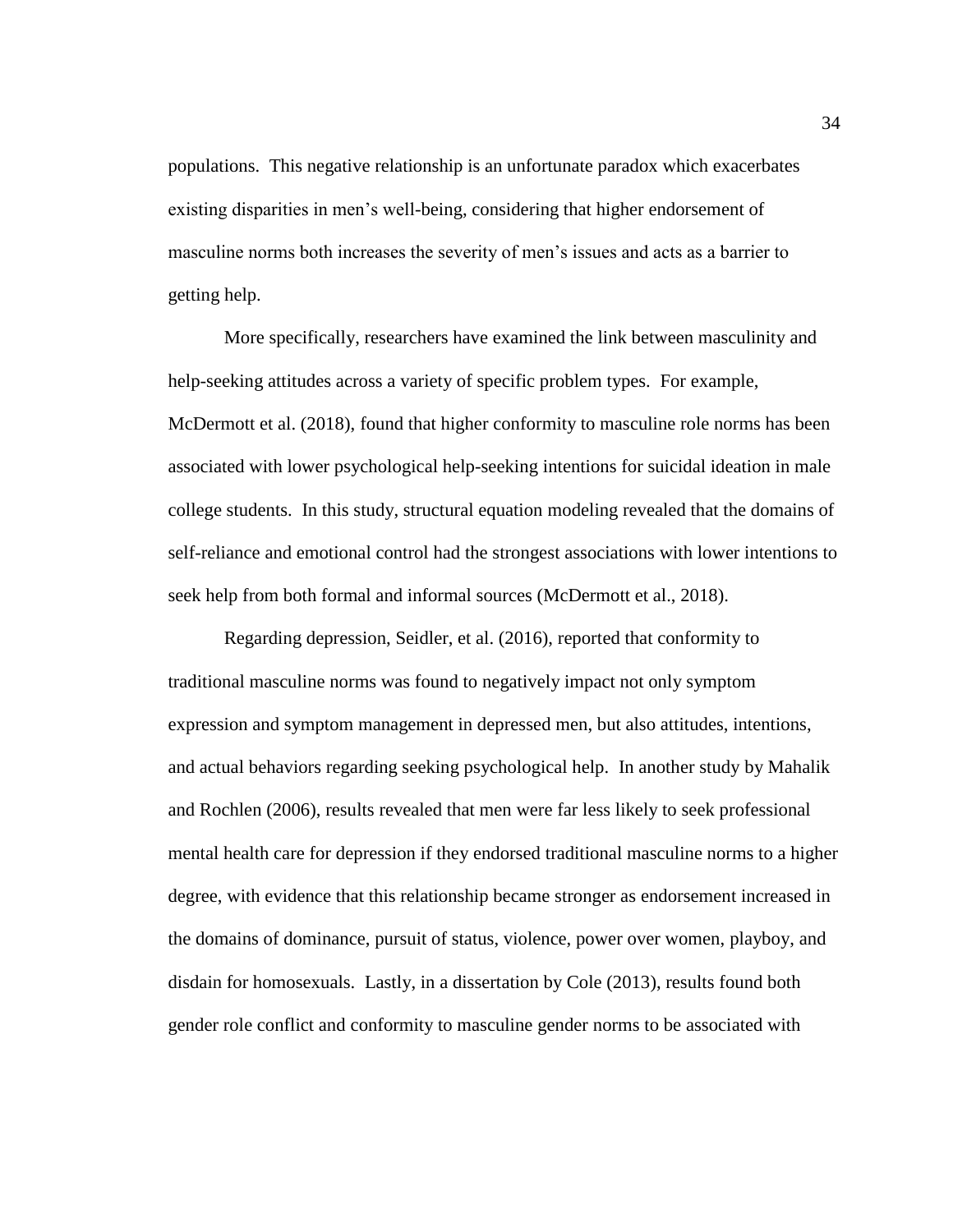populations. This negative relationship is an unfortunate paradox which exacerbates existing disparities in men's well-being, considering that higher endorsement of masculine norms both increases the severity of men's issues and acts as a barrier to getting help.

More specifically, researchers have examined the link between masculinity and help-seeking attitudes across a variety of specific problem types. For example, McDermott et al. (2018), found that higher conformity to masculine role norms has been associated with lower psychological help-seeking intentions for suicidal ideation in male college students. In this study, structural equation modeling revealed that the domains of self-reliance and emotional control had the strongest associations with lower intentions to seek help from both formal and informal sources (McDermott et al., 2018).

Regarding depression, Seidler, et al. (2016), reported that conformity to traditional masculine norms was found to negatively impact not only symptom expression and symptom management in depressed men, but also attitudes, intentions, and actual behaviors regarding seeking psychological help. In another study by Mahalik and Rochlen (2006), results revealed that men were far less likely to seek professional mental health care for depression if they endorsed traditional masculine norms to a higher degree, with evidence that this relationship became stronger as endorsement increased in the domains of dominance, pursuit of status, violence, power over women, playboy, and disdain for homosexuals. Lastly, in a dissertation by Cole (2013), results found both gender role conflict and conformity to masculine gender norms to be associated with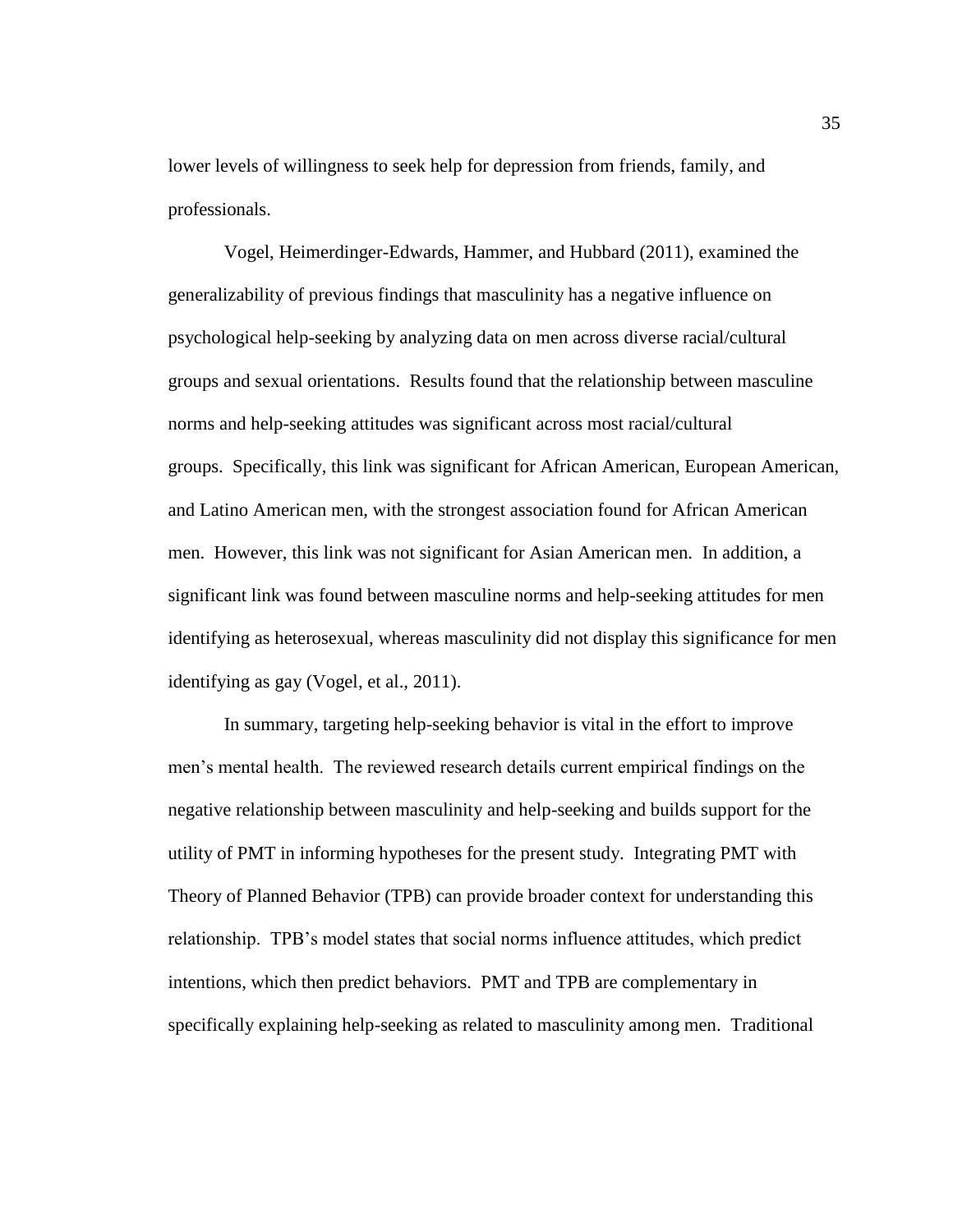lower levels of willingness to seek help for depression from friends, family, and professionals.

Vogel, Heimerdinger-Edwards, Hammer, and Hubbard (2011), examined the generalizability of previous findings that masculinity has a negative influence on psychological help-seeking by analyzing data on men across diverse racial/cultural groups and sexual orientations. Results found that the relationship between masculine norms and help-seeking attitudes was significant across most racial/cultural groups. Specifically, this link was significant for African American, European American, and Latino American men, with the strongest association found for African American men. However, this link was not significant for Asian American men. In addition, a significant link was found between masculine norms and help-seeking attitudes for men identifying as heterosexual, whereas masculinity did not display this significance for men identifying as gay (Vogel, et al., 2011).

In summary, targeting help-seeking behavior is vital in the effort to improve men's mental health. The reviewed research details current empirical findings on the negative relationship between masculinity and help-seeking and builds support for the utility of PMT in informing hypotheses for the present study. Integrating PMT with Theory of Planned Behavior (TPB) can provide broader context for understanding this relationship. TPB's model states that social norms influence attitudes, which predict intentions, which then predict behaviors. PMT and TPB are complementary in specifically explaining help-seeking as related to masculinity among men. Traditional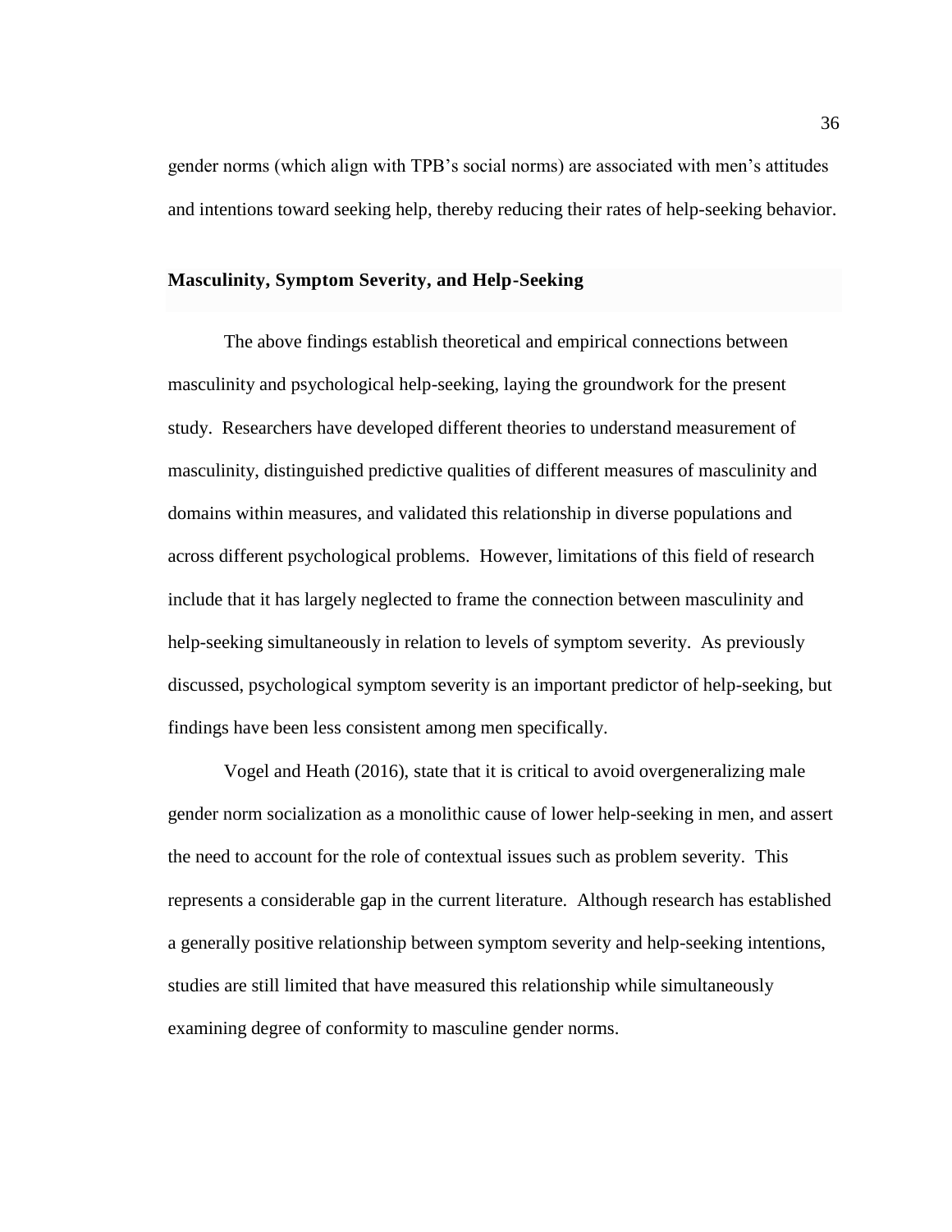gender norms (which align with TPB's social norms) are associated with men's attitudes and intentions toward seeking help, thereby reducing their rates of help-seeking behavior.

## Masculinity, Symptom Severity, and Help-Seeking

The above findings establish theoretical and empirical connections between masculinity and psychological help-seeking, laying the groundwork for the present study. Researchers have developed different theories to understand measurement of masculinity, distinguished predictive qualities of different measures of masculinity and domains within measures, and validated this relationship in diverse populations and across different psychological problems. However, limitations of this field of research include that it has largely neglected to frame the connection between masculinity and help-seeking simultaneously in relation to levels of symptom severity. As previously discussed, psychological symptom severity is an important predictor of help-seeking, but findings have been less consistent among men specifically.

Vogel and Heath (2016), state that it is critical to avoid overgeneralizing male gender norm socialization as a monolithic cause of lower help-seeking in men, and assert the need to account for the role of contextual issues such as problem severity. This represents a considerable gap in the current literature. Although research has established a generally positive relationship between symptom severity and help-seeking intentions, studies are still limited that have measured this relationship while simultaneously examining degree of conformity to masculine gender norms.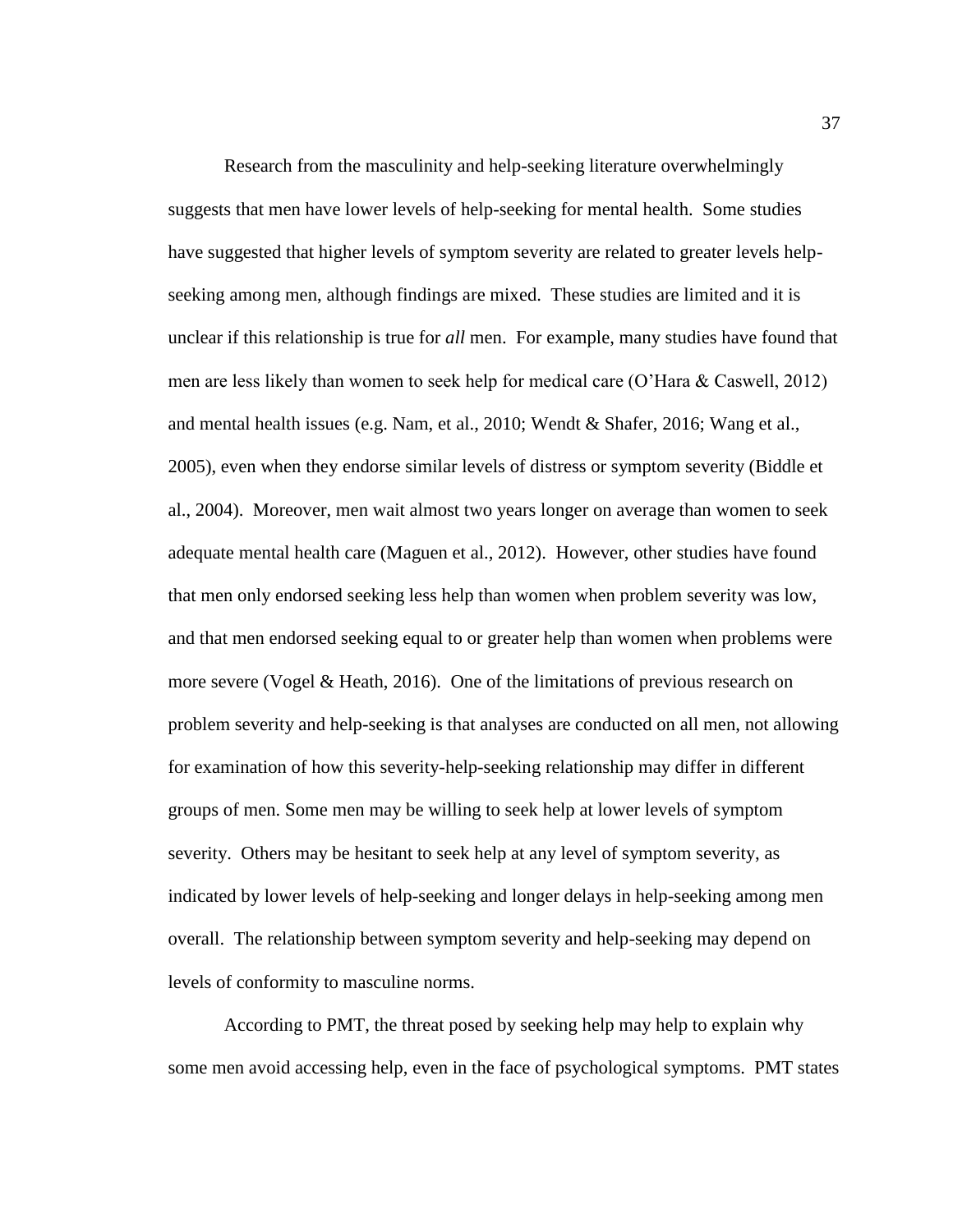Research from the masculinity and help-seeking literature overwhelmingly suggests that men have lower levels of help-seeking for mental health. Some studies have suggested that higher levels of symptom severity are related to greater levels help-seeking among men, although findings are mixed. These studies are limited and it is unclear if this relationship is true for *all* men. For example, many studies have found that men are less likely than women to seek help for medical care (O'Hara & Caswell, 2012) and mental health issues (e.g. Nam, et al., 2010; Wendt & Shafer, 2016; Wang et al., 2005), even when they endorse similar levels of distress or symptom severity (Biddle et al., 2004). Moreover, men wait almost two years longer on average than women to seek adequate mental health care (Maguen et al., 2012). However, other studies have found that men only endorsed seeking less help than women when problem severity was low, and that men endorsed seeking equal to or greater help than women when problems were more severe (Vogel & Heath, 2016). One of the limitations of previous research on problem severity and help-seeking is that analyses are conducted on all men, not allowing for examination of how this severity-help-seeking relationship may differ in different groups of men. Some men may be willing to seek help at lower levels of symptom severity. Others may be hesitant to seek help at any level of symptom severity, as indicated by lower levels of help-seeking and longer delays in help-seeking among men overall. The relationship between symptom severity and help-seeking may depend on levels of conformity to masculine norms.

According to PMT, the threat posed by seeking help may help to explain why some men avoid accessing help, even in the face of psychological symptoms. PMT states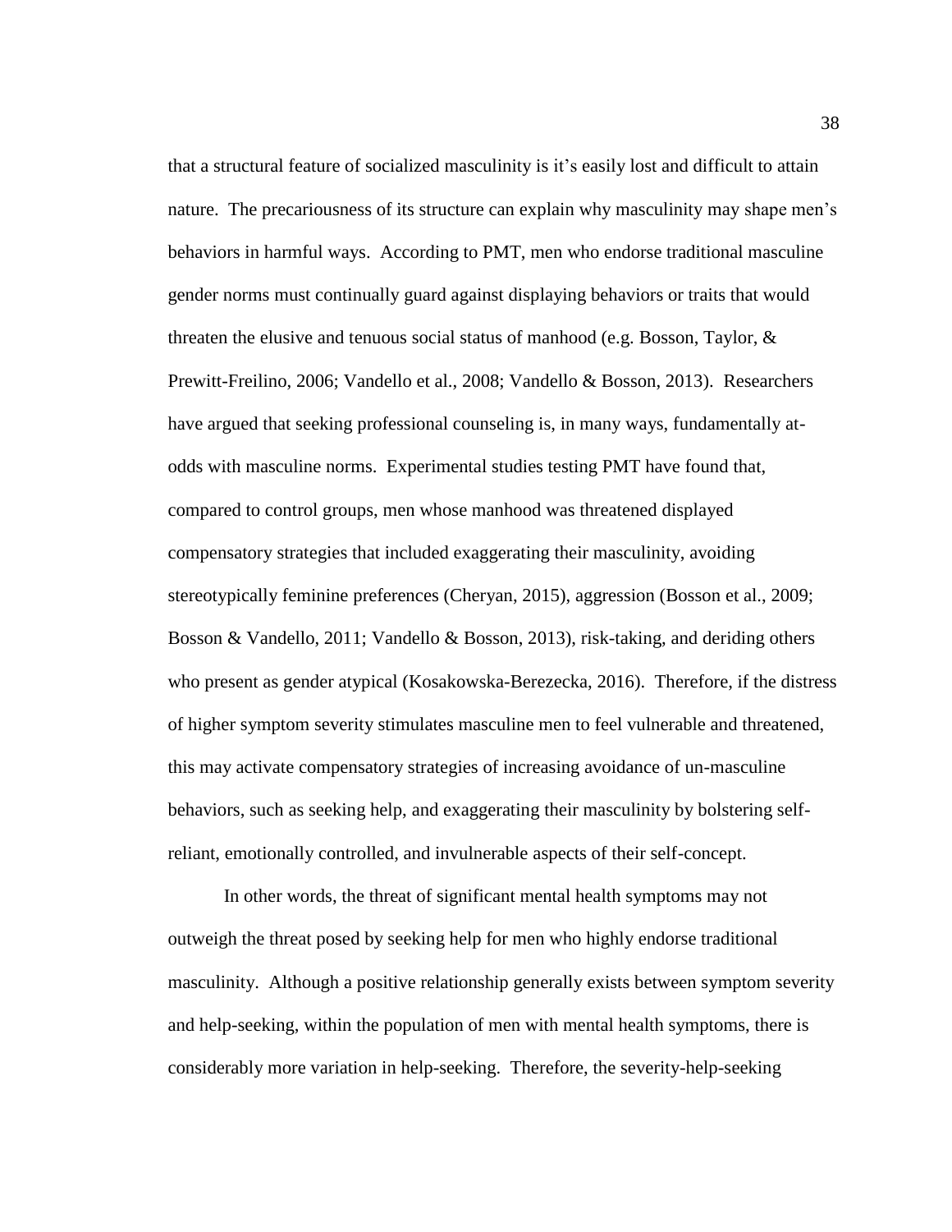that a structural feature of socialized masculinity is it's easily lost and difficult to attain nature. The precariousness of its structure can explain why masculinity may shape men's behaviors in harmful ways. According to PMT, men who endorse traditional masculine gender norms must continually guard against displaying behaviors or traits that would threaten the elusive and tenuous social status of manhood (e.g. Bosson, Taylor, & Prewitt-Freilino, 2006; Vandello et al., 2008; Vandello & Bosson, 2013). Researchers have argued that seeking professional counseling is, in many ways, fundamentally at-odds with masculine norms. Experimental studies testing PMT have found that, compared to control groups, men whose manhood was threatened displayed compensatory strategies that included exaggerating their masculinity, avoiding stereotypically feminine preferences (Cheryan, 2015), aggression (Bosson et al., 2009; Bosson & Vandello, 2011; Vandello & Bosson, 2013), risk-taking, and deriding others who present as gender atypical (Kosakowska-Berezecka, 2016). Therefore, if the distress of higher symptom severity stimulates masculine men to feel vulnerable and threatened, this may activate compensatory strategies of increasing avoidance of un-masculine behaviors, such as seeking help, and exaggerating their masculinity by bolstering self-reliant, emotionally controlled, and invulnerable aspects of their self-concept.

In other words, the threat of significant mental health symptoms may not outweigh the threat posed by seeking help for men who highly endorse traditional masculinity. Although a positive relationship generally exists between symptom severity and help-seeking, within the population of men with mental health symptoms, there is considerably more variation in help-seeking. Therefore, the severity-help-seeking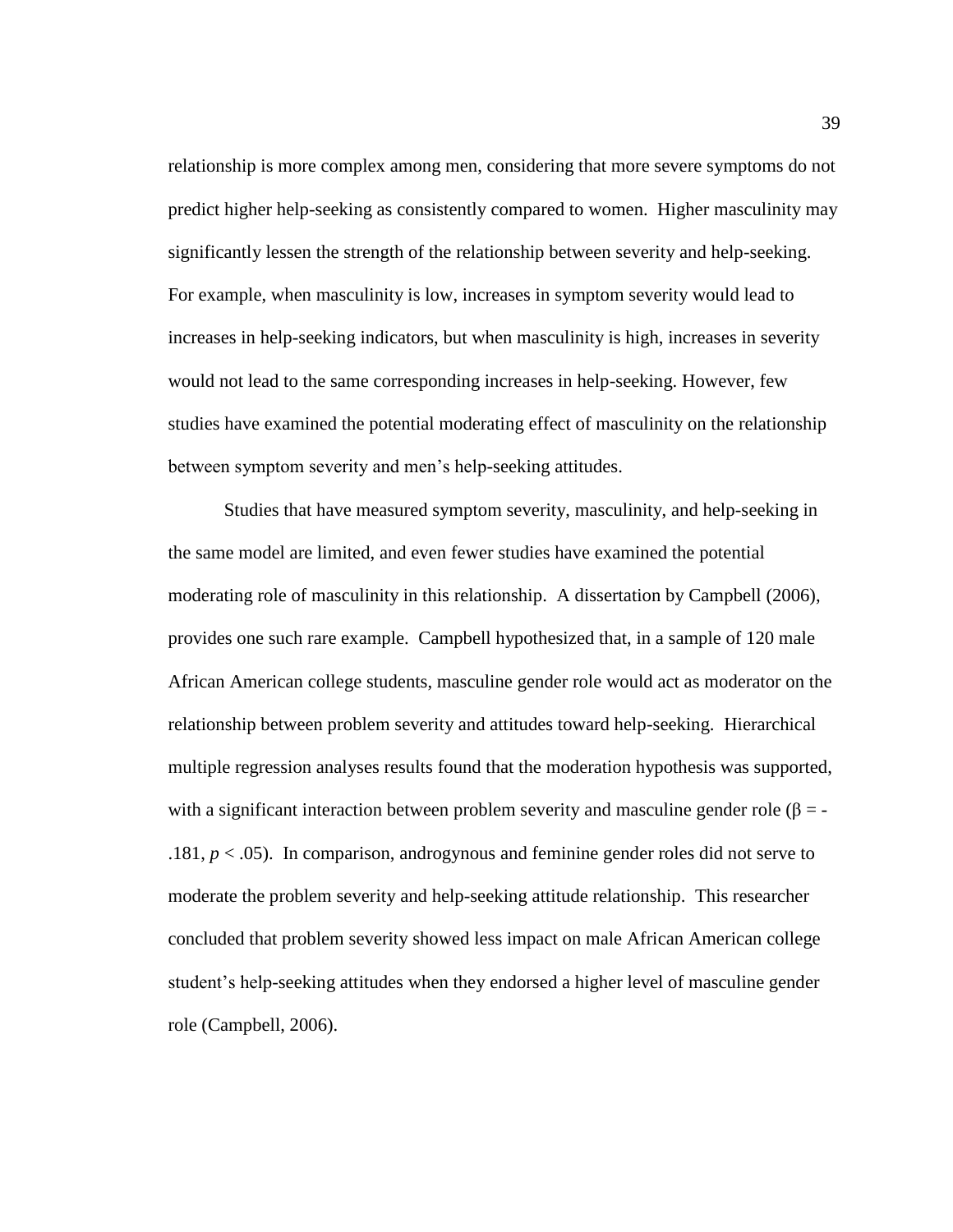relationship is more complex among men, considering that more severe symptoms do not predict higher help-seeking as consistently compared to women. Higher masculinity may significantly lessen the strength of the relationship between severity and help-seeking. For example, when masculinity is low, increases in symptom severity would lead to increases in help-seeking indicators, but when masculinity is high, increases in severity would not lead to the same corresponding increases in help-seeking. However, few studies have examined the potential moderating effect of masculinity on the relationship between symptom severity and men's help-seeking attitudes.

Studies that have measured symptom severity, masculinity, and help-seeking in the same model are limited, and even fewer studies have examined the potential moderating role of masculinity in this relationship. A dissertation by Campbell (2006), provides one such rare example. Campbell hypothesized that, in a sample of 120 male African American college students, masculine gender role would act as moderator on the relationship between problem severity and attitudes toward help-seeking. Hierarchical multiple regression analyses results found that the moderation hypothesis was supported, with a significant interaction between problem severity and masculine gender role ($\beta = -.181$, $p < .05$). In comparison, androgynous and feminine gender roles did not serve to moderate the problem severity and help-seeking attitude relationship. This researcher concluded that problem severity showed less impact on male African American college student's help-seeking attitudes when they endorsed a higher level of masculine gender role (Campbell, 2006).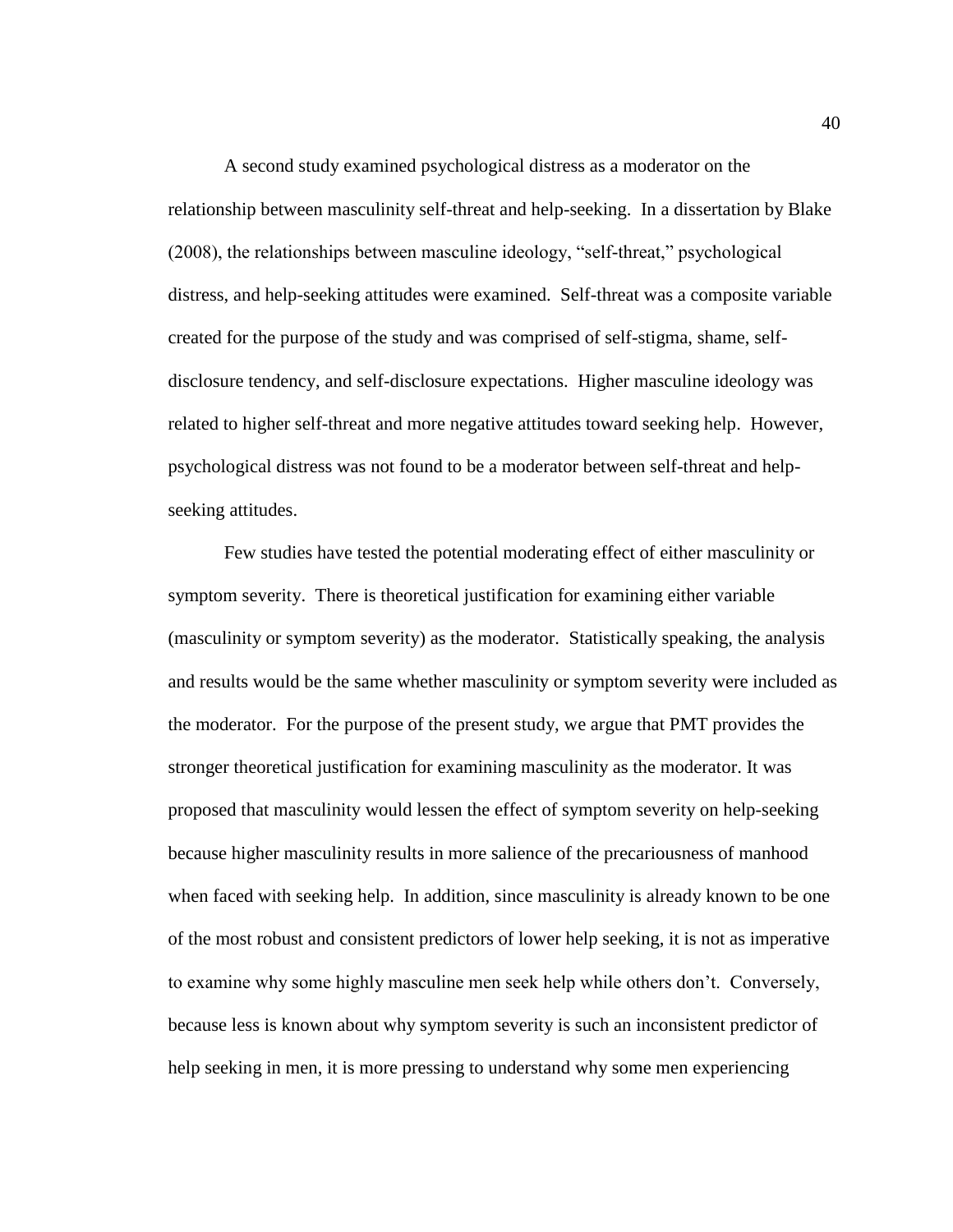A second study examined psychological distress as a moderator on the relationship between masculinity self-threat and help-seeking. In a dissertation by Blake (2008), the relationships between masculine ideology, "self-threat," psychological distress, and help-seeking attitudes were examined. Self-threat was a composite variable created for the purpose of the study and was comprised of self-stigma, shame, self-disclosure tendency, and self-disclosure expectations. Higher masculine ideology was related to higher self-threat and more negative attitudes toward seeking help. However, psychological distress was not found to be a moderator between self-threat and help-seeking attitudes.

Few studies have tested the potential moderating effect of either masculinity or symptom severity. There is theoretical justification for examining either variable (masculinity or symptom severity) as the moderator. Statistically speaking, the analysis and results would be the same whether masculinity or symptom severity were included as the moderator. For the purpose of the present study, we argue that PMT provides the stronger theoretical justification for examining masculinity as the moderator. It was proposed that masculinity would lessen the effect of symptom severity on help-seeking because higher masculinity results in more salience of the precariousness of manhood when faced with seeking help. In addition, since masculinity is already known to be one of the most robust and consistent predictors of lower help seeking, it is not as imperative to examine why some highly masculine men seek help while others don't. Conversely, because less is known about why symptom severity is such an inconsistent predictor of help seeking in men, it is more pressing to understand why some men experiencing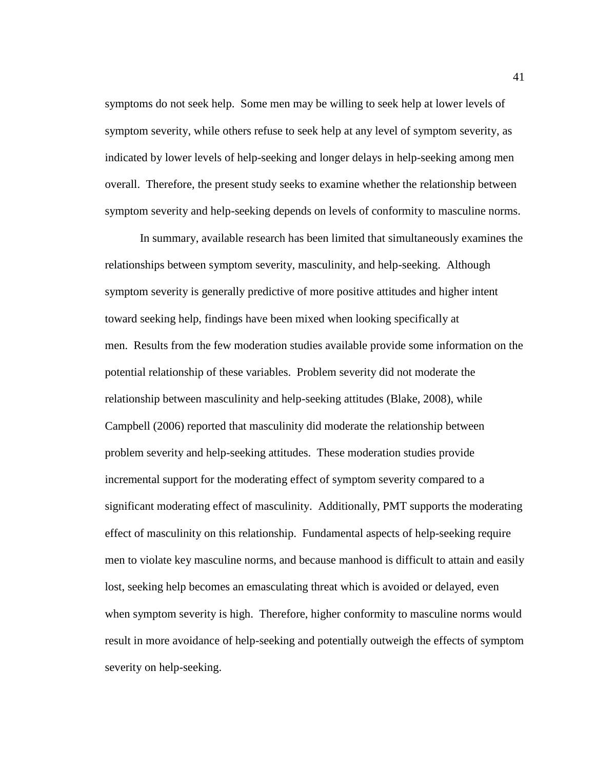symptoms do not seek help. Some men may be willing to seek help at lower levels of symptom severity, while others refuse to seek help at any level of symptom severity, as indicated by lower levels of help-seeking and longer delays in help-seeking among men overall. Therefore, the present study seeks to examine whether the relationship between symptom severity and help-seeking depends on levels of conformity to masculine norms.

In summary, available research has been limited that simultaneously examines the relationships between symptom severity, masculinity, and help-seeking. Although symptom severity is generally predictive of more positive attitudes and higher intent toward seeking help, findings have been mixed when looking specifically at men. Results from the few moderation studies available provide some information on the potential relationship of these variables. Problem severity did not moderate the relationship between masculinity and help-seeking attitudes (Blake, 2008), while Campbell (2006) reported that masculinity did moderate the relationship between problem severity and help-seeking attitudes. These moderation studies provide incremental support for the moderating effect of symptom severity compared to a significant moderating effect of masculinity. Additionally, PMT supports the moderating effect of masculinity on this relationship. Fundamental aspects of help-seeking require men to violate key masculine norms, and because manhood is difficult to attain and easily lost, seeking help becomes an emasculating threat which is avoided or delayed, even when symptom severity is high. Therefore, higher conformity to masculine norms would result in more avoidance of help-seeking and potentially outweigh the effects of symptom severity on help-seeking.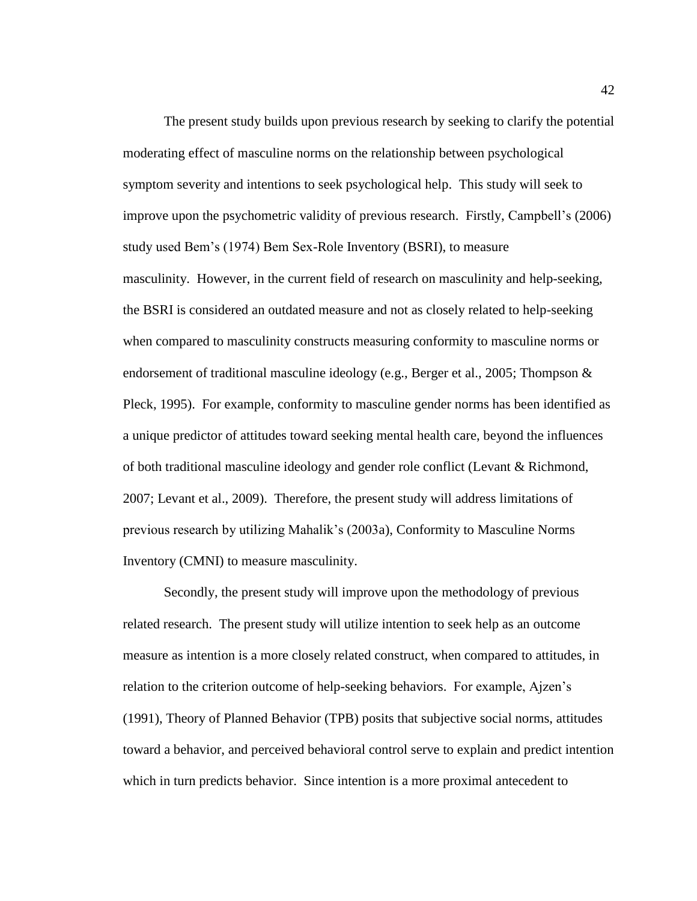The present study builds upon previous research by seeking to clarify the potential moderating effect of masculine norms on the relationship between psychological symptom severity and intentions to seek psychological help. This study will seek to improve upon the psychometric validity of previous research. Firstly, Campbell's (2006) study used Bem's (1974) Bem Sex-Role Inventory (BSRI), to measure masculinity. However, in the current field of research on masculinity and help-seeking, the BSRI is considered an outdated measure and not as closely related to help-seeking when compared to masculinity constructs measuring conformity to masculine norms or endorsement of traditional masculine ideology (e.g., Berger et al., 2005; Thompson & Pleck, 1995). For example, conformity to masculine gender norms has been identified as a unique predictor of attitudes toward seeking mental health care, beyond the influences of both traditional masculine ideology and gender role conflict (Levant & Richmond, 2007; Levant et al., 2009). Therefore, the present study will address limitations of previous research by utilizing Mahalik's (2003a), Conformity to Masculine Norms Inventory (CMNI) to measure masculinity.

Secondly, the present study will improve upon the methodology of previous related research. The present study will utilize intention to seek help as an outcome measure as intention is a more closely related construct, when compared to attitudes, in relation to the criterion outcome of help-seeking behaviors. For example, Ajzen's (1991), Theory of Planned Behavior (TPB) posits that subjective social norms, attitudes toward a behavior, and perceived behavioral control serve to explain and predict intention which in turn predicts behavior. Since intention is a more proximal antecedent to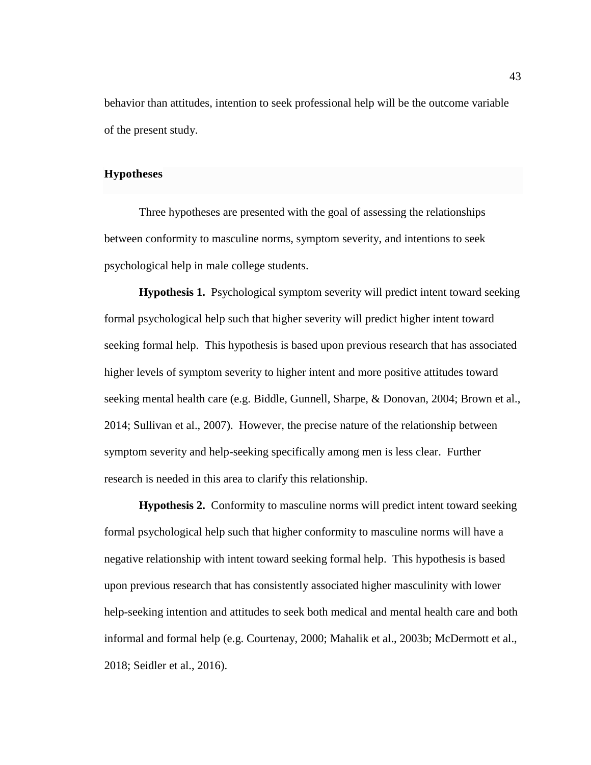behavior than attitudes, intention to seek professional help will be the outcome variable of the present study.

## Hypotheses

Three hypotheses are presented with the goal of assessing the relationships between conformity to masculine norms, symptom severity, and intentions to seek psychological help in male college students.

**Hypothesis 1.** Psychological symptom severity will predict intent toward seeking formal psychological help such that higher severity will predict higher intent toward seeking formal help. This hypothesis is based upon previous research that has associated higher levels of symptom severity to higher intent and more positive attitudes toward seeking mental health care (e.g. Biddle, Gunnell, Sharpe, & Donovan, 2004; Brown et al., 2014; Sullivan et al., 2007). However, the precise nature of the relationship between symptom severity and help-seeking specifically among men is less clear. Further research is needed in this area to clarify this relationship.

**Hypothesis 2.** Conformity to masculine norms will predict intent toward seeking formal psychological help such that higher conformity to masculine norms will have a negative relationship with intent toward seeking formal help. This hypothesis is based upon previous research that has consistently associated higher masculinity with lower help-seeking intention and attitudes to seek both medical and mental health care and both informal and formal help (e.g. Courtenay, 2000; Mahalik et al., 2003b; McDermott et al., 2018; Seidler et al., 2016).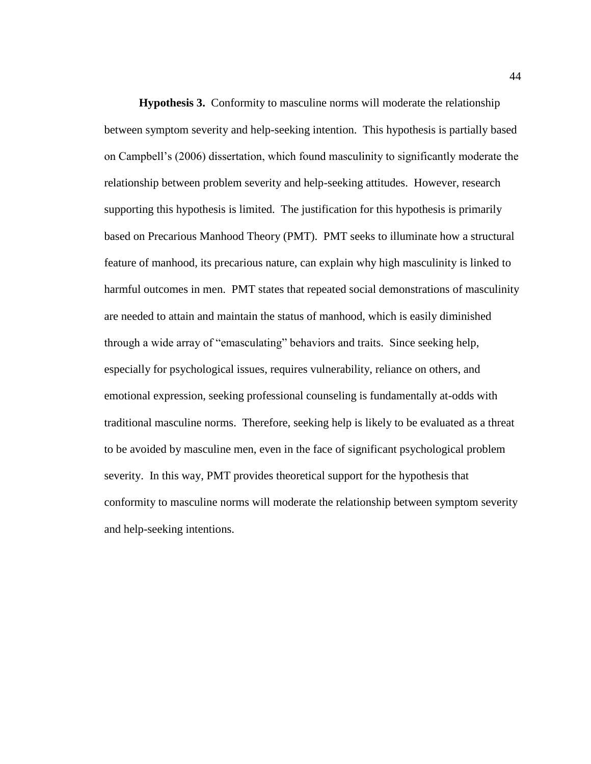**Hypothesis 3.** Conformity to masculine norms will moderate the relationship between symptom severity and help-seeking intention. This hypothesis is partially based on Campbell's (2006) dissertation, which found masculinity to significantly moderate the relationship between problem severity and help-seeking attitudes. However, research supporting this hypothesis is limited. The justification for this hypothesis is primarily based on Precarious Manhood Theory (PMT). PMT seeks to illuminate how a structural feature of manhood, its precarious nature, can explain why high masculinity is linked to harmful outcomes in men. PMT states that repeated social demonstrations of masculinity are needed to attain and maintain the status of manhood, which is easily diminished through a wide array of "emasculating" behaviors and traits. Since seeking help, especially for psychological issues, requires vulnerability, reliance on others, and emotional expression, seeking professional counseling is fundamentally at-odds with traditional masculine norms. Therefore, seeking help is likely to be evaluated as a threat to be avoided by masculine men, even in the face of significant psychological problem severity. In this way, PMT provides theoretical support for the hypothesis that conformity to masculine norms will moderate the relationship between symptom severity and help-seeking intentions.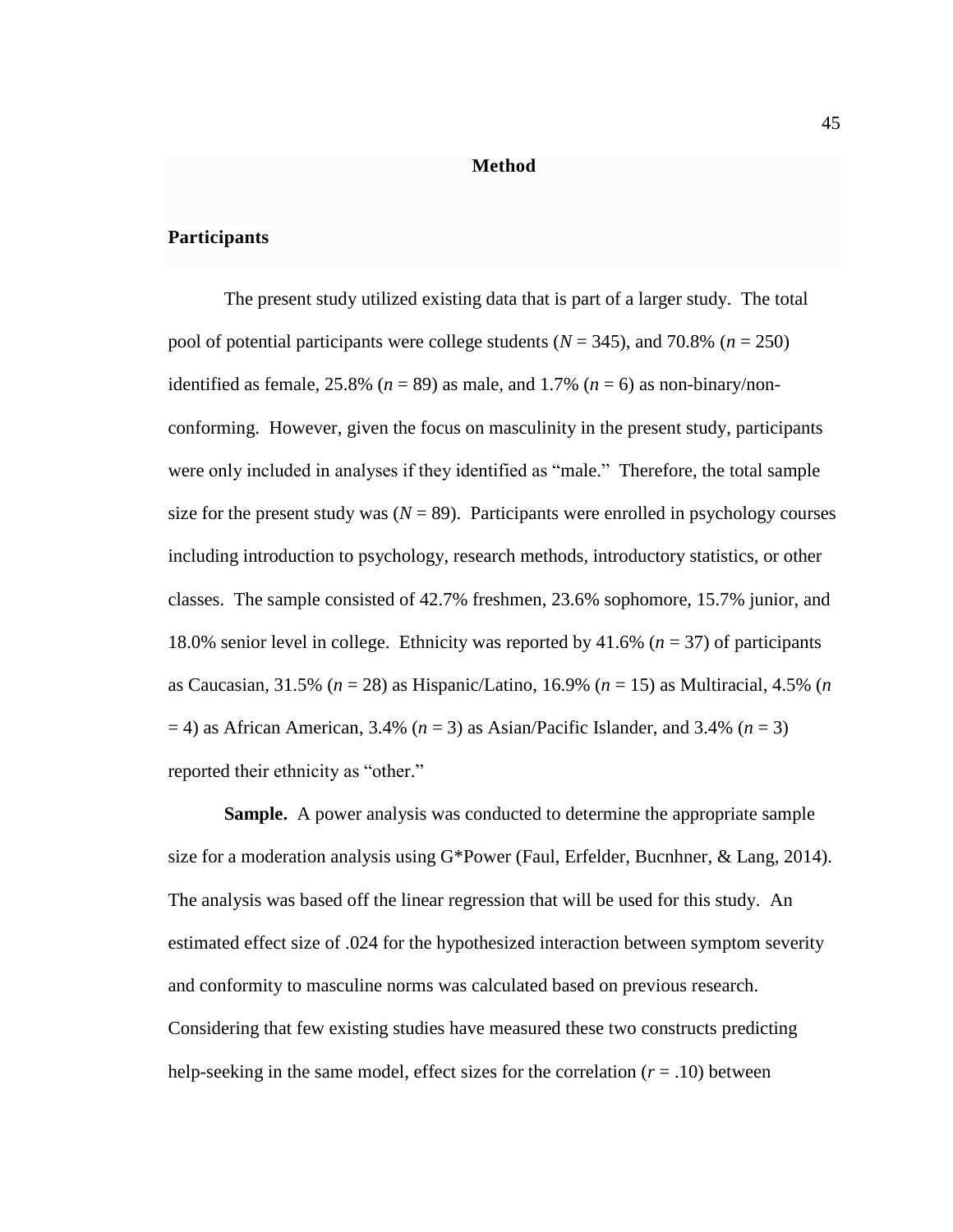# Method

## Participants

The present study utilized existing data that is part of a larger study. The total pool of potential participants were college students ($N = 345$), and 70.8% ($n = 250$) identified as female, 25.8% ($n = 89$) as male, and 1.7% ($n = 6$) as non-binary/non-conforming. However, given the focus on masculinity in the present study, participants were only included in analyses if they identified as "male." Therefore, the total sample size for the present study was ($N = 89$). Participants were enrolled in psychology courses including introduction to psychology, research methods, introductory statistics, or other classes. The sample consisted of 42.7% freshmen, 23.6% sophomore, 15.7% junior, and 18.0% senior level in college. Ethnicity was reported by 41.6% ($n = 37$) of participants as Caucasian, 31.5% ($n = 28$) as Hispanic/Latino, 16.9% ($n = 15$) as Multiracial, 4.5% ($n = 4$) as African American, 3.4% ($n = 3$) as Asian/Pacific Islander, and 3.4% ($n = 3$) reported their ethnicity as "other."

**Sample.** A power analysis was conducted to determine the appropriate sample size for a moderation analysis using G*Power (Faul, Erfelder, Bucnhner, & Lang, 2014). The analysis was based off the linear regression that will be used for this study. An estimated effect size of .024 for the hypothesized interaction between symptom severity and conformity to masculine norms was calculated based on previous research. Considering that few existing studies have measured these two constructs predicting help-seeking in the same model, effect sizes for the correlation ($r = .10$) between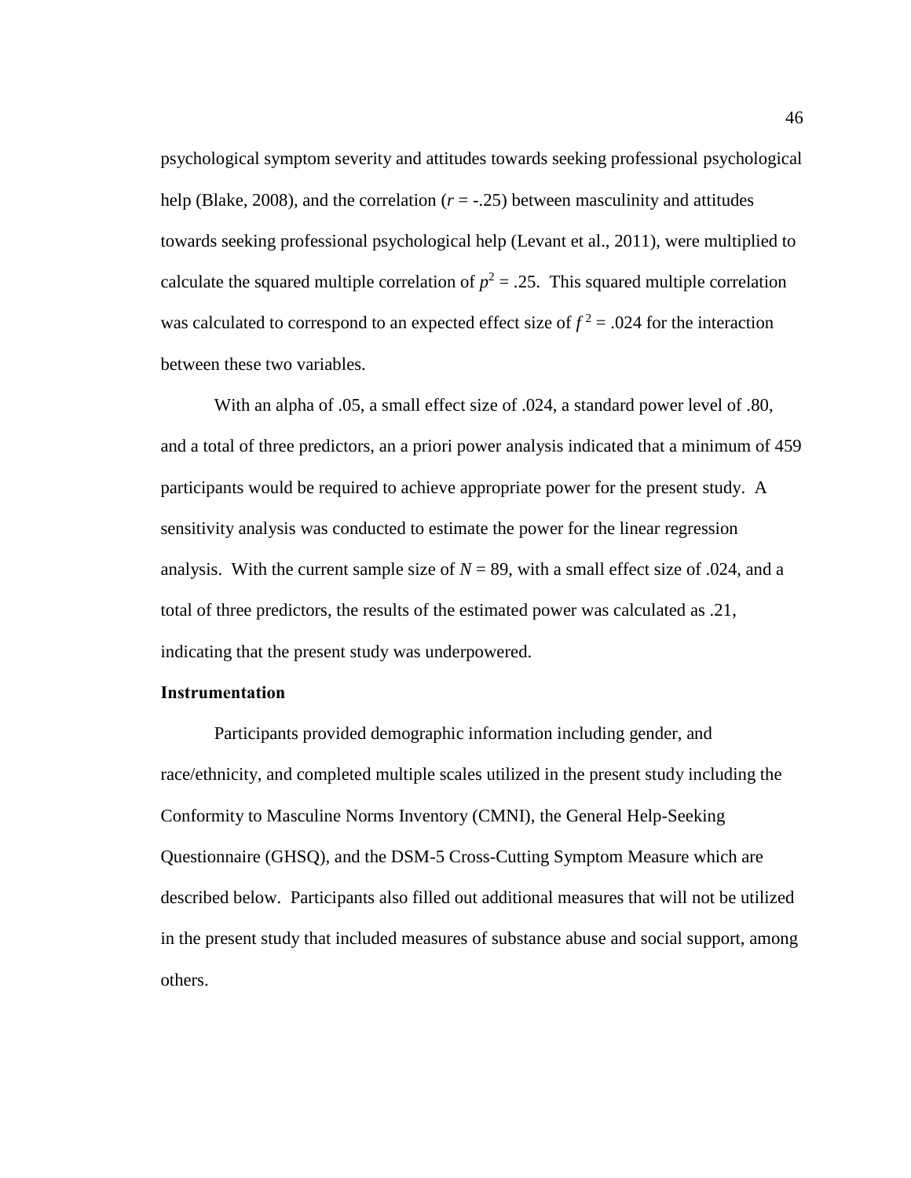psychological symptom severity and attitudes towards seeking professional psychological help (Blake, 2008), and the correlation ($r = -.25$) between masculinity and attitudes towards seeking professional psychological help (Levant et al., 2011), were multiplied to calculate the squared multiple correlation of $p^2 = .25$. This squared multiple correlation was calculated to correspond to an expected effect size of $f^2 = .024$ for the interaction between these two variables.

With an alpha of .05, a small effect size of .024, a standard power level of .80, and a total of three predictors, an a priori power analysis indicated that a minimum of 459 participants would be required to achieve appropriate power for the present study. A sensitivity analysis was conducted to estimate the power for the linear regression analysis. With the current sample size of $N = 89$, with a small effect size of .024, and a total of three predictors, the results of the estimated power was calculated as .21, indicating that the present study was underpowered.

## Instrumentation

Participants provided demographic information including gender, and race/ethnicity, and completed multiple scales utilized in the present study including the Conformity to Masculine Norms Inventory (CMNI), the General Help-Seeking Questionnaire (GHSQ), and the DSM-5 Cross-Cutting Symptom Measure which are described below. Participants also filled out additional measures that will not be utilized in the present study that included measures of substance abuse and social support, among others.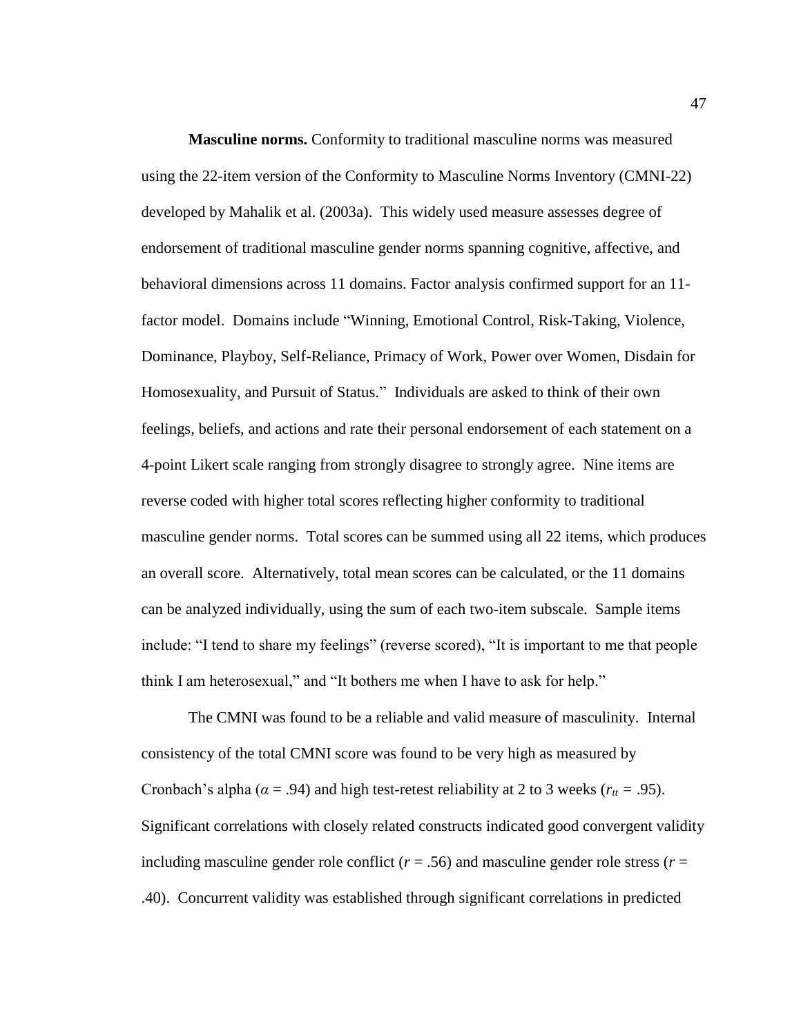**Masculine norms.** Conformity to traditional masculine norms was measured using the 22-item version of the Conformity to Masculine Norms Inventory (CMNI-22) developed by Mahalik et al. (2003a). This widely used measure assesses degree of endorsement of traditional masculine gender norms spanning cognitive, affective, and behavioral dimensions across 11 domains. Factor analysis confirmed support for an 11-factor model. Domains include "Winning, Emotional Control, Risk-Taking, Violence, Dominance, Playboy, Self-Reliance, Primacy of Work, Power over Women, Disdain for Homosexuality, and Pursuit of Status." Individuals are asked to think of their own feelings, beliefs, and actions and rate their personal endorsement of each statement on a 4-point Likert scale ranging from strongly disagree to strongly agree. Nine items are reverse coded with higher total scores reflecting higher conformity to traditional masculine gender norms. Total scores can be summed using all 22 items, which produces an overall score. Alternatively, total mean scores can be calculated, or the 11 domains can be analyzed individually, using the sum of each two-item subscale. Sample items include: "I tend to share my feelings" (reverse scored), "It is important to me that people think I am heterosexual," and "It bothers me when I have to ask for help."

The CMNI was found to be a reliable and valid measure of masculinity. Internal consistency of the total CMNI score was found to be very high as measured by Cronbach's alpha ($\alpha = .94$) and high test-retest reliability at 2 to 3 weeks ($r_{tt} = .95$). Significant correlations with closely related constructs indicated good convergent validity including masculine gender role conflict ($r = .56$) and masculine gender role stress ($r = .40$). Concurrent validity was established through significant correlations in predicted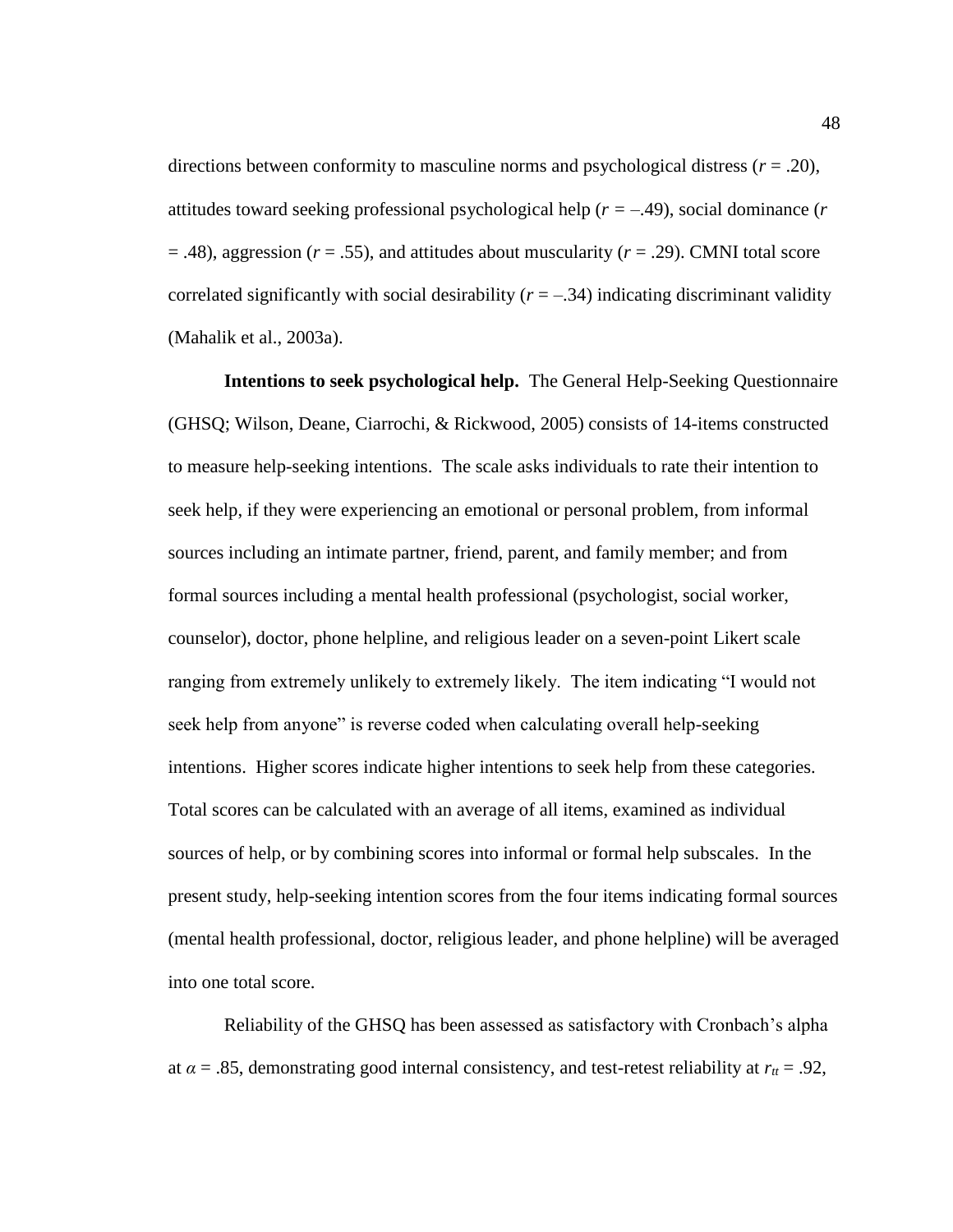directions between conformity to masculine norms and psychological distress ($r = .20$), attitudes toward seeking professional psychological help ($r = –.49$), social dominance ($r = .48$), aggression ($r = .55$), and attitudes about muscularity ($r = .29$). CMNI total score correlated significantly with social desirability ($r = –.34$) indicating discriminant validity (Mahalik et al., 2003a).

**Intentions to seek psychological help.** The General Help-Seeking Questionnaire (GHSQ; Wilson, Deane, Ciarrochi, & Rickwood, 2005) consists of 14-items constructed to measure help-seeking intentions. The scale asks individuals to rate their intention to seek help, if they were experiencing an emotional or personal problem, from informal sources including an intimate partner, friend, parent, and family member; and from formal sources including a mental health professional (psychologist, social worker, counselor), doctor, phone helpline, and religious leader on a seven-point Likert scale ranging from extremely unlikely to extremely likely. The item indicating "I would not seek help from anyone" is reverse coded when calculating overall help-seeking intentions. Higher scores indicate higher intentions to seek help from these categories. Total scores can be calculated with an average of all items, examined as individual sources of help, or by combining scores into informal or formal help subscales. In the present study, help-seeking intention scores from the four items indicating formal sources (mental health professional, doctor, religious leader, and phone helpline) will be averaged into one total score.

Reliability of the GHSQ has been assessed as satisfactory with Cronbach's alpha at $\alpha = .85$, demonstrating good internal consistency, and test-retest reliability at $r_{tt} = .92$,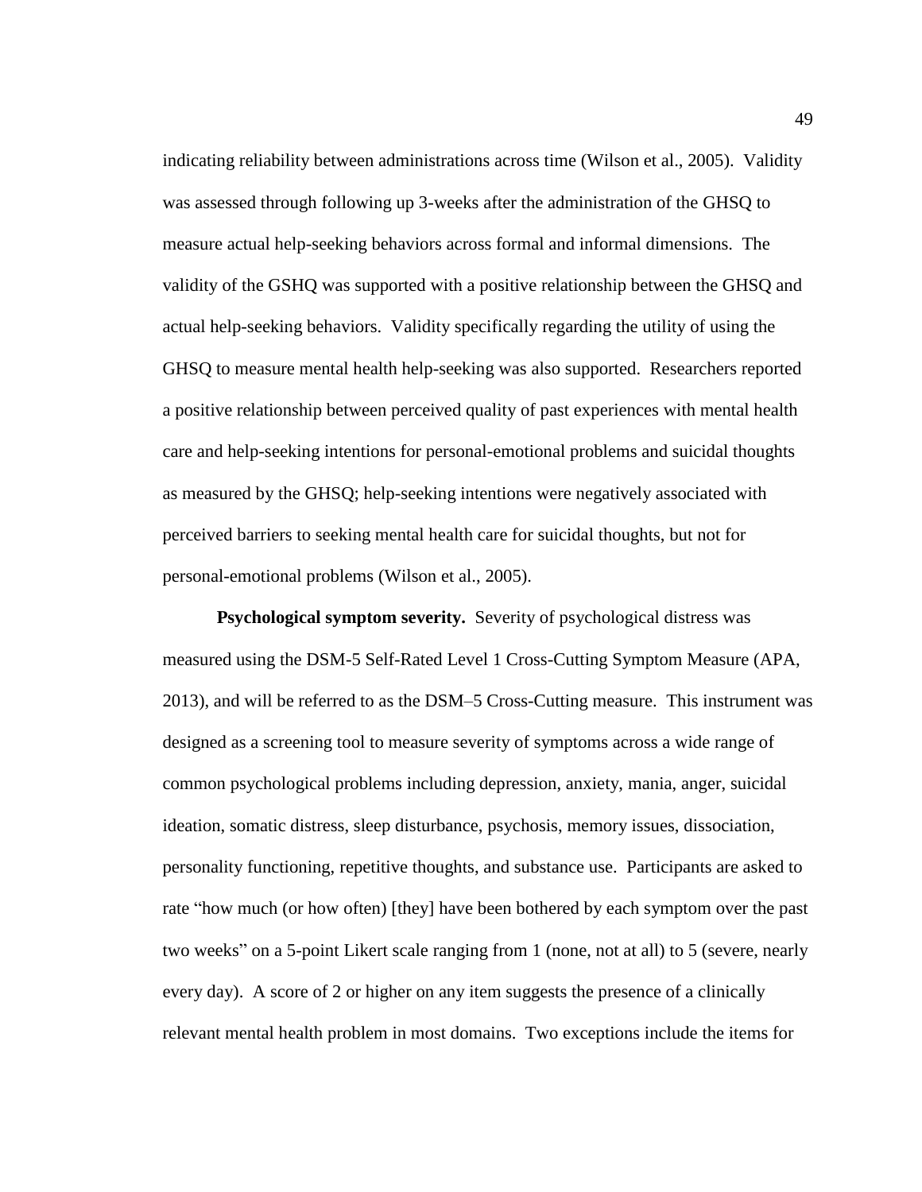indicating reliability between administrations across time (Wilson et al., 2005). Validity was assessed through following up 3-weeks after the administration of the GHSQ to measure actual help-seeking behaviors across formal and informal dimensions. The validity of the GSHQ was supported with a positive relationship between the GHSQ and actual help-seeking behaviors. Validity specifically regarding the utility of using the GHSQ to measure mental health help-seeking was also supported. Researchers reported a positive relationship between perceived quality of past experiences with mental health care and help-seeking intentions for personal-emotional problems and suicidal thoughts as measured by the GHSQ; help-seeking intentions were negatively associated with perceived barriers to seeking mental health care for suicidal thoughts, but not for personal-emotional problems (Wilson et al., 2005).

**Psychological symptom severity.** Severity of psychological distress was measured using the DSM-5 Self-Rated Level 1 Cross-Cutting Symptom Measure (APA, 2013), and will be referred to as the DSM–5 Cross-Cutting measure. This instrument was designed as a screening tool to measure severity of symptoms across a wide range of common psychological problems including depression, anxiety, mania, anger, suicidal ideation, somatic distress, sleep disturbance, psychosis, memory issues, dissociation, personality functioning, repetitive thoughts, and substance use. Participants are asked to rate "how much (or how often) [they] have been bothered by each symptom over the past two weeks" on a 5-point Likert scale ranging from 1 (none, not at all) to 5 (severe, nearly every day). A score of 2 or higher on any item suggests the presence of a clinically relevant mental health problem in most domains. Two exceptions include the items for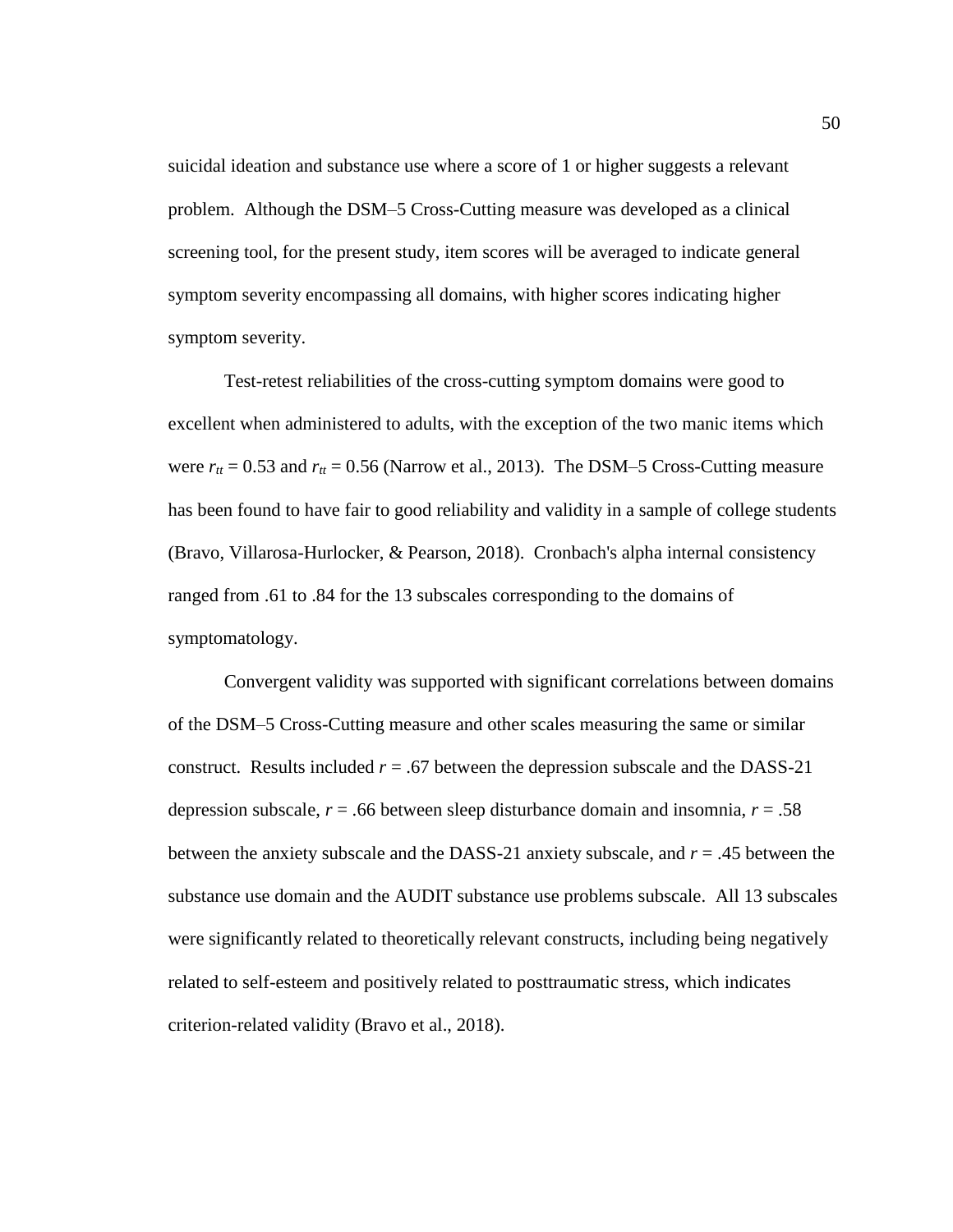suicidal ideation and substance use where a score of 1 or higher suggests a relevant problem. Although the DSM–5 Cross-Cutting measure was developed as a clinical screening tool, for the present study, item scores will be averaged to indicate general symptom severity encompassing all domains, with higher scores indicating higher symptom severity.

Test-retest reliabilities of the cross-cutting symptom domains were good to excellent when administered to adults, with the exception of the two manic items which were $r_{tt} = 0.53$ and $r_{tt} = 0.56$ (Narrow et al., 2013). The DSM–5 Cross-Cutting measure has been found to have fair to good reliability and validity in a sample of college students (Bravo, Villarosa-Hurlocker, & Pearson, 2018). Cronbach's alpha internal consistency ranged from .61 to .84 for the 13 subscales corresponding to the domains of symptomatology.

Convergent validity was supported with significant correlations between domains of the DSM–5 Cross-Cutting measure and other scales measuring the same or similar construct. Results included $r = .67$ between the depression subscale and the DASS-21 depression subscale, $r = .66$ between sleep disturbance domain and insomnia, $r = .58$ between the anxiety subscale and the DASS-21 anxiety subscale, and $r = .45$ between the substance use domain and the AUDIT substance use problems subscale. All 13 subscales were significantly related to theoretically relevant constructs, including being negatively related to self-esteem and positively related to posttraumatic stress, which indicates criterion-related validity (Bravo et al., 2018).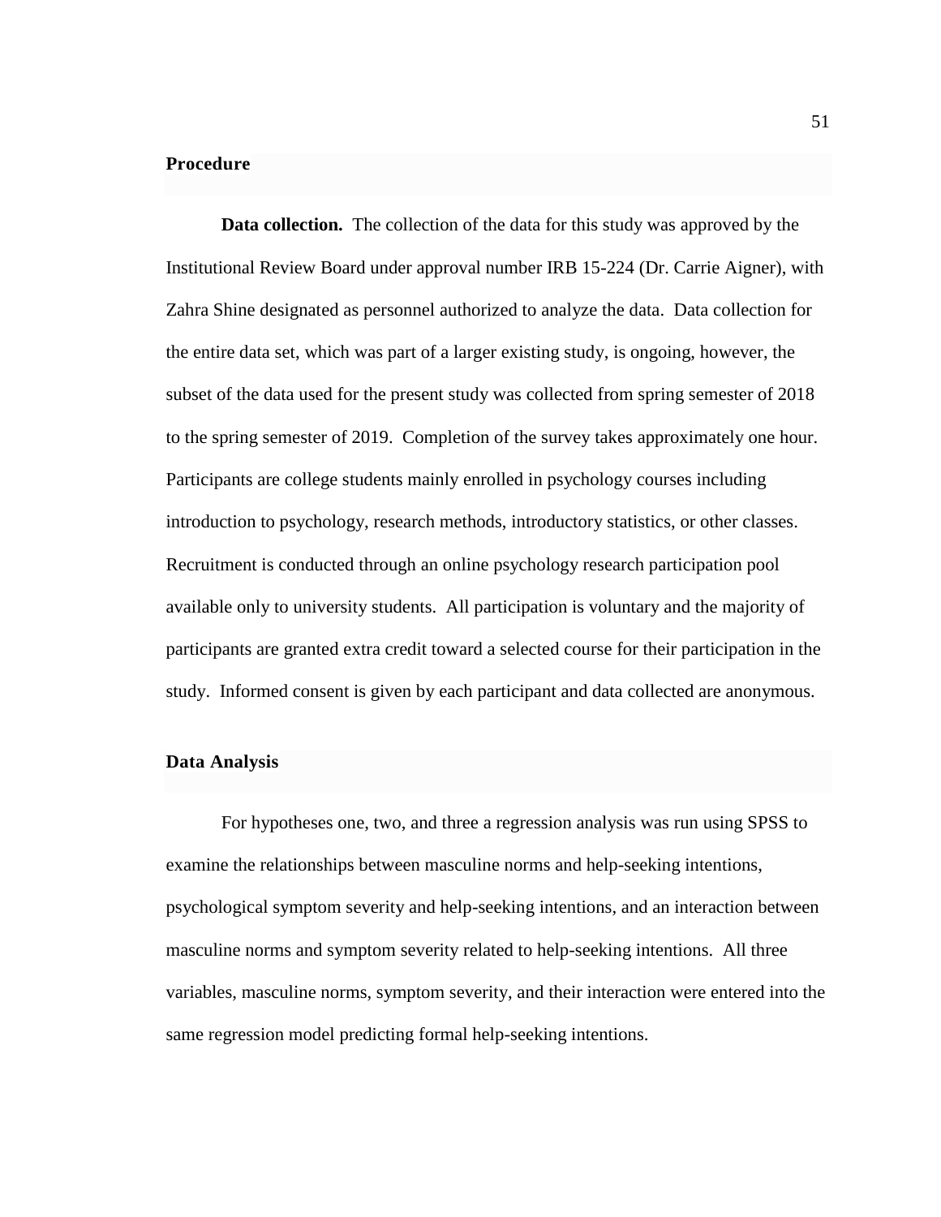## Procedure

**Data collection.** The collection of the data for this study was approved by the Institutional Review Board under approval number IRB 15-224 (Dr. Carrie Aigner), with Zahra Shine designated as personnel authorized to analyze the data. Data collection for the entire data set, which was part of a larger existing study, is ongoing, however, the subset of the data used for the present study was collected from spring semester of 2018 to the spring semester of 2019. Completion of the survey takes approximately one hour. Participants are college students mainly enrolled in psychology courses including introduction to psychology, research methods, introductory statistics, or other classes. Recruitment is conducted through an online psychology research participation pool available only to university students. All participation is voluntary and the majority of participants are granted extra credit toward a selected course for their participation in the study. Informed consent is given by each participant and data collected are anonymous.

## Data Analysis

For hypotheses one, two, and three a regression analysis was run using SPSS to examine the relationships between masculine norms and help-seeking intentions, psychological symptom severity and help-seeking intentions, and an interaction between masculine norms and symptom severity related to help-seeking intentions. All three variables, masculine norms, symptom severity, and their interaction were entered into the same regression model predicting formal help-seeking intentions.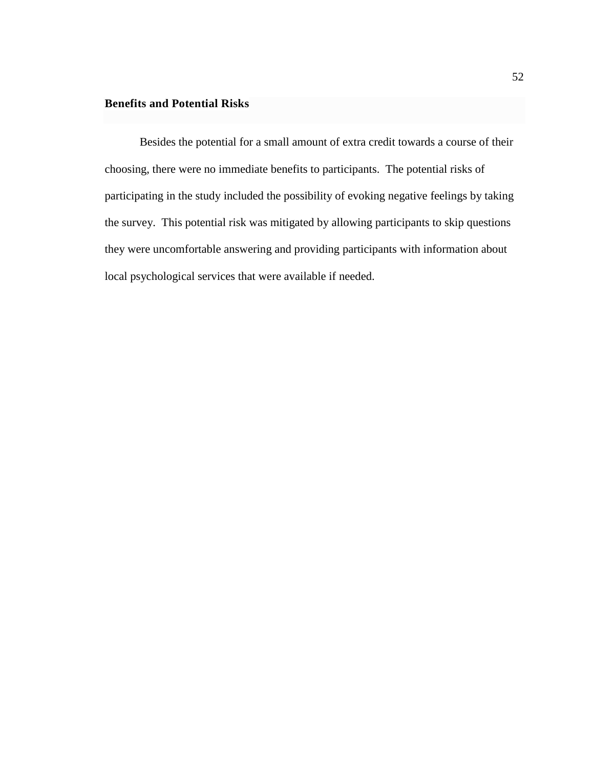## Benefits and Potential Risks

Besides the potential for a small amount of extra credit towards a course of their choosing, there were no immediate benefits to participants. The potential risks of participating in the study included the possibility of evoking negative feelings by taking the survey. This potential risk was mitigated by allowing participants to skip questions they were uncomfortable answering and providing participants with information about local psychological services that were available if needed.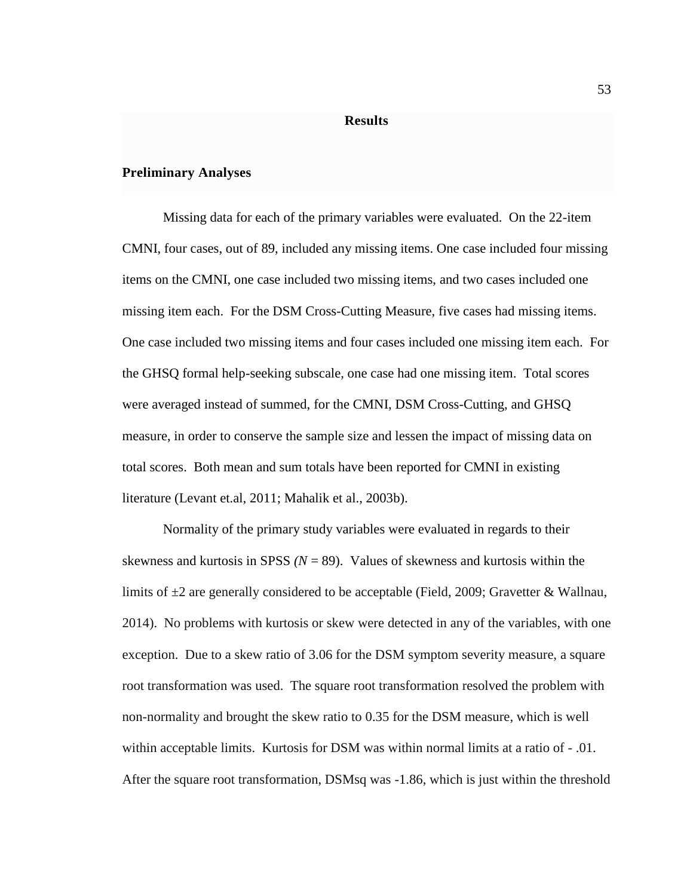# Results

## Preliminary Analyses

Missing data for each of the primary variables were evaluated. On the 22-item CMNI, four cases, out of 89, included any missing items. One case included four missing items on the CMNI, one case included two missing items, and two cases included one missing item each. For the DSM Cross-Cutting Measure, five cases had missing items. One case included two missing items and four cases included one missing item each. For the GHSQ formal help-seeking subscale, one case had one missing item. Total scores were averaged instead of summed, for the CMNI, DSM Cross-Cutting, and GHSQ measure, in order to conserve the sample size and lessen the impact of missing data on total scores. Both mean and sum totals have been reported for CMNI in existing literature (Levant et.al, 2011; Mahalik et al., 2003b).

Normality of the primary study variables were evaluated in regards to their skewness and kurtosis in SPSS ($N = 89$). Values of skewness and kurtosis within the limits of $\pm 2$ are generally considered to be acceptable (Field, 2009; Gravetter & Wallnau, 2014). No problems with kurtosis or skew were detected in any of the variables, with one exception. Due to a skew ratio of 3.06 for the DSM symptom severity measure, a square root transformation was used. The square root transformation resolved the problem with non-normality and brought the skew ratio to 0.35 for the DSM measure, which is well within acceptable limits. Kurtosis for DSM was within normal limits at a ratio of - .01. After the square root transformation, DSMsq was -1.86, which is just within the threshold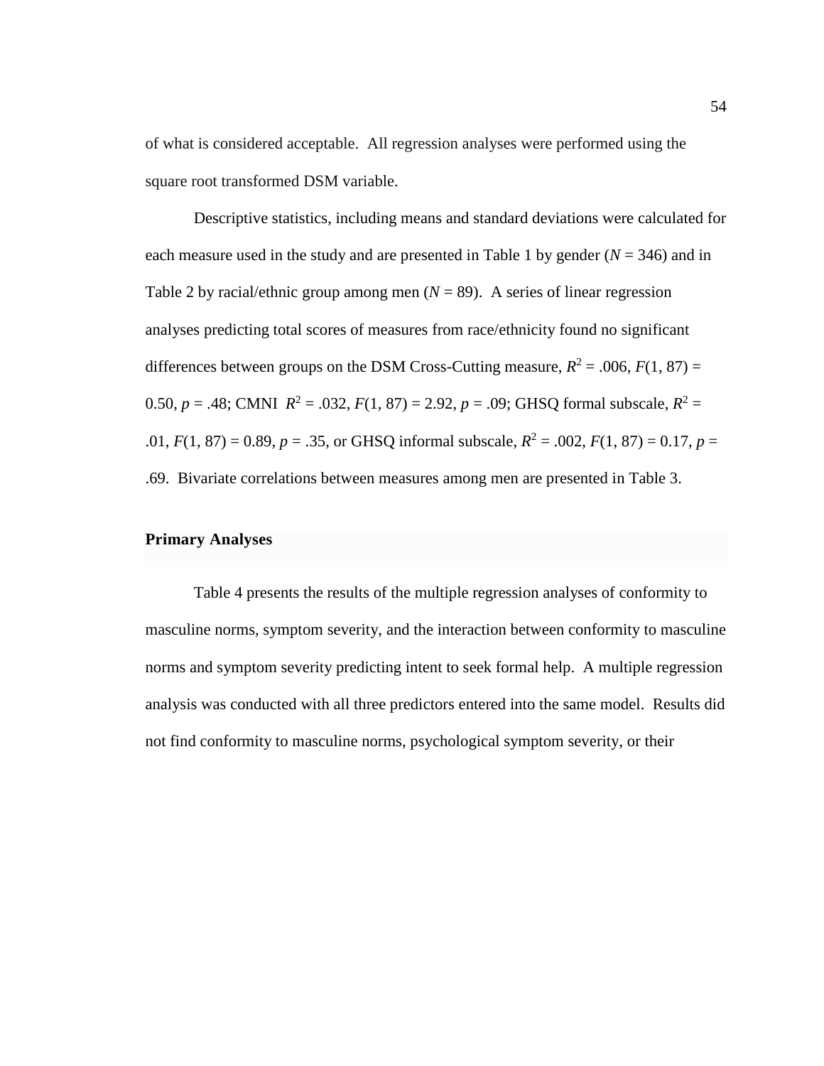of what is considered acceptable. All regression analyses were performed using the square root transformed DSM variable.

Descriptive statistics, including means and standard deviations were calculated for each measure used in the study and are presented in Table 1 by gender ($N$ = 346) and in Table 2 by racial/ethnic group among men ($N$ = 89). A series of linear regression analyses predicting total scores of measures from race/ethnicity found no significant differences between groups on the DSM Cross-Cutting measure, $R^2$ = .006, $F(1, 87)$ = 0.50, $p$ = .48; CMNI $R^2$ = .032, $F(1, 87)$ = 2.92, $p$ = .09; GHSQ formal subscale, $R^2$ = .01, $F(1, 87)$ = 0.89, $p$ = .35, or GHSQ informal subscale, $R^2$ = .002, $F(1, 87)$ = 0.17, $p$ = .69. Bivariate correlations between measures among men are presented in Table 3.

## Primary Analyses

Table 4 presents the results of the multiple regression analyses of conformity to masculine norms, symptom severity, and the interaction between conformity to masculine norms and symptom severity predicting intent to seek formal help. A multiple regression analysis was conducted with all three predictors entered into the same model. Results did not find conformity to masculine norms, psychological symptom severity, or their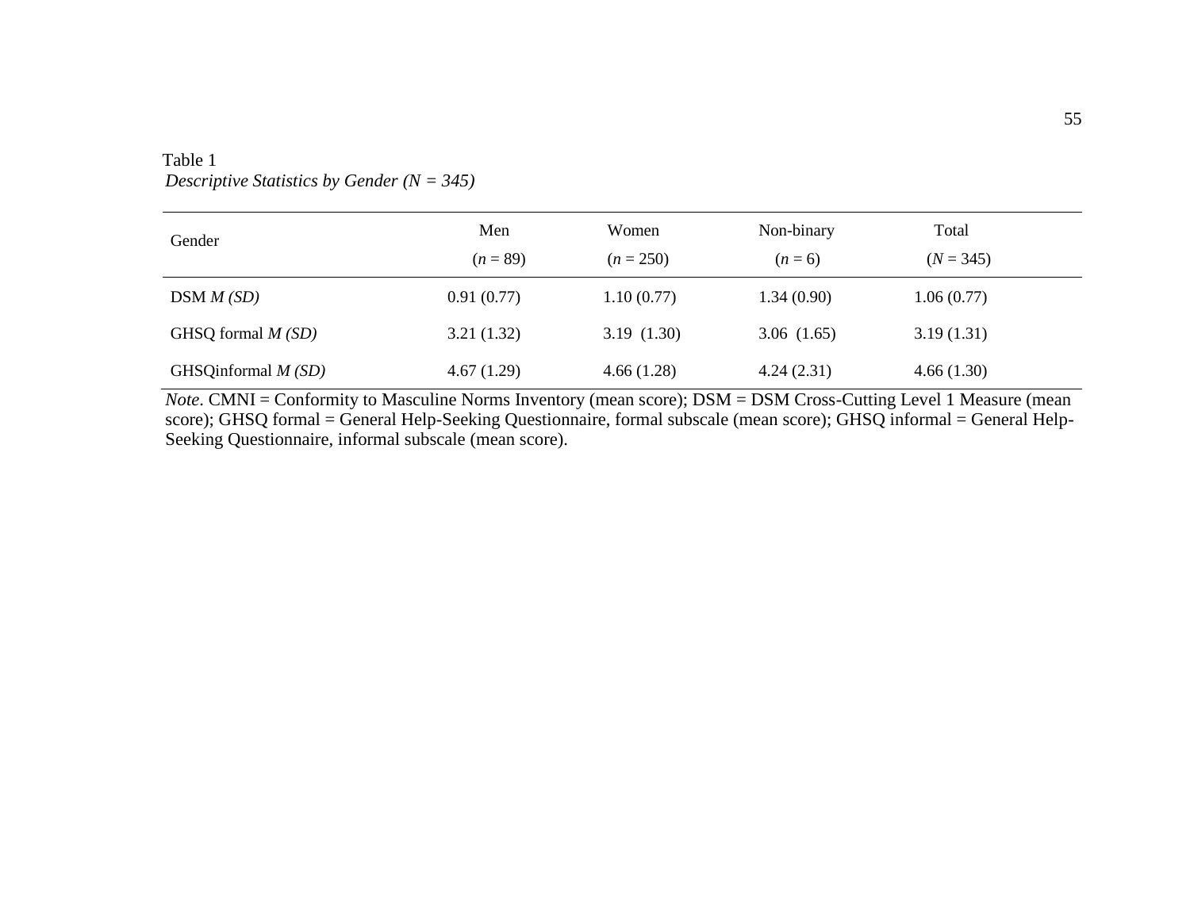Table 1

*Descriptive Statistics by Gender (N = 345)*

| Gender | Men | Women | Non-binary | Total |
|---|---|---|---|---|
| | (*n* = 89) | (*n* = 250) | (*n* = 6) | (*N* = 345) |
| DSM *M (SD)* | 0.91 (0.77) | 1.10 (0.77) | 1.34 (0.90) | 1.06 (0.77) |
| GHSQ formal *M (SD)* | 3.21 (1.32) | 3.19 (1.30) | 3.06 (1.65) | 3.19 (1.31) |
| GHSQinformal *M (SD)* | 4.67 (1.29) | 4.66 (1.28) | 4.24 (2.31) | 4.66 (1.30) |

*Note*. CMNI = Conformity to Masculine Norms Inventory (mean score); DSM = DSM Cross-Cutting Level 1 Measure (mean score); GHSQ formal = General Help-Seeking Questionnaire, formal subscale (mean score); GHSQ informal = General Help-Seeking Questionnaire, informal subscale (mean score).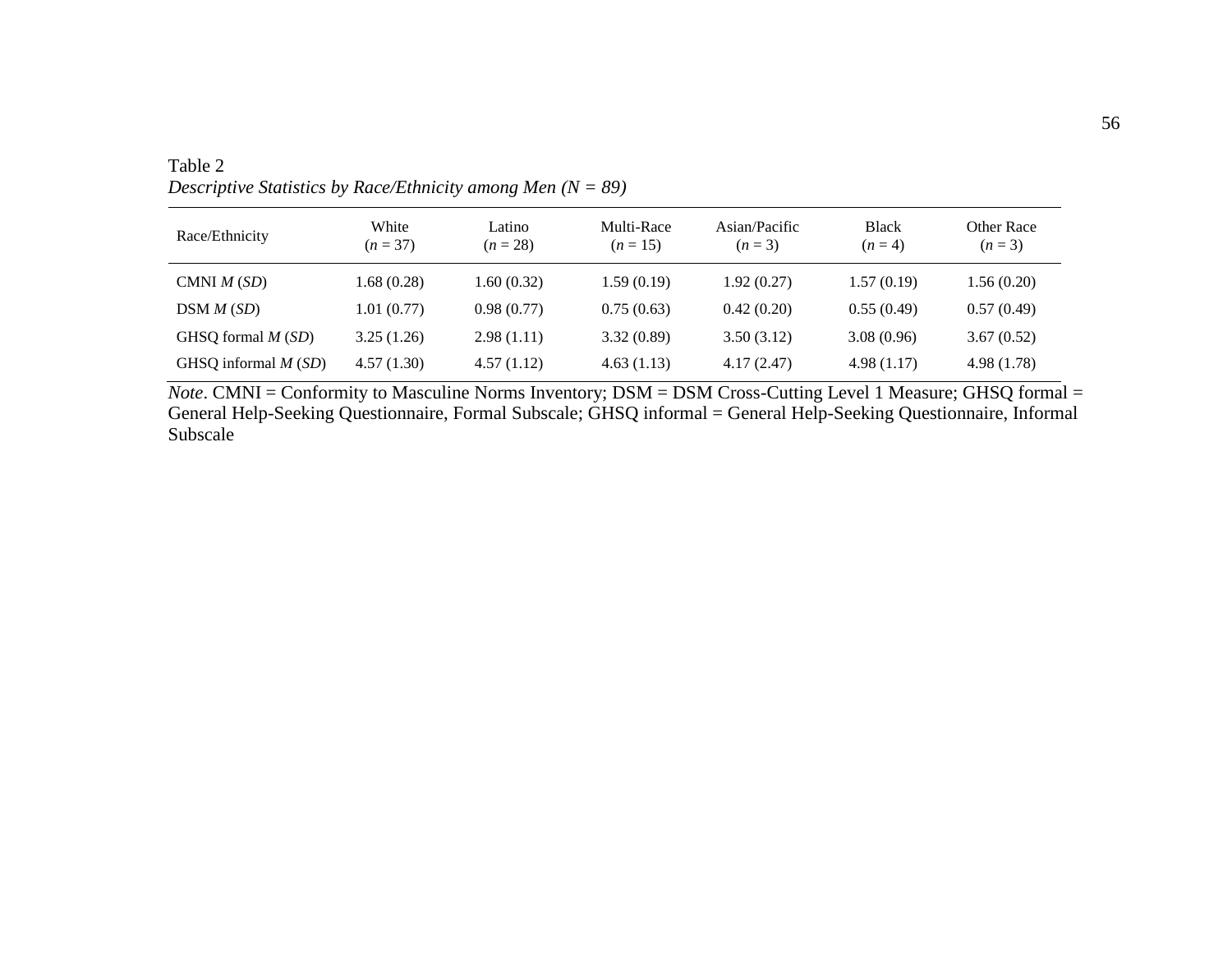Table 2

*Descriptive Statistics by Race/Ethnicity among Men (N = 89)*

| Race/Ethnicity | White ($n$ = 37) | Latino ($n$ = 28) | Multi-Race ($n$ = 15) | Asian/Pacific ($n$ = 3) | Black ($n$ = 4) | Other Race ($n$ = 3) |
|---|---|---|---|---|---|---|
| CMNI *M* (*SD*) | 1.68 (0.28) | 1.60 (0.32) | 1.59 (0.19) | 1.92 (0.27) | 1.57 (0.19) | 1.56 (0.20) |
| DSM *M* (*SD*) | 1.01 (0.77) | 0.98 (0.77) | 0.75 (0.63) | 0.42 (0.20) | 0.55 (0.49) | 0.57 (0.49) |
| GHSQ formal *M* (*SD*) | 3.25 (1.26) | 2.98 (1.11) | 3.32 (0.89) | 3.50 (3.12) | 3.08 (0.96) | 3.67 (0.52) |
| GHSQ informal *M* (*SD*) | 4.57 (1.30) | 4.57 (1.12) | 4.63 (1.13) | 4.17 (2.47) | 4.98 (1.17) | 4.98 (1.78) |

*Note*. CMNI = Conformity to Masculine Norms Inventory; DSM = DSM Cross-Cutting Level 1 Measure; GHSQ formal = General Help-Seeking Questionnaire, Formal Subscale; GHSQ informal = General Help-Seeking Questionnaire, Informal Subscale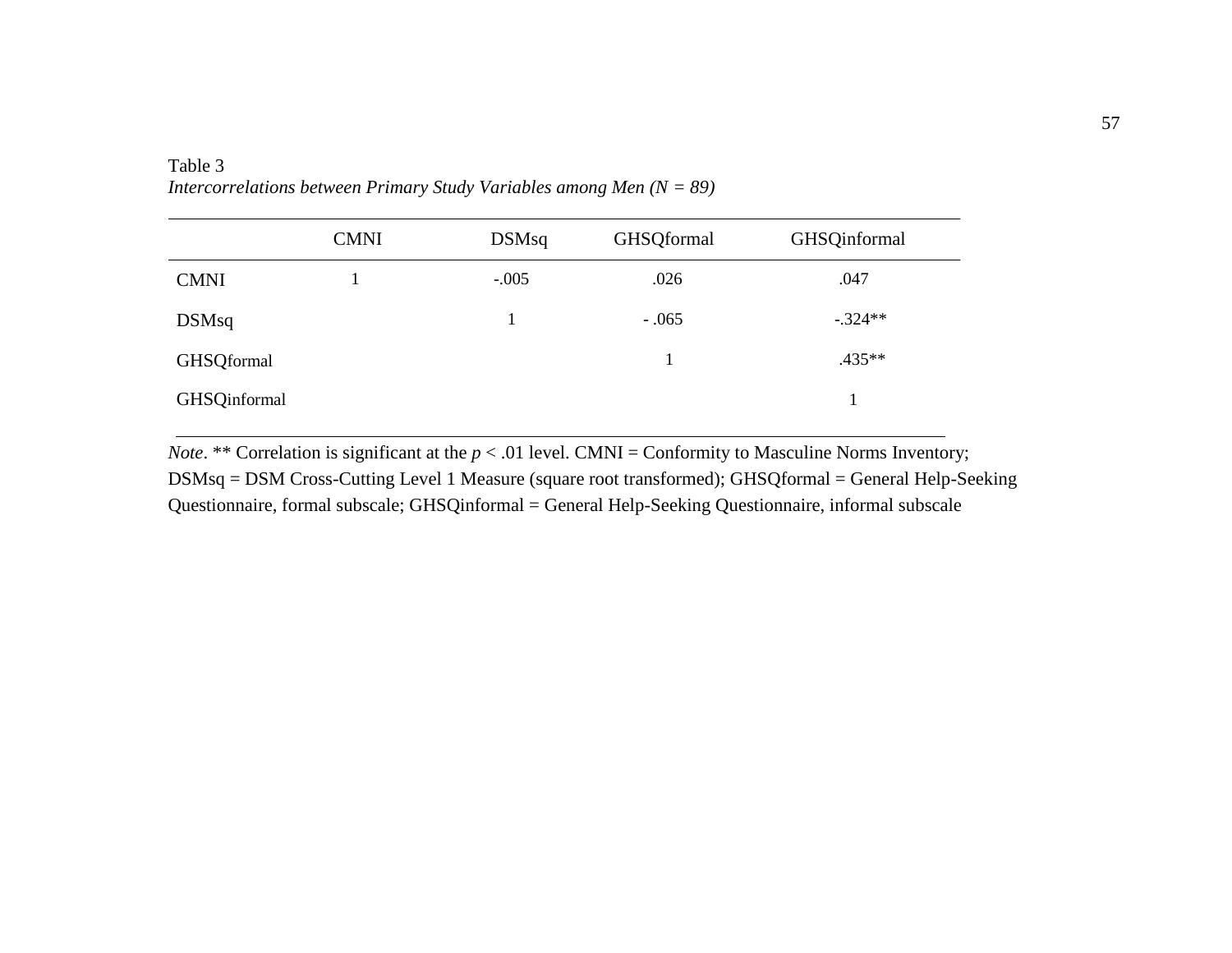Table 3

*Intercorrelations between Primary Study Variables among Men (N = 89)*

| | CMNI | DSMsq | GHSQformal | GHSQinformal |
|---|---|---|---|---|
| CMNI | 1 | -.005 | .026 | .047 |
| DSMsq | | 1 | - .065 | -.324** |
| GHSQformal | | | 1 | .435** |
| GHSQinformal | | | | 1 |

*Note*. ** Correlation is significant at the $p < .01$ level. CMNI = Conformity to Masculine Norms Inventory; DSMsq = DSM Cross-Cutting Level 1 Measure (square root transformed); GHSQformal = General Help-Seeking Questionnaire, formal subscale; GHSQinformal = General Help-Seeking Questionnaire, informal subscale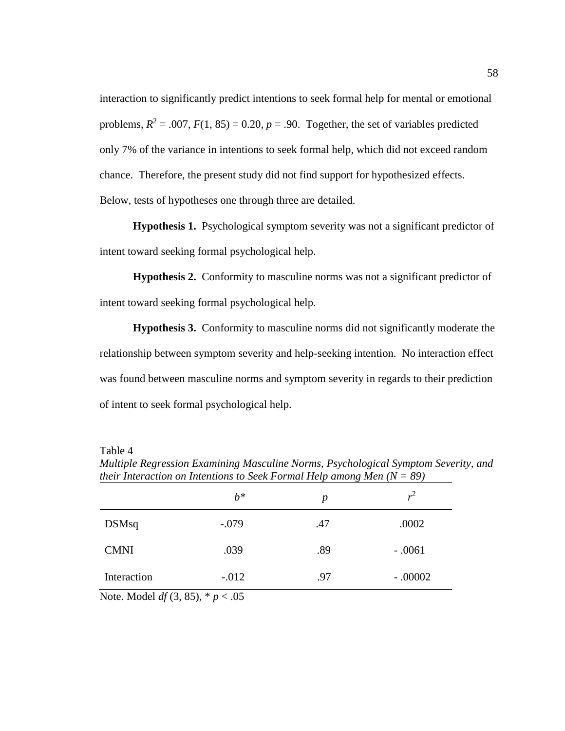interaction to significantly predict intentions to seek formal help for mental or emotional problems, $R^2 = .007$, $F(1, 85) = 0.20$, $p = .90$. Together, the set of variables predicted only 7% of the variance in intentions to seek formal help, which did not exceed random chance. Therefore, the present study did not find support for hypothesized effects. Below, tests of hypotheses one through three are detailed.

**Hypothesis 1.** Psychological symptom severity was not a significant predictor of intent toward seeking formal psychological help.

**Hypothesis 2.** Conformity to masculine norms was not a significant predictor of intent toward seeking formal psychological help.

**Hypothesis 3.** Conformity to masculine norms did not significantly moderate the relationship between symptom severity and help-seeking intention. No interaction effect was found between masculine norms and symptom severity in regards to their prediction of intent to seek formal psychological help.

Table 4

*Multiple Regression Examining Masculine Norms, Psychological Symptom Severity, and their Interaction on Intentions to Seek Formal Help among Men (N = 89)*

| | $b$* | $p$ | $r^2$ |
|---|---|---|---|
| DSMsq | -.079 | .47 | .0002 |
| CMNI | .039 | .89 | - .0061 |
| Interaction | -.012 | .97 | - .00002 |

Note. Model $df$ (3, 85), * $p < .05$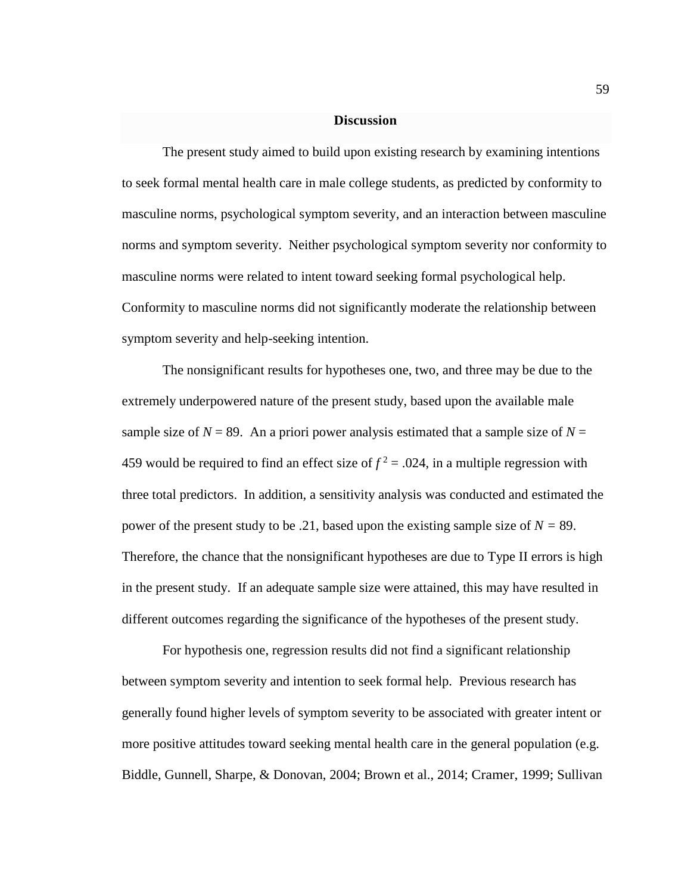## Discussion

The present study aimed to build upon existing research by examining intentions to seek formal mental health care in male college students, as predicted by conformity to masculine norms, psychological symptom severity, and an interaction between masculine norms and symptom severity. Neither psychological symptom severity nor conformity to masculine norms were related to intent toward seeking formal psychological help. Conformity to masculine norms did not significantly moderate the relationship between symptom severity and help-seeking intention.

The nonsignificant results for hypotheses one, two, and three may be due to the extremely underpowered nature of the present study, based upon the available male sample size of $N = 89$. An a priori power analysis estimated that a sample size of $N = 459$ would be required to find an effect size of $f^2 = .024$, in a multiple regression with three total predictors. In addition, a sensitivity analysis was conducted and estimated the power of the present study to be .21, based upon the existing sample size of $N = 89$. Therefore, the chance that the nonsignificant hypotheses are due to Type II errors is high in the present study. If an adequate sample size were attained, this may have resulted in different outcomes regarding the significance of the hypotheses of the present study.

For hypothesis one, regression results did not find a significant relationship between symptom severity and intention to seek formal help. Previous research has generally found higher levels of symptom severity to be associated with greater intent or more positive attitudes toward seeking mental health care in the general population (e.g. Biddle, Gunnell, Sharpe, & Donovan, 2004; Brown et al., 2014; Cramer, 1999; Sullivan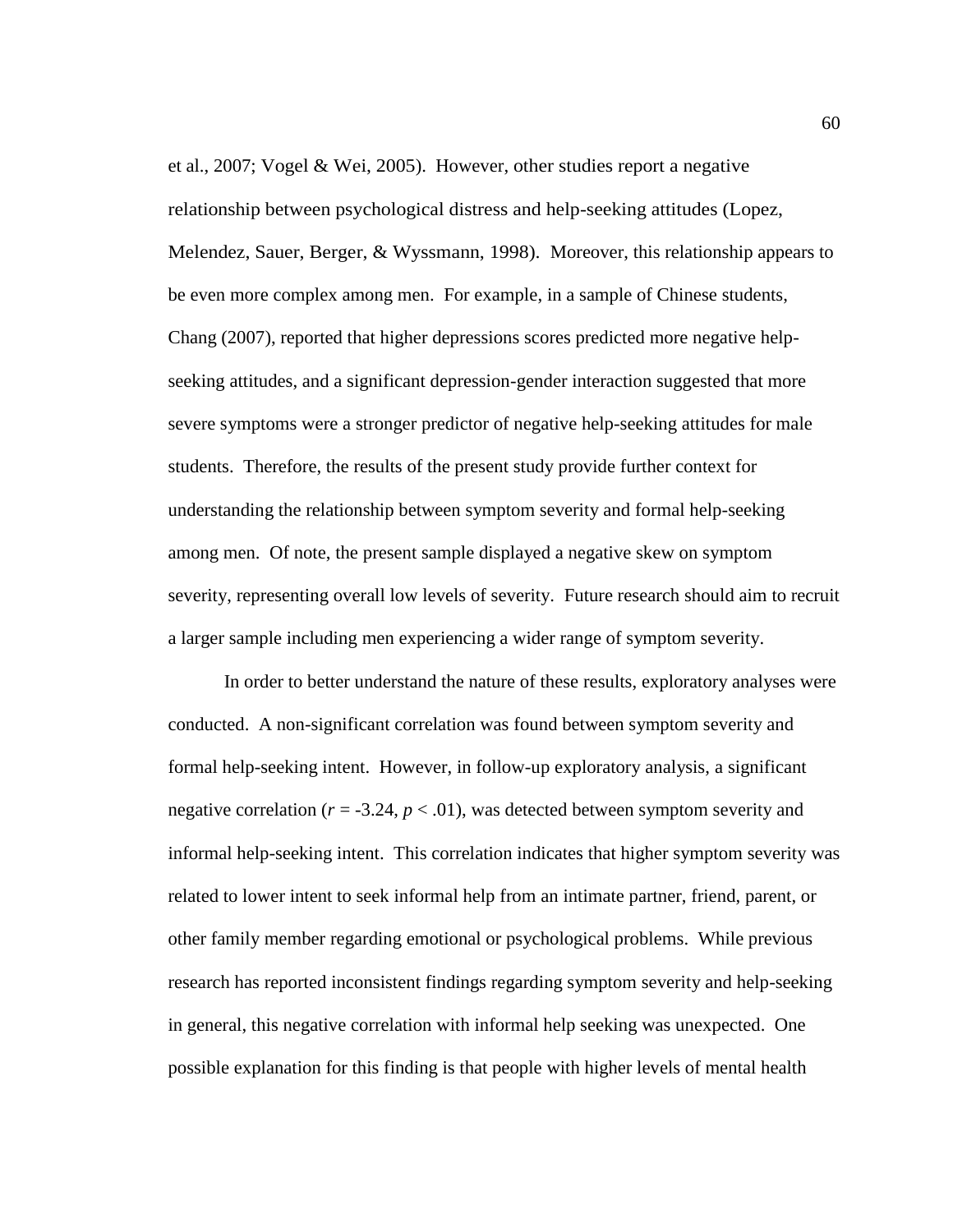et al., 2007; Vogel & Wei, 2005). However, other studies report a negative relationship between psychological distress and help-seeking attitudes (Lopez, Melendez, Sauer, Berger, & Wyssmann, 1998). Moreover, this relationship appears to be even more complex among men. For example, in a sample of Chinese students, Chang (2007), reported that higher depressions scores predicted more negative help-seeking attitudes, and a significant depression-gender interaction suggested that more severe symptoms were a stronger predictor of negative help-seeking attitudes for male students. Therefore, the results of the present study provide further context for understanding the relationship between symptom severity and formal help-seeking among men. Of note, the present sample displayed a negative skew on symptom severity, representing overall low levels of severity. Future research should aim to recruit a larger sample including men experiencing a wider range of symptom severity.

In order to better understand the nature of these results, exploratory analyses were conducted. A non-significant correlation was found between symptom severity and formal help-seeking intent. However, in follow-up exploratory analysis, a significant negative correlation ($r = -3.24$, $p < .01$), was detected between symptom severity and informal help-seeking intent. This correlation indicates that higher symptom severity was related to lower intent to seek informal help from an intimate partner, friend, parent, or other family member regarding emotional or psychological problems. While previous research has reported inconsistent findings regarding symptom severity and help-seeking in general, this negative correlation with informal help seeking was unexpected. One possible explanation for this finding is that people with higher levels of mental health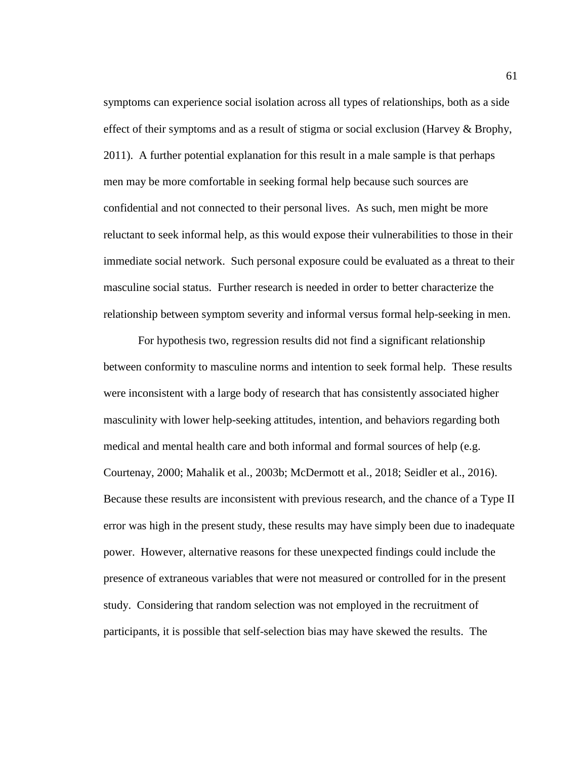symptoms can experience social isolation across all types of relationships, both as a side effect of their symptoms and as a result of stigma or social exclusion (Harvey & Brophy, 2011). A further potential explanation for this result in a male sample is that perhaps men may be more comfortable in seeking formal help because such sources are confidential and not connected to their personal lives. As such, men might be more reluctant to seek informal help, as this would expose their vulnerabilities to those in their immediate social network. Such personal exposure could be evaluated as a threat to their masculine social status. Further research is needed in order to better characterize the relationship between symptom severity and informal versus formal help-seeking in men.

For hypothesis two, regression results did not find a significant relationship between conformity to masculine norms and intention to seek formal help. These results were inconsistent with a large body of research that has consistently associated higher masculinity with lower help-seeking attitudes, intention, and behaviors regarding both medical and mental health care and both informal and formal sources of help (e.g. Courtenay, 2000; Mahalik et al., 2003b; McDermott et al., 2018; Seidler et al., 2016). Because these results are inconsistent with previous research, and the chance of a Type II error was high in the present study, these results may have simply been due to inadequate power. However, alternative reasons for these unexpected findings could include the presence of extraneous variables that were not measured or controlled for in the present study. Considering that random selection was not employed in the recruitment of participants, it is possible that self-selection bias may have skewed the results. The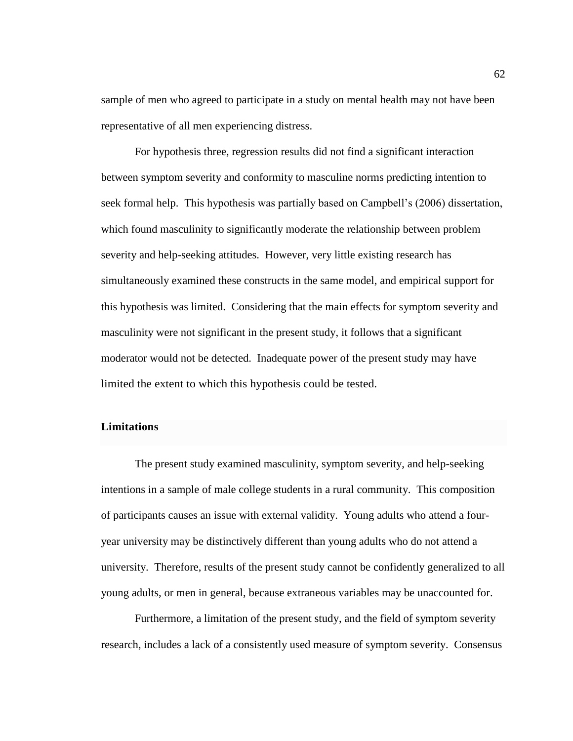sample of men who agreed to participate in a study on mental health may not have been representative of all men experiencing distress.

For hypothesis three, regression results did not find a significant interaction between symptom severity and conformity to masculine norms predicting intention to seek formal help. This hypothesis was partially based on Campbell's (2006) dissertation, which found masculinity to significantly moderate the relationship between problem severity and help-seeking attitudes. However, very little existing research has simultaneously examined these constructs in the same model, and empirical support for this hypothesis was limited. Considering that the main effects for symptom severity and masculinity were not significant in the present study, it follows that a significant moderator would not be detected. Inadequate power of the present study may have limited the extent to which this hypothesis could be tested.

## Limitations

The present study examined masculinity, symptom severity, and help-seeking intentions in a sample of male college students in a rural community. This composition of participants causes an issue with external validity. Young adults who attend a four-year university may be distinctively different than young adults who do not attend a university. Therefore, results of the present study cannot be confidently generalized to all young adults, or men in general, because extraneous variables may be unaccounted for.

Furthermore, a limitation of the present study, and the field of symptom severity research, includes a lack of a consistently used measure of symptom severity. Consensus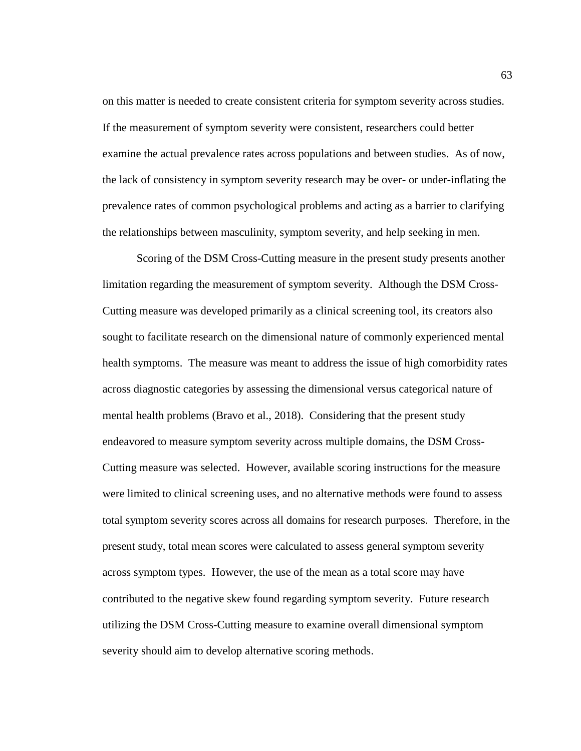on this matter is needed to create consistent criteria for symptom severity across studies. If the measurement of symptom severity were consistent, researchers could better examine the actual prevalence rates across populations and between studies. As of now, the lack of consistency in symptom severity research may be over- or under-inflating the prevalence rates of common psychological problems and acting as a barrier to clarifying the relationships between masculinity, symptom severity, and help seeking in men.

Scoring of the DSM Cross-Cutting measure in the present study presents another limitation regarding the measurement of symptom severity. Although the DSM Cross-Cutting measure was developed primarily as a clinical screening tool, its creators also sought to facilitate research on the dimensional nature of commonly experienced mental health symptoms. The measure was meant to address the issue of high comorbidity rates across diagnostic categories by assessing the dimensional versus categorical nature of mental health problems (Bravo et al., 2018). Considering that the present study endeavored to measure symptom severity across multiple domains, the DSM Cross-Cutting measure was selected. However, available scoring instructions for the measure were limited to clinical screening uses, and no alternative methods were found to assess total symptom severity scores across all domains for research purposes. Therefore, in the present study, total mean scores were calculated to assess general symptom severity across symptom types. However, the use of the mean as a total score may have contributed to the negative skew found regarding symptom severity. Future research utilizing the DSM Cross-Cutting measure to examine overall dimensional symptom severity should aim to develop alternative scoring methods.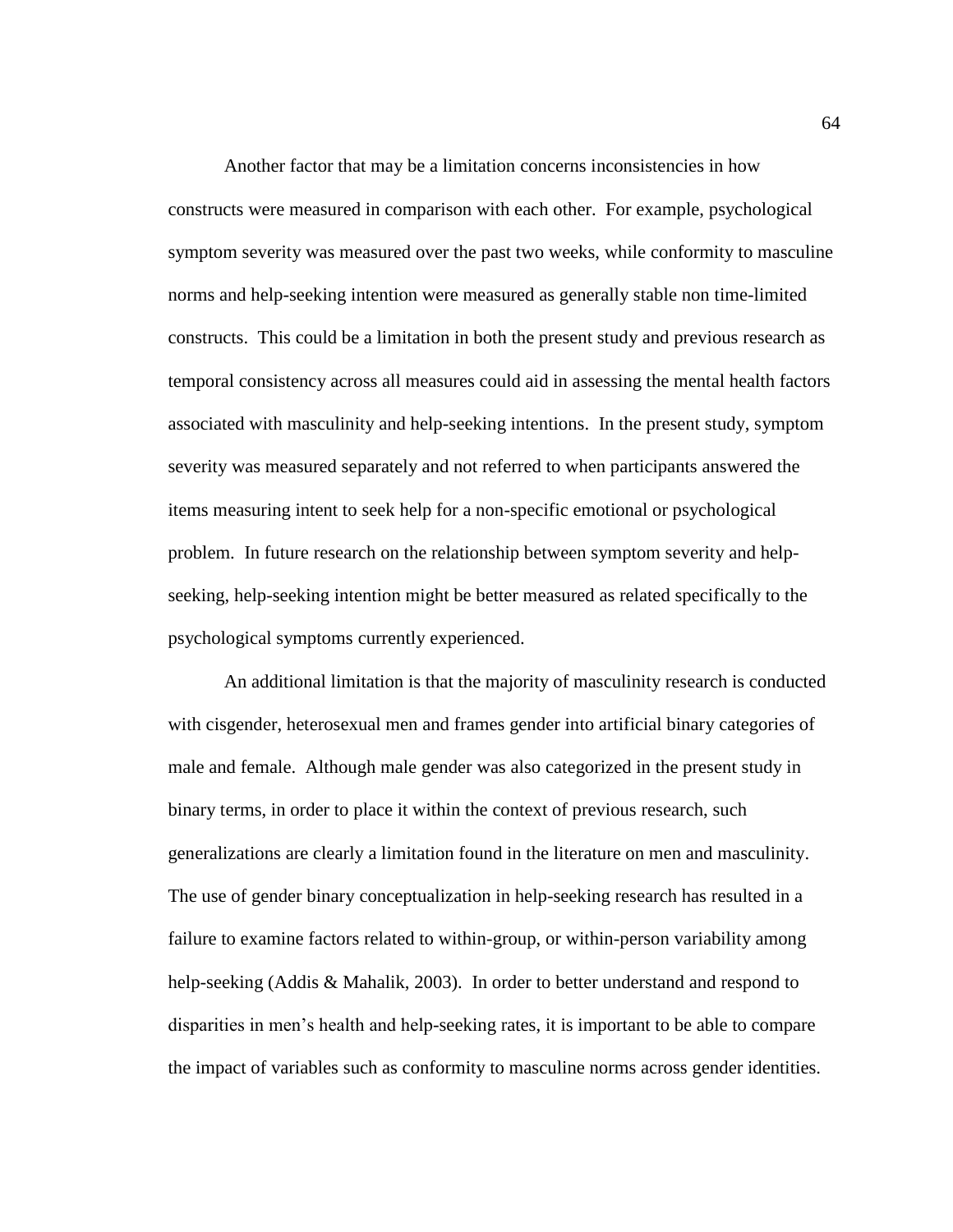Another factor that may be a limitation concerns inconsistencies in how constructs were measured in comparison with each other. For example, psychological symptom severity was measured over the past two weeks, while conformity to masculine norms and help-seeking intention were measured as generally stable non time-limited constructs. This could be a limitation in both the present study and previous research as temporal consistency across all measures could aid in assessing the mental health factors associated with masculinity and help-seeking intentions. In the present study, symptom severity was measured separately and not referred to when participants answered the items measuring intent to seek help for a non-specific emotional or psychological problem. In future research on the relationship between symptom severity and help-seeking, help-seeking intention might be better measured as related specifically to the psychological symptoms currently experienced.

An additional limitation is that the majority of masculinity research is conducted with cisgender, heterosexual men and frames gender into artificial binary categories of male and female. Although male gender was also categorized in the present study in binary terms, in order to place it within the context of previous research, such generalizations are clearly a limitation found in the literature on men and masculinity. The use of gender binary conceptualization in help-seeking research has resulted in a failure to examine factors related to within-group, or within-person variability among help-seeking (Addis & Mahalik, 2003). In order to better understand and respond to disparities in men's health and help-seeking rates, it is important to be able to compare the impact of variables such as conformity to masculine norms across gender identities.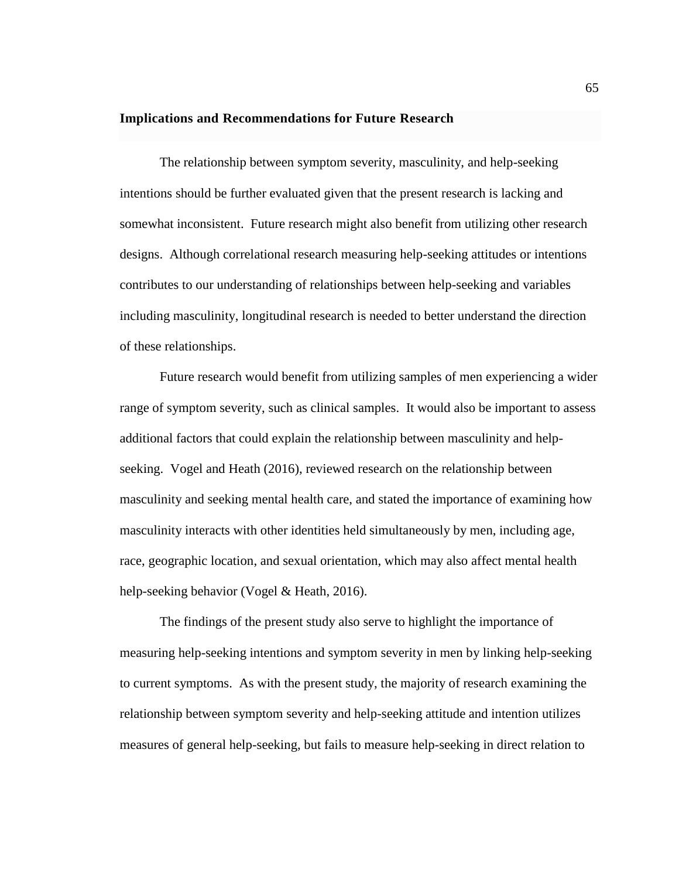## Implications and Recommendations for Future Research

The relationship between symptom severity, masculinity, and help-seeking intentions should be further evaluated given that the present research is lacking and somewhat inconsistent. Future research might also benefit from utilizing other research designs. Although correlational research measuring help-seeking attitudes or intentions contributes to our understanding of relationships between help-seeking and variables including masculinity, longitudinal research is needed to better understand the direction of these relationships.

Future research would benefit from utilizing samples of men experiencing a wider range of symptom severity, such as clinical samples. It would also be important to assess additional factors that could explain the relationship between masculinity and help-seeking. Vogel and Heath (2016), reviewed research on the relationship between masculinity and seeking mental health care, and stated the importance of examining how masculinity interacts with other identities held simultaneously by men, including age, race, geographic location, and sexual orientation, which may also affect mental health help-seeking behavior (Vogel & Heath, 2016).

The findings of the present study also serve to highlight the importance of measuring help-seeking intentions and symptom severity in men by linking help-seeking to current symptoms. As with the present study, the majority of research examining the relationship between symptom severity and help-seeking attitude and intention utilizes measures of general help-seeking, but fails to measure help-seeking in direct relation to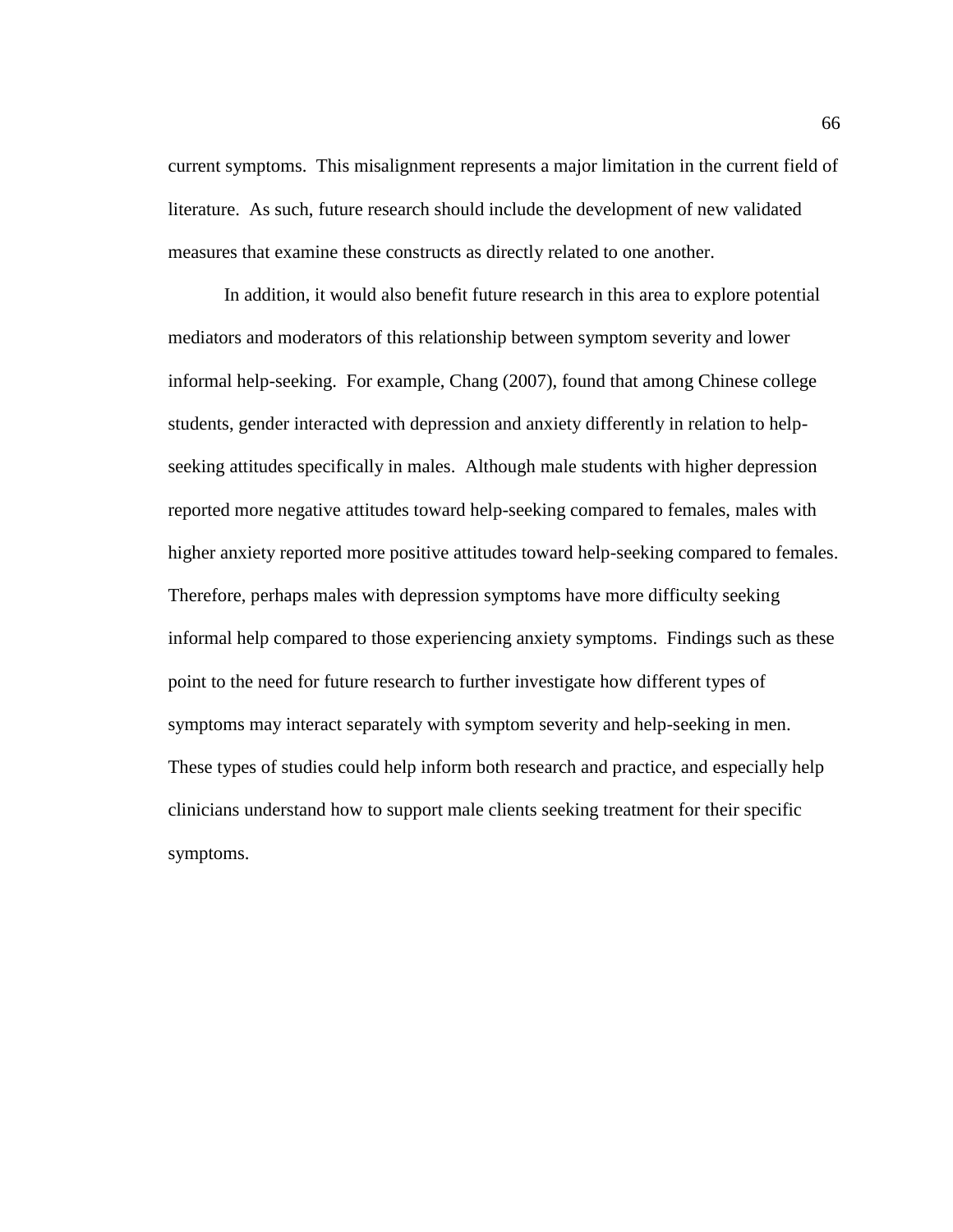current symptoms. This misalignment represents a major limitation in the current field of literature. As such, future research should include the development of new validated measures that examine these constructs as directly related to one another.

In addition, it would also benefit future research in this area to explore potential mediators and moderators of this relationship between symptom severity and lower informal help-seeking. For example, Chang (2007), found that among Chinese college students, gender interacted with depression and anxiety differently in relation to help-seeking attitudes specifically in males. Although male students with higher depression reported more negative attitudes toward help-seeking compared to females, males with higher anxiety reported more positive attitudes toward help-seeking compared to females. Therefore, perhaps males with depression symptoms have more difficulty seeking informal help compared to those experiencing anxiety symptoms. Findings such as these point to the need for future research to further investigate how different types of symptoms may interact separately with symptom severity and help-seeking in men. These types of studies could help inform both research and practice, and especially help clinicians understand how to support male clients seeking treatment for their specific symptoms.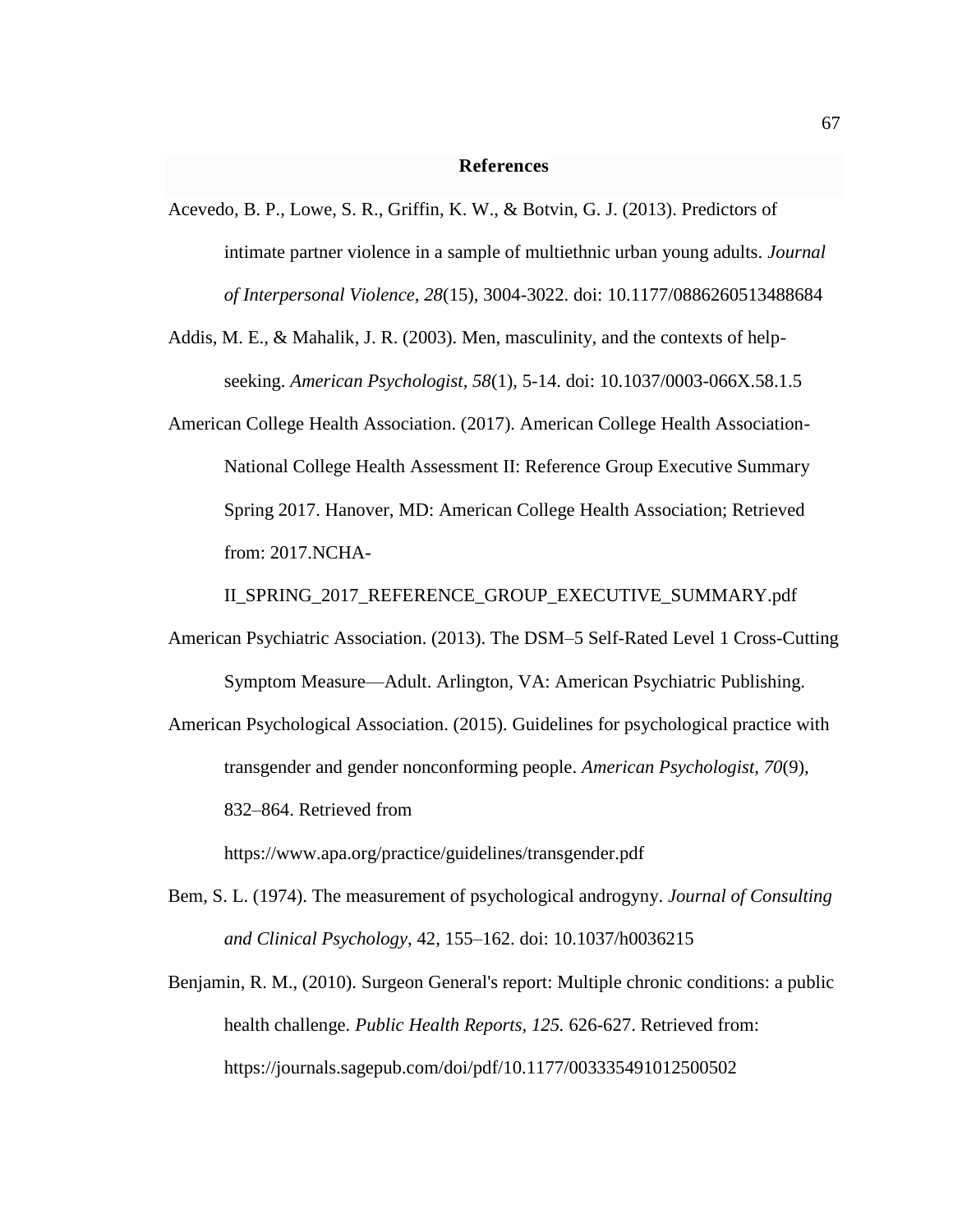## References

Acevedo, B. P., Lowe, S. R., Griffin, K. W., & Botvin, G. J. (2013). Predictors of intimate partner violence in a sample of multiethnic urban young adults. *Journal of Interpersonal Violence, 28*(15), 3004-3022. doi: 10.1177/0886260513488684

Addis, M. E., & Mahalik, J. R. (2003). Men, masculinity, and the contexts of help-seeking. *American Psychologist, 58*(1), 5-14. doi: 10.1037/0003-066X.58.1.5

American College Health Association. (2017). American College Health Association-National College Health Assessment II: Reference Group Executive Summary Spring 2017. Hanover, MD: American College Health Association; Retrieved from: 2017.NCHA-II_SPRING_2017_REFERENCE_GROUP_EXECUTIVE_SUMMARY.pdf

American Psychiatric Association. (2013). The DSM–5 Self-Rated Level 1 Cross-Cutting Symptom Measure—Adult. Arlington, VA: American Psychiatric Publishing.

American Psychological Association. (2015). Guidelines for psychological practice with transgender and gender nonconforming people. *American Psychologist, 70*(9), 832–864. Retrieved from https://www.apa.org/practice/guidelines/transgender.pdf

Bem, S. L. (1974). The measurement of psychological androgyny. *Journal of Consulting and Clinical Psychology*, 42, 155–162. doi: 10.1037/h0036215

Benjamin, R. M., (2010). Surgeon General's report: Multiple chronic conditions: a public health challenge. *Public Health Reports, 125.* 626-627. Retrieved from: https://journals.sagepub.com/doi/pdf/10.1177/003335491012500502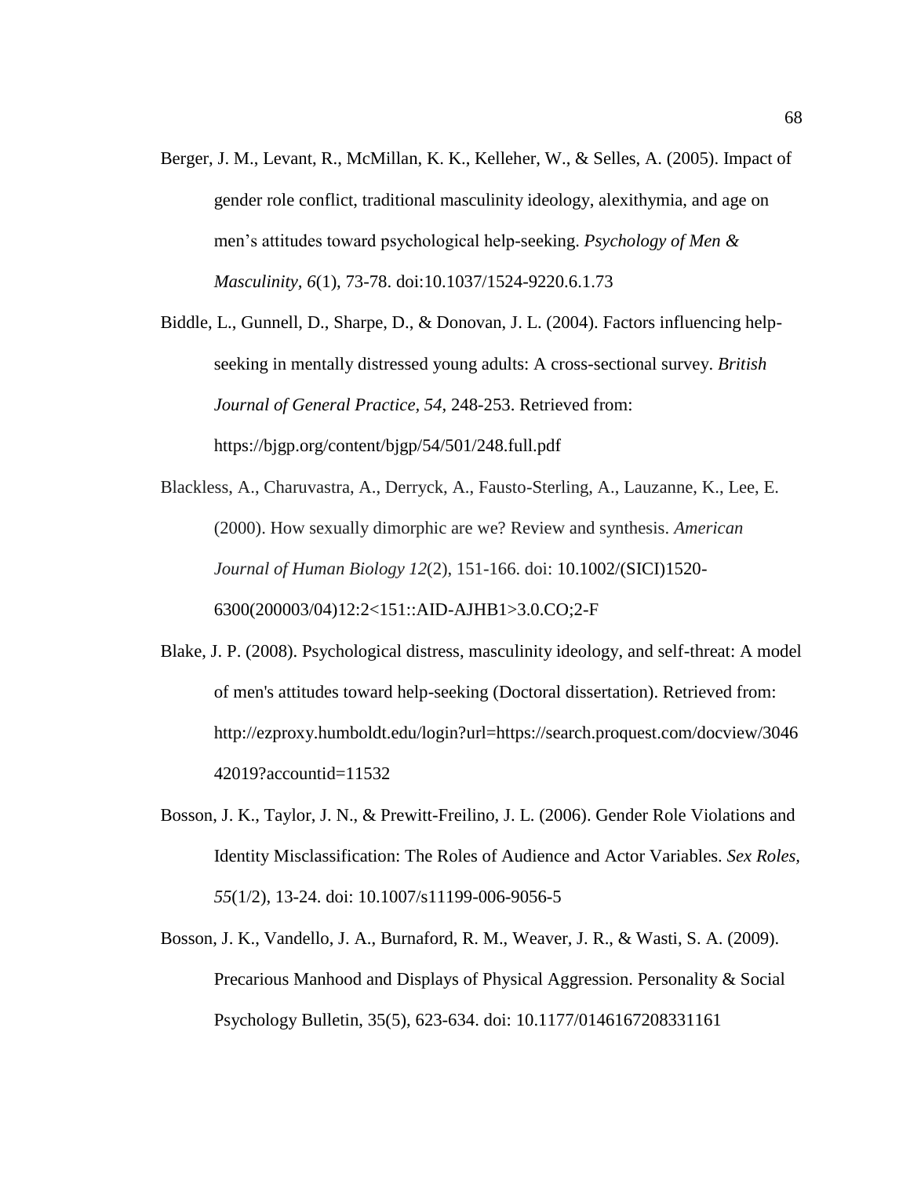Berger, J. M., Levant, R., McMillan, K. K., Kelleher, W., & Selles, A. (2005). Impact of gender role conflict, traditional masculinity ideology, alexithymia, and age on men's attitudes toward psychological help-seeking. *Psychology of Men & Masculinity, 6*(1), 73-78. doi:10.1037/1524-9220.6.1.73

Biddle, L., Gunnell, D., Sharpe, D., & Donovan, J. L. (2004). Factors influencing help-seeking in mentally distressed young adults: A cross-sectional survey. *British Journal of General Practice, 54,* 248-253. Retrieved from: https://bjgp.org/content/bjgp/54/501/248.full.pdf

Blackless, A., Charuvastra, A., Derryck, A., Fausto-Sterling, A., Lauzanne, K., Lee, E. (2000). How sexually dimorphic are we? Review and synthesis. *American Journal of Human Biology 12*(2), 151-166. doi: 10.1002/(SICI)1520-6300(200003/04)12:2<151::AID-AJHB1>3.0.CO;2-F

Blake, J. P. (2008). Psychological distress, masculinity ideology, and self-threat: A model of men's attitudes toward help-seeking (Doctoral dissertation). Retrieved from: http://ezproxy.humboldt.edu/login?url=https://search.proquest.com/docview/304642019?accountid=11532

Bosson, J. K., Taylor, J. N., & Prewitt-Freilino, J. L. (2006). Gender Role Violations and Identity Misclassification: The Roles of Audience and Actor Variables. *Sex Roles, 55*(1/2), 13-24. doi: 10.1007/s11199-006-9056-5

Bosson, J. K., Vandello, J. A., Burnaford, R. M., Weaver, J. R., & Wasti, S. A. (2009). Precarious Manhood and Displays of Physical Aggression. Personality & Social Psychology Bulletin, 35(5), 623-634. doi: 10.1177/0146167208331161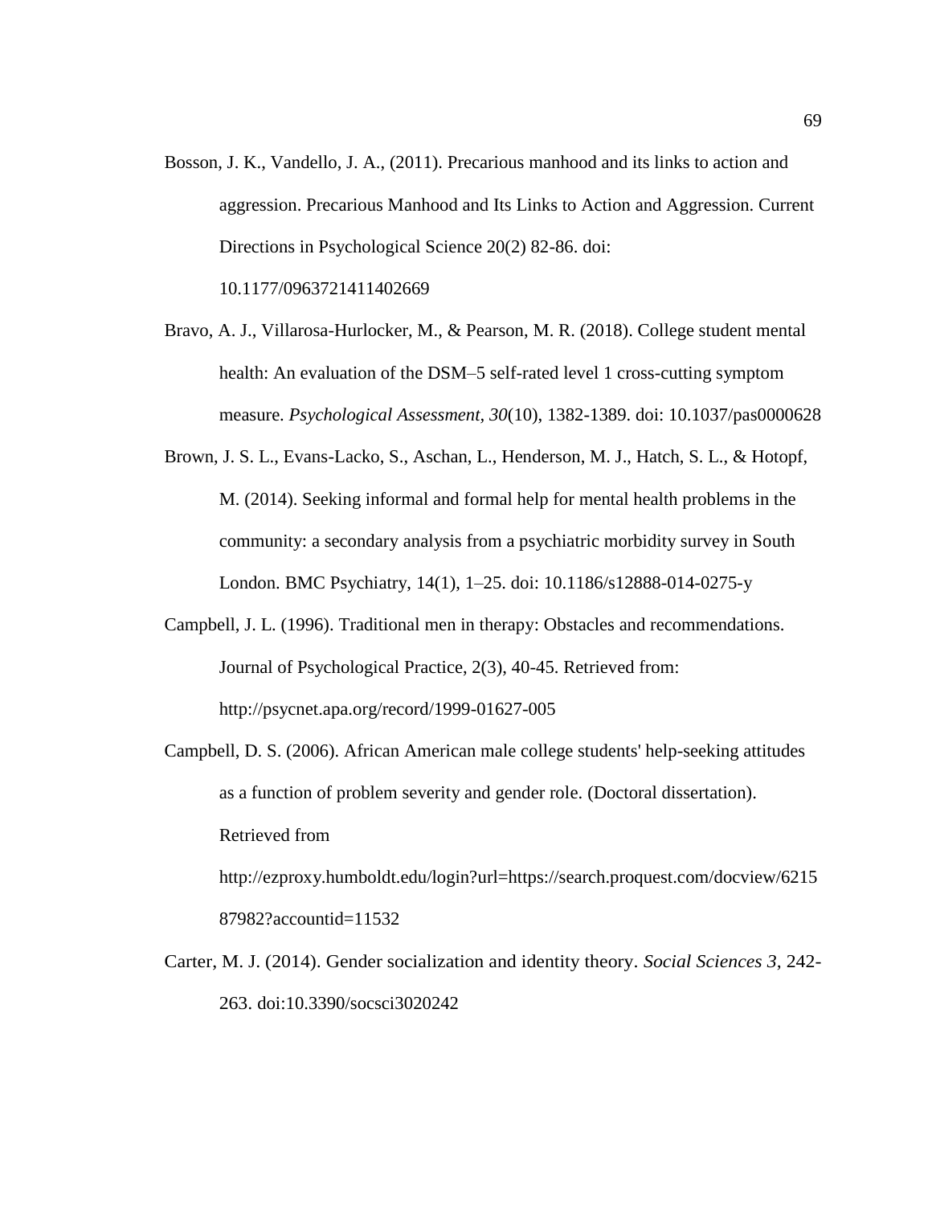Bosson, J. K., Vandello, J. A., (2011). Precarious manhood and its links to action and aggression. Precarious Manhood and Its Links to Action and Aggression. Current Directions in Psychological Science 20(2) 82-86. doi: 10.1177/0963721411402669

Bravo, A. J., Villarosa-Hurlocker, M., & Pearson, M. R. (2018). College student mental health: An evaluation of the DSM–5 self-rated level 1 cross-cutting symptom measure. *Psychological Assessment, 30*(10), 1382-1389. doi: 10.1037/pas0000628

Brown, J. S. L., Evans-Lacko, S., Aschan, L., Henderson, M. J., Hatch, S. L., & Hotopf, M. (2014). Seeking informal and formal help for mental health problems in the community: a secondary analysis from a psychiatric morbidity survey in South London. BMC Psychiatry, 14(1), 1–25. doi: 10.1186/s12888-014-0275-y

Campbell, J. L. (1996). Traditional men in therapy: Obstacles and recommendations. Journal of Psychological Practice, 2(3), 40-45. Retrieved from: http://psycnet.apa.org/record/1999-01627-005

Campbell, D. S. (2006). African American male college students' help-seeking attitudes as a function of problem severity and gender role. (Doctoral dissertation). Retrieved from http://ezproxy.humboldt.edu/login?url=https://search.proquest.com/docview/621587982?accountid=11532

Carter, M. J. (2014). Gender socialization and identity theory. *Social Sciences 3*, 242-263. doi:10.3390/socsci3020242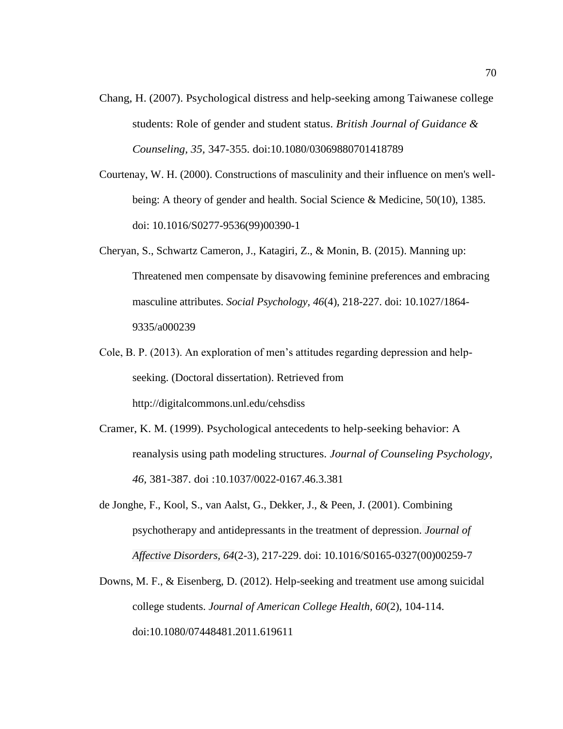Chang, H. (2007). Psychological distress and help-seeking among Taiwanese college students: Role of gender and student status. *British Journal of Guidance & Counseling, 35,* 347-355. doi:10.1080/03069880701418789

Courtenay, W. H. (2000). Constructions of masculinity and their influence on men's well-being: A theory of gender and health. Social Science & Medicine, 50(10), 1385. doi: 10.1016/S0277-9536(99)00390-1

Cheryan, S., Schwartz Cameron, J., Katagiri, Z., & Monin, B. (2015). Manning up: Threatened men compensate by disavowing feminine preferences and embracing masculine attributes. *Social Psychology*, *46*(4), 218-227. doi: 10.1027/1864-9335/a000239

Cole, B. P. (2013). An exploration of men's attitudes regarding depression and help-seeking. (Doctoral dissertation). Retrieved from http://digitalcommons.unl.edu/cehsdiss

Cramer, K. M. (1999). Psychological antecedents to help-seeking behavior: A reanalysis using path modeling structures. *Journal of Counseling Psychology, 46,* 381-387. doi :10.1037/0022-0167.46.3.381

de Jonghe, F., Kool, S., van Aalst, G., Dekker, J., & Peen, J. (2001). Combining psychotherapy and antidepressants in the treatment of depression. *Journal of Affective Disorders, 64*(2-3), 217-229. doi: 10.1016/S0165-0327(00)00259-7

Downs, M. F., & Eisenberg, D. (2012). Help-seeking and treatment use among suicidal college students. *Journal of American College Health, 60*(2), 104-114. doi:10.1080/07448481.2011.619611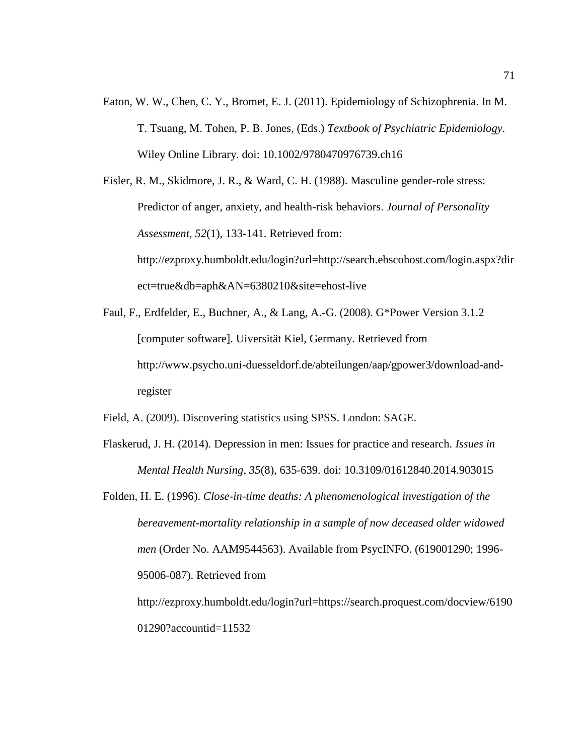Eaton, W. W., Chen, C. Y., Bromet, E. J. (2011). Epidemiology of Schizophrenia. In M. T. Tsuang, M. Tohen, P. B. Jones, (Eds.) *Textbook of Psychiatric Epidemiology*. Wiley Online Library. doi: 10.1002/9780470976739.ch16

Eisler, R. M., Skidmore, J. R., & Ward, C. H. (1988). Masculine gender-role stress: Predictor of anger, anxiety, and health-risk behaviors. *Journal of Personality Assessment, 52*(1), 133-141. Retrieved from: http://ezproxy.humboldt.edu/login?url=http://search.ebscohost.com/login.aspx?direct=true&db=aph&AN=6380210&site=ehost-live

Faul, F., Erdfelder, E., Buchner, A., & Lang, A.-G. (2008). G*Power Version 3.1.2 [computer software]. Uiversität Kiel, Germany. Retrieved from http://www.psycho.uni-duesseldorf.de/abteilungen/aap/gpower3/download-and-register

Field, A. (2009). Discovering statistics using SPSS. London: SAGE.

Flaskerud, J. H. (2014). Depression in men: Issues for practice and research. *Issues in Mental Health Nursing*, *35*(8), 635-639. doi: 10.3109/01612840.2014.903015

Folden, H. E. (1996). *Close-in-time deaths: A phenomenological investigation of the bereavement-mortality relationship in a sample of now deceased older widowed men* (Order No. AAM9544563). Available from PsycINFO. (619001290; 1996-95006-087). Retrieved from http://ezproxy.humboldt.edu/login?url=https://search.proquest.com/docview/619001290?accountid=11532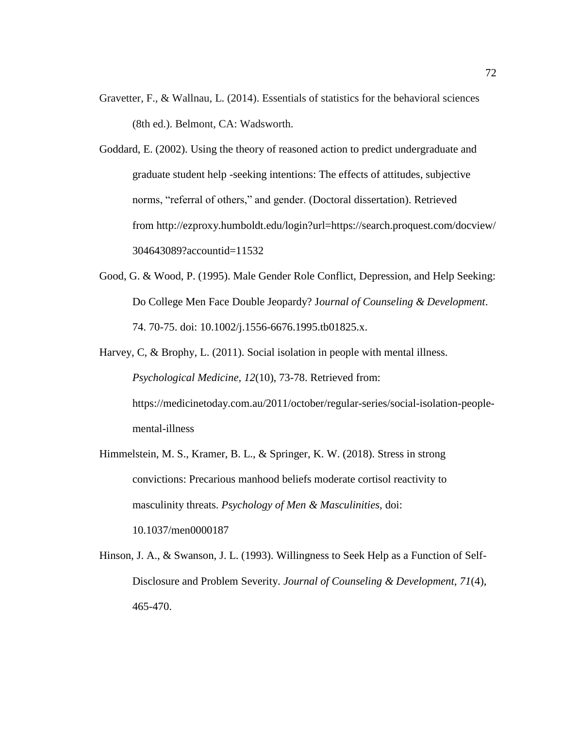Gravetter, F., & Wallnau, L. (2014). Essentials of statistics for the behavioral sciences (8th ed.). Belmont, CA: Wadsworth.

Goddard, E. (2002). Using the theory of reasoned action to predict undergraduate and graduate student help -seeking intentions: The effects of attitudes, subjective norms, “referral of others,” and gender. (Doctoral dissertation). Retrieved from http://ezproxy.humboldt.edu/login?url=https://search.proquest.com/docview/304643089?accountid=11532

Good, G. & Wood, P. (1995). Male Gender Role Conflict, Depression, and Help Seeking: Do College Men Face Double Jeopardy? J*ournal of Counseling & Development*. 74. 70-75. doi: 10.1002/j.1556-6676.1995.tb01825.x.

Harvey, C, & Brophy, L. (2011). Social isolation in people with mental illness. *Psychological Medicine, 12*(10), 73-78. Retrieved from: https://medicinetoday.com.au/2011/october/regular-series/social-isolation-people-mental-illness

Himmelstein, M. S., Kramer, B. L., & Springer, K. W. (2018). Stress in strong convictions: Precarious manhood beliefs moderate cortisol reactivity to masculinity threats. *Psychology of Men & Masculinities,* doi: 10.1037/men0000187

Hinson, J. A., & Swanson, J. L. (1993). Willingness to Seek Help as a Function of Self-Disclosure and Problem Severity. *Journal of Counseling & Development*, *71*(4), 465-470.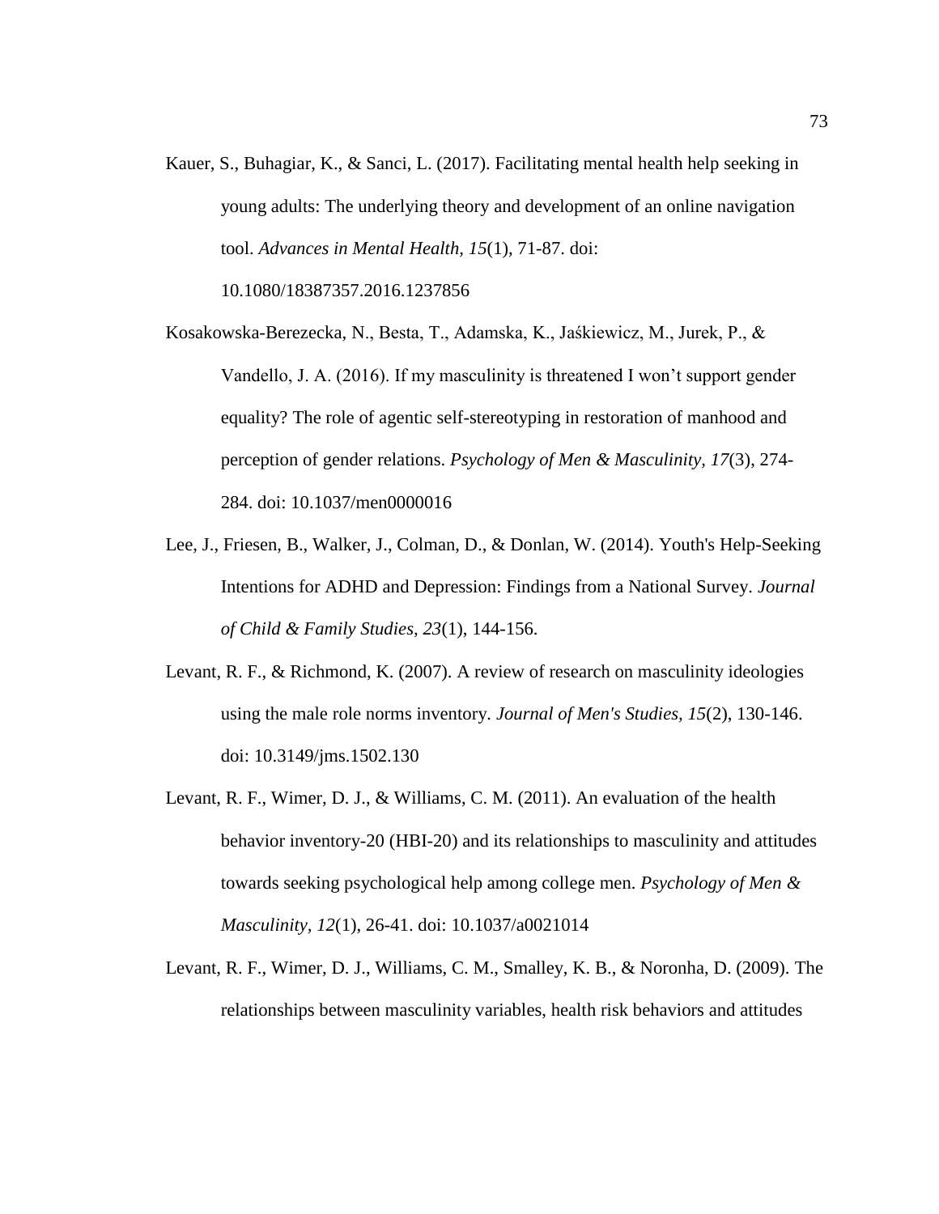Kauer, S., Buhagiar, K., & Sanci, L. (2017). Facilitating mental health help seeking in young adults: The underlying theory and development of an online navigation tool. *Advances in Mental Health, 15*(1), 71-87. doi: 10.1080/18387357.2016.1237856

Kosakowska-Berezecka, N., Besta, T., Adamska, K., Jaśkiewicz, M., Jurek, P., & Vandello, J. A. (2016). If my masculinity is threatened I won't support gender equality? The role of agentic self-stereotyping in restoration of manhood and perception of gender relations. *Psychology of Men & Masculinity, 17*(3), 274-284. doi: 10.1037/men0000016

Lee, J., Friesen, B., Walker, J., Colman, D., & Donlan, W. (2014). Youth's Help-Seeking Intentions for ADHD and Depression: Findings from a National Survey. *Journal of Child & Family Studies, 23*(1), 144-156.

Levant, R. F., & Richmond, K. (2007). A review of research on masculinity ideologies using the male role norms inventory. *Journal of Men's Studies, 15*(2), 130-146. doi: 10.3149/jms.1502.130

Levant, R. F., Wimer, D. J., & Williams, C. M. (2011). An evaluation of the health behavior inventory-20 (HBI-20) and its relationships to masculinity and attitudes towards seeking psychological help among college men. *Psychology of Men & Masculinity, 12*(1), 26-41. doi: 10.1037/a0021014

Levant, R. F., Wimer, D. J., Williams, C. M., Smalley, K. B., & Noronha, D. (2009). The relationships between masculinity variables, health risk behaviors and attitudes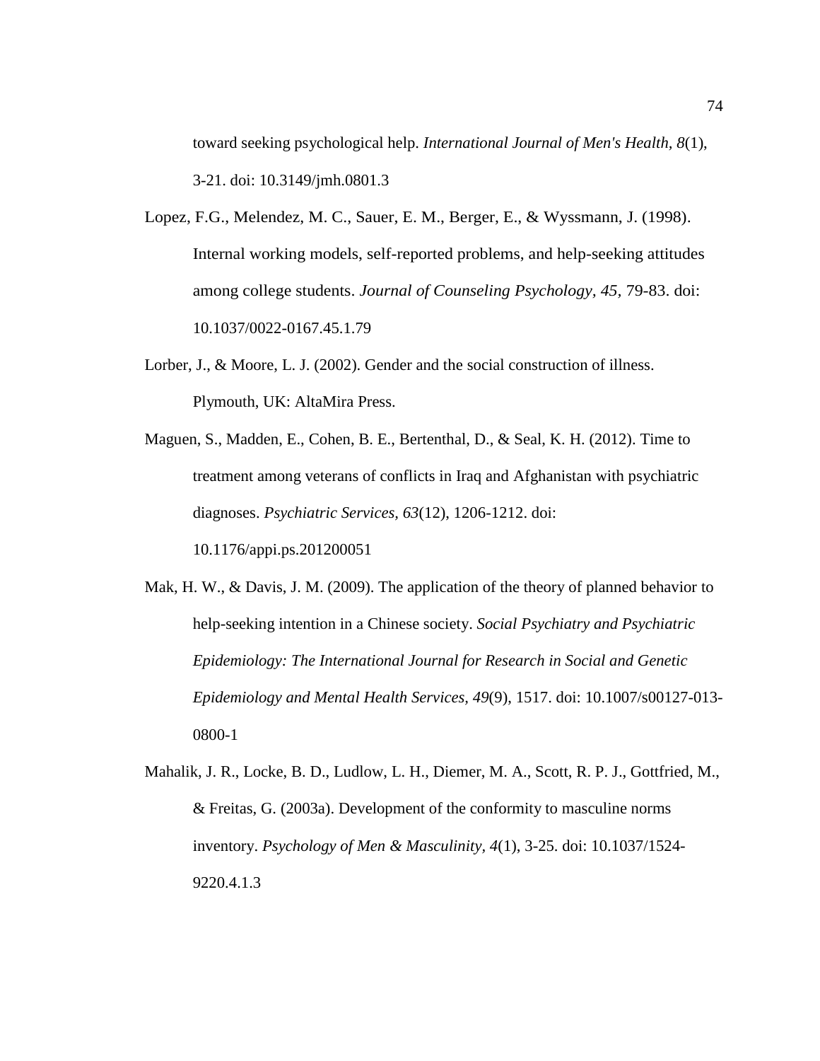toward seeking psychological help. *International Journal of Men's Health, 8*(1), 3-21. doi: 10.3149/jmh.0801.3

Lopez, F.G., Melendez, M. C., Sauer, E. M., Berger, E., & Wyssmann, J. (1998). Internal working models, self-reported problems, and help-seeking attitudes among college students. *Journal of Counseling Psychology, 45*, 79-83. doi: 10.1037/0022-0167.45.1.79

Lorber, J., & Moore, L. J. (2002). Gender and the social construction of illness. Plymouth, UK: AltaMira Press.

Maguen, S., Madden, E., Cohen, B. E., Bertenthal, D., & Seal, K. H. (2012). Time to treatment among veterans of conflicts in Iraq and Afghanistan with psychiatric diagnoses. *Psychiatric Services, 63*(12), 1206-1212. doi: 10.1176/appi.ps.201200051

Mak, H. W., & Davis, J. M. (2009). The application of the theory of planned behavior to help-seeking intention in a Chinese society. *Social Psychiatry and Psychiatric Epidemiology: The International Journal for Research in Social and Genetic Epidemiology and Mental Health Services, 49*(9), 1517. doi: 10.1007/s00127-013-0800-1

Mahalik, J. R., Locke, B. D., Ludlow, L. H., Diemer, M. A., Scott, R. P. J., Gottfried, M., & Freitas, G. (2003a). Development of the conformity to masculine norms inventory. *Psychology of Men & Masculinity, 4*(1), 3-25. doi: 10.1037/1524-9220.4.1.3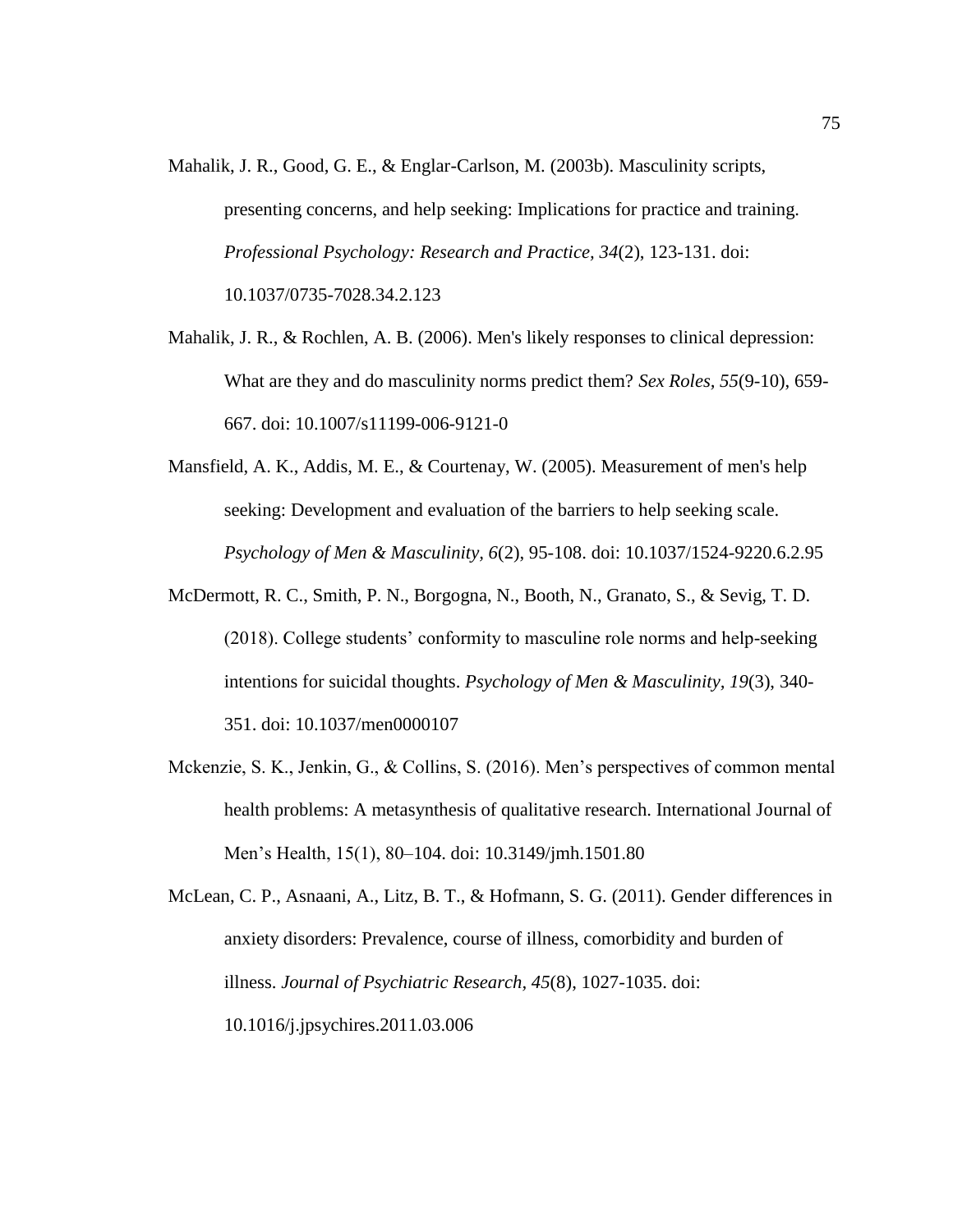Mahalik, J. R., Good, G. E., & Englar-Carlson, M. (2003b). Masculinity scripts, presenting concerns, and help seeking: Implications for practice and training. *Professional Psychology: Research and Practice, 34*(2), 123-131. doi: 10.1037/0735-7028.34.2.123

Mahalik, J. R., & Rochlen, A. B. (2006). Men's likely responses to clinical depression: What are they and do masculinity norms predict them? *Sex Roles, 55*(9-10), 659-667. doi: 10.1007/s11199-006-9121-0

Mansfield, A. K., Addis, M. E., & Courtenay, W. (2005). Measurement of men's help seeking: Development and evaluation of the barriers to help seeking scale. *Psychology of Men & Masculinity, 6*(2), 95-108. doi: 10.1037/1524-9220.6.2.95

McDermott, R. C., Smith, P. N., Borgogna, N., Booth, N., Granato, S., & Sevig, T. D. (2018). College students' conformity to masculine role norms and help-seeking intentions for suicidal thoughts. *Psychology of Men & Masculinity, 19*(3), 340-351. doi: 10.1037/men0000107

Mckenzie, S. K., Jenkin, G., & Collins, S. (2016). Men's perspectives of common mental health problems: A metasynthesis of qualitative research. International Journal of Men's Health, 15(1), 80–104. doi: 10.3149/jmh.1501.80

McLean, C. P., Asnaani, A., Litz, B. T., & Hofmann, S. G. (2011). Gender differences in anxiety disorders: Prevalence, course of illness, comorbidity and burden of illness. *Journal of Psychiatric Research, 45*(8), 1027-1035. doi: 10.1016/j.jpsychires.2011.03.006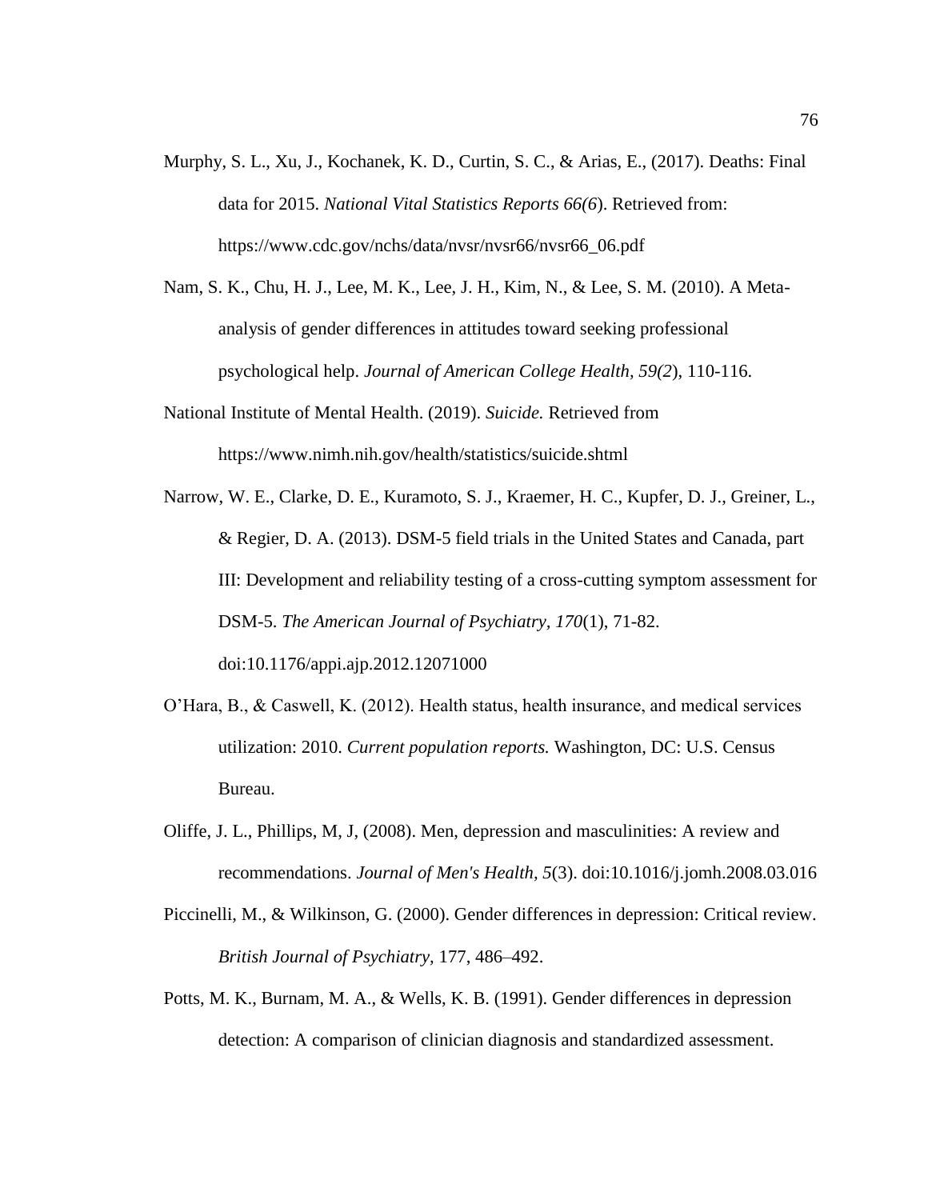Murphy, S. L., Xu, J., Kochanek, K. D., Curtin, S. C., & Arias, E., (2017). Deaths: Final data for 2015. *National Vital Statistics Reports 66(6*). Retrieved from: https://www.cdc.gov/nchs/data/nvsr/nvsr66/nvsr66_06.pdf

Nam, S. K., Chu, H. J., Lee, M. K., Lee, J. H., Kim, N., & Lee, S. M. (2010). A Meta-analysis of gender differences in attitudes toward seeking professional psychological help. *Journal of American College Health, 59(2*), 110-116.

National Institute of Mental Health. (2019). *Suicide.* Retrieved from https://www.nimh.nih.gov/health/statistics/suicide.shtml

Narrow, W. E., Clarke, D. E., Kuramoto, S. J., Kraemer, H. C., Kupfer, D. J., Greiner, L., & Regier, D. A. (2013). DSM-5 field trials in the United States and Canada, part III: Development and reliability testing of a cross-cutting symptom assessment for DSM-5. *The American Journal of Psychiatry, 170*(1), 71-82. doi:10.1176/appi.ajp.2012.12071000

O'Hara, B., & Caswell, K. (2012). Health status, health insurance, and medical services utilization: 2010. *Current population reports.* Washington, DC: U.S. Census Bureau.

Oliffe, J. L., Phillips, M, J, (2008). Men, depression and masculinities: A review and recommendations. *Journal of Men's Health, 5*(3). doi:10.1016/j.jomh.2008.03.016

Piccinelli, M., & Wilkinson, G. (2000). Gender differences in depression: Critical review. *British Journal of Psychiatry,* 177, 486–492.

Potts, M. K., Burnam, M. A., & Wells, K. B. (1991). Gender differences in depression detection: A comparison of clinician diagnosis and standardized assessment.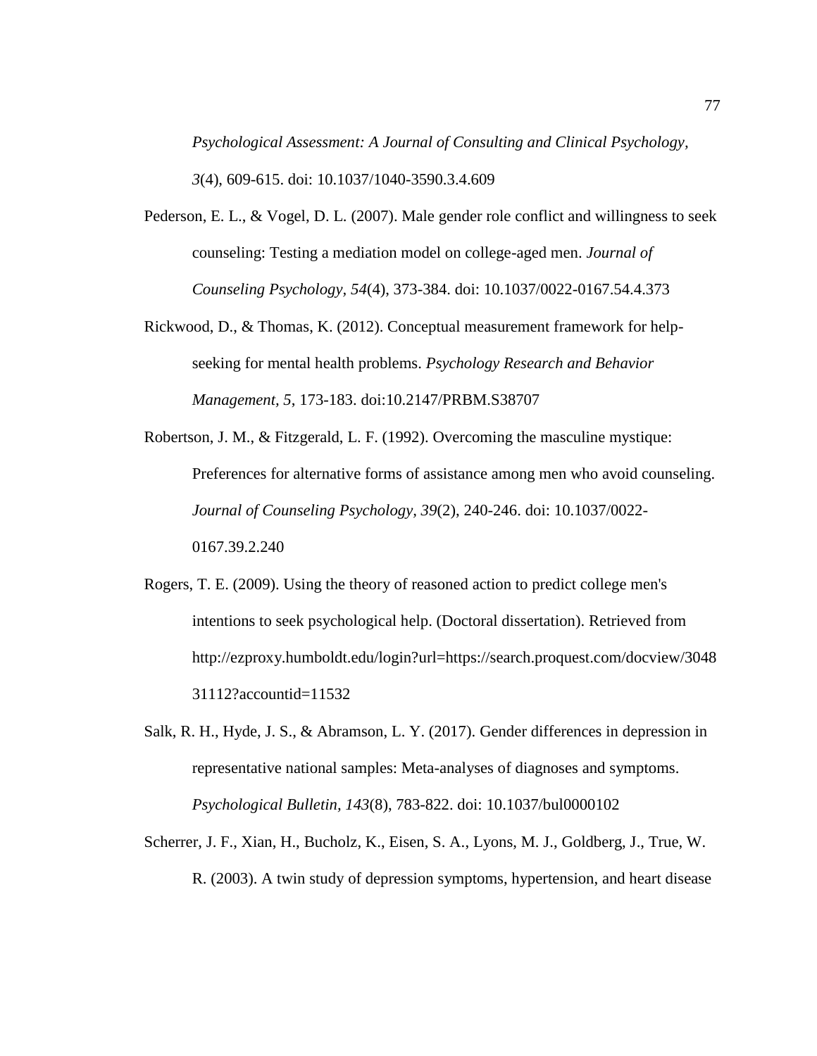*Psychological Assessment: A Journal of Consulting and Clinical Psychology, 3*(4), 609-615. doi: 10.1037/1040-3590.3.4.609

Pederson, E. L., & Vogel, D. L. (2007). Male gender role conflict and willingness to seek counseling: Testing a mediation model on college-aged men. *Journal of Counseling Psychology, 54*(4), 373-384. doi: 10.1037/0022-0167.54.4.373

Rickwood, D., & Thomas, K. (2012). Conceptual measurement framework for help-seeking for mental health problems. *Psychology Research and Behavior Management, 5*, 173-183. doi:10.2147/PRBM.S38707

Robertson, J. M., & Fitzgerald, L. F. (1992). Overcoming the masculine mystique: Preferences for alternative forms of assistance among men who avoid counseling. *Journal of Counseling Psychology, 39*(2), 240-246. doi: 10.1037/0022-0167.39.2.240

Rogers, T. E. (2009). Using the theory of reasoned action to predict college men's intentions to seek psychological help. (Doctoral dissertation). Retrieved from http://ezproxy.humboldt.edu/login?url=https://search.proquest.com/docview/304831112?accountid=11532

Salk, R. H., Hyde, J. S., & Abramson, L. Y. (2017). Gender differences in depression in representative national samples: Meta-analyses of diagnoses and symptoms. *Psychological Bulletin, 143*(8), 783-822. doi: 10.1037/bul0000102

Scherrer, J. F., Xian, H., Bucholz, K., Eisen, S. A., Lyons, M. J., Goldberg, J., True, W. R. (2003). A twin study of depression symptoms, hypertension, and heart disease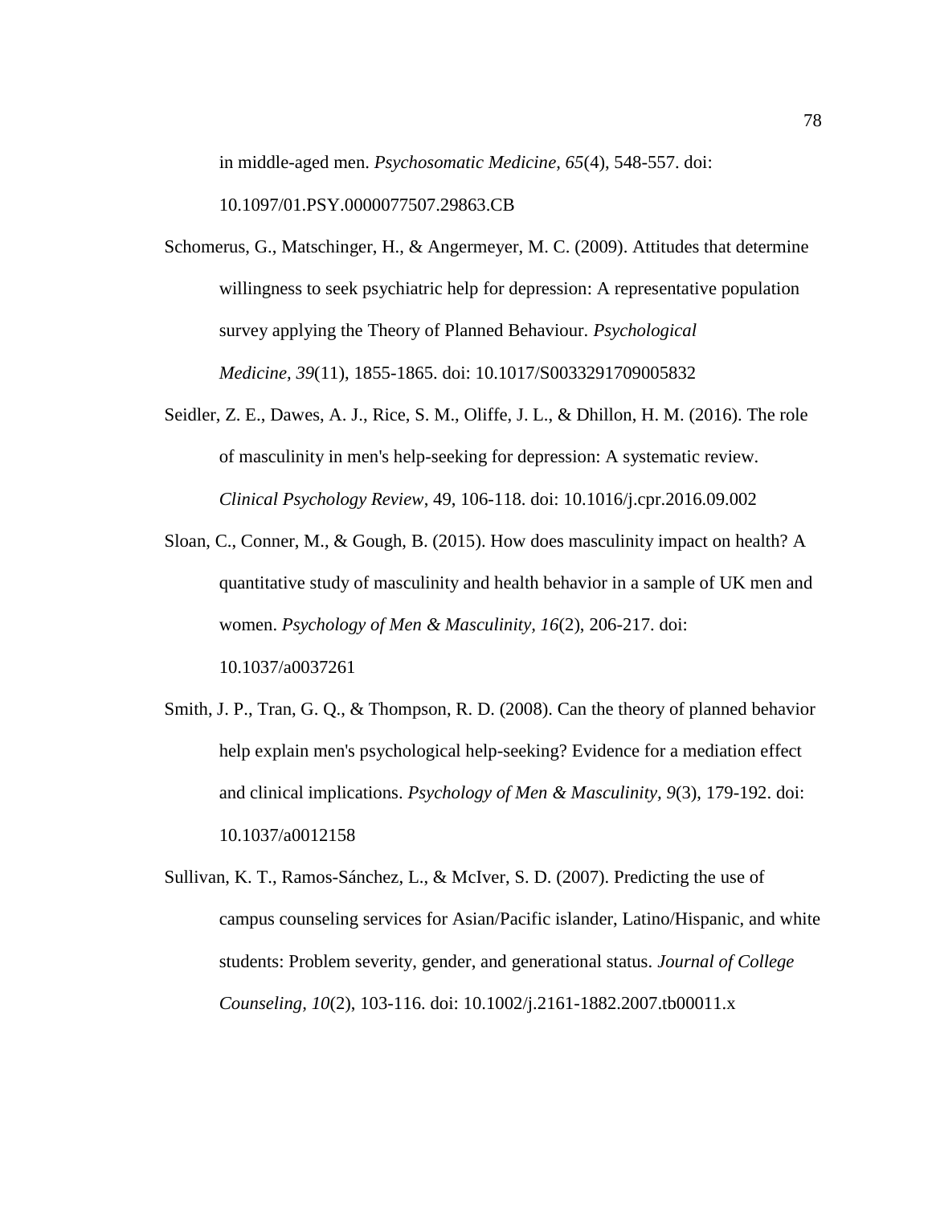in middle-aged men. *Psychosomatic Medicine, 65*(4), 548-557. doi: 10.1097/01.PSY.0000077507.29863.CB

Schomerus, G., Matschinger, H., & Angermeyer, M. C. (2009). Attitudes that determine willingness to seek psychiatric help for depression: A representative population survey applying the Theory of Planned Behaviour. *Psychological Medicine, 39*(11), 1855-1865. doi: 10.1017/S0033291709005832

Seidler, Z. E., Dawes, A. J., Rice, S. M., Oliffe, J. L., & Dhillon, H. M. (2016). The role of masculinity in men's help-seeking for depression: A systematic review. *Clinical Psychology Review*, 49, 106-118. doi: 10.1016/j.cpr.2016.09.002

Sloan, C., Conner, M., & Gough, B. (2015). How does masculinity impact on health? A quantitative study of masculinity and health behavior in a sample of UK men and women. *Psychology of Men & Masculinity, 16*(2), 206-217. doi: 10.1037/a0037261

Smith, J. P., Tran, G. Q., & Thompson, R. D. (2008). Can the theory of planned behavior help explain men's psychological help-seeking? Evidence for a mediation effect and clinical implications. *Psychology of Men & Masculinity, 9*(3), 179-192. doi: 10.1037/a0012158

Sullivan, K. T., Ramos-Sánchez, L., & McIver, S. D. (2007). Predicting the use of campus counseling services for Asian/Pacific islander, Latino/Hispanic, and white students: Problem severity, gender, and generational status. *Journal of College Counseling, 10*(2), 103-116. doi: 10.1002/j.2161-1882.2007.tb00011.x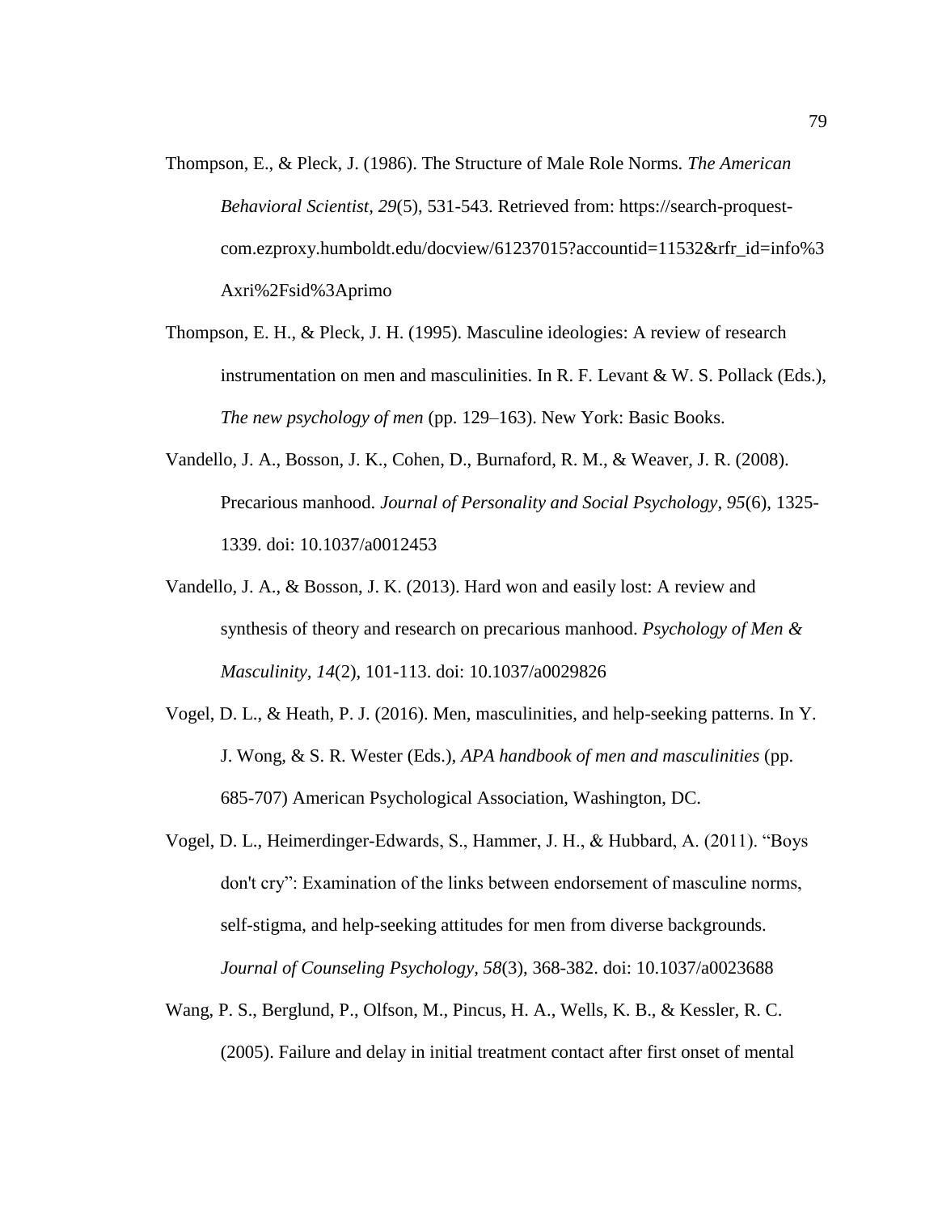Thompson, E., & Pleck, J. (1986). The Structure of Male Role Norms. *The American Behavioral Scientist*, *29*(5), 531-543. Retrieved from: https://search-proquest-com.ezproxy.humboldt.edu/docview/61237015?accountid=11532&rfr_id=info%3Axri%2Fsid%3Aprimo

Thompson, E. H., & Pleck, J. H. (1995). Masculine ideologies: A review of research instrumentation on men and masculinities. In R. F. Levant & W. S. Pollack (Eds.), *The new psychology of men* (pp. 129–163). New York: Basic Books.

Vandello, J. A., Bosson, J. K., Cohen, D., Burnaford, R. M., & Weaver, J. R. (2008). Precarious manhood. *Journal of Personality and Social Psychology*, *95*(6), 1325-1339. doi: 10.1037/a0012453

Vandello, J. A., & Bosson, J. K. (2013). Hard won and easily lost: A review and synthesis of theory and research on precarious manhood. *Psychology of Men & Masculinity, 14*(2), 101-113. doi: 10.1037/a0029826

Vogel, D. L., & Heath, P. J. (2016). Men, masculinities, and help-seeking patterns. In Y. J. Wong, & S. R. Wester (Eds.), *APA handbook of men and masculinities* (pp. 685-707) American Psychological Association, Washington, DC.

Vogel, D. L., Heimerdinger-Edwards, S., Hammer, J. H., & Hubbard, A. (2011). "Boys don't cry": Examination of the links between endorsement of masculine norms, self-stigma, and help-seeking attitudes for men from diverse backgrounds. *Journal of Counseling Psychology, 58*(3), 368-382. doi: 10.1037/a0023688

Wang, P. S., Berglund, P., Olfson, M., Pincus, H. A., Wells, K. B., & Kessler, R. C. (2005). Failure and delay in initial treatment contact after first onset of mental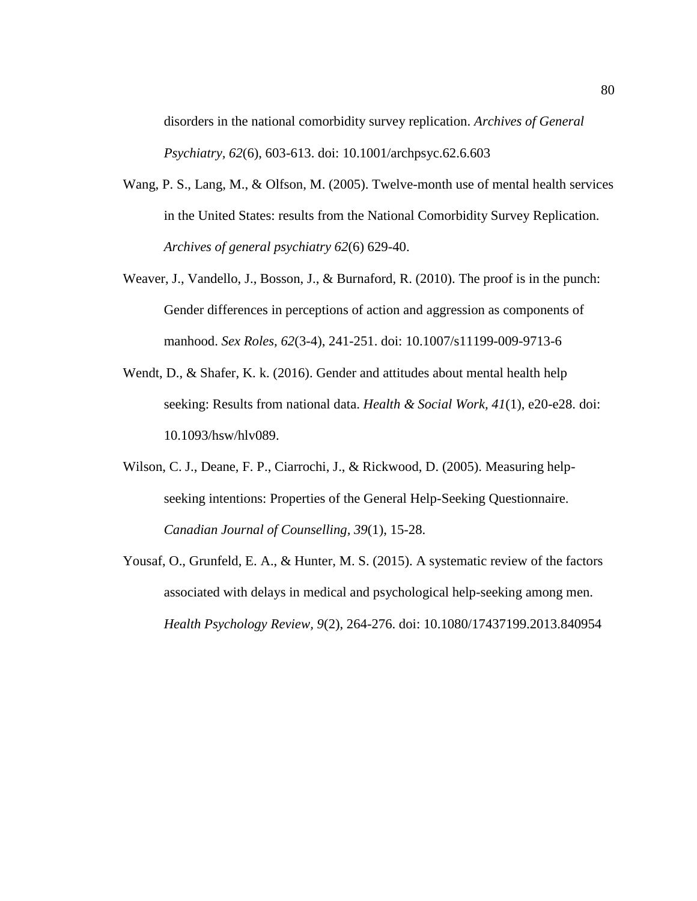disorders in the national comorbidity survey replication. *Archives of General Psychiatry, 62*(6), 603-613. doi: 10.1001/archpsyc.62.6.603

Wang, P. S., Lang, M., & Olfson, M. (2005). Twelve-month use of mental health services in the United States: results from the National Comorbidity Survey Replication. *Archives of general psychiatry 62*(6) 629-40.

Weaver, J., Vandello, J., Bosson, J., & Burnaford, R. (2010). The proof is in the punch: Gender differences in perceptions of action and aggression as components of manhood. *Sex Roles, 62*(3-4), 241-251. doi: 10.1007/s11199-009-9713-6

Wendt, D., & Shafer, K. k. (2016). Gender and attitudes about mental health help seeking: Results from national data. *Health & Social Work, 41*(1), e20-e28. doi: 10.1093/hsw/hlv089.

Wilson, C. J., Deane, F. P., Ciarrochi, J., & Rickwood, D. (2005). Measuring help-seeking intentions: Properties of the General Help-Seeking Questionnaire. *Canadian Journal of Counselling, 39*(1), 15-28.

Yousaf, O., Grunfeld, E. A., & Hunter, M. S. (2015). A systematic review of the factors associated with delays in medical and psychological help-seeking among men. *Health Psychology Review, 9*(2), 264-276. doi: 10.1080/17437199.2013.840954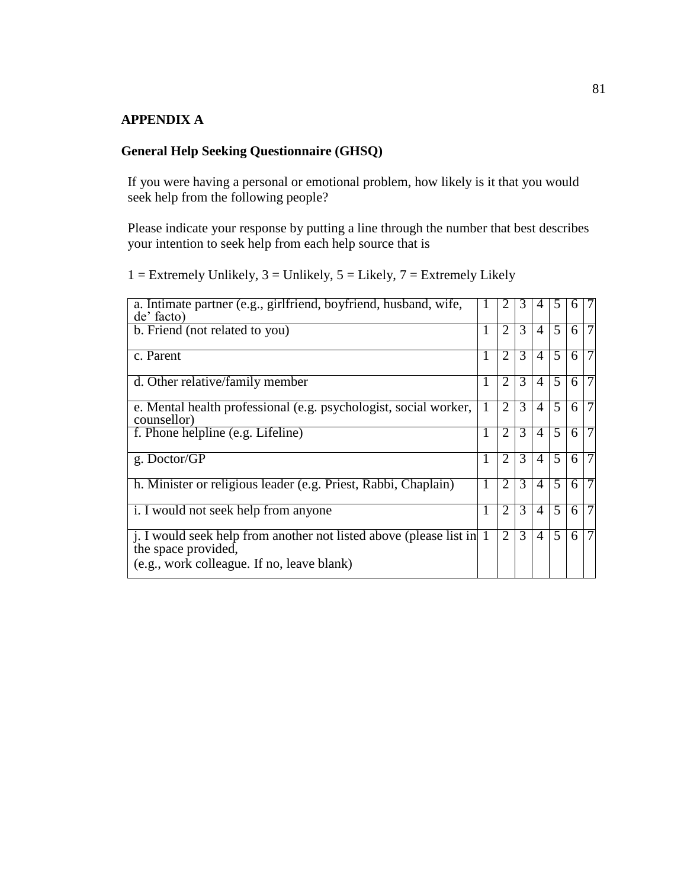## APPENDIX A

### General Help Seeking Questionnaire (GHSQ)

If you were having a personal or emotional problem, how likely is it that you would seek help from the following people?

Please indicate your response by putting a line through the number that best describes your intention to seek help from each help source that is

1 = Extremely Unlikely, 3 = Unlikely, 5 = Likely, 7 = Extremely Likely

| | | | | | | | |
|---|---|---|---|---|---|---|---|
| a. Intimate partner (e.g., girlfriend, boyfriend, husband, wife, de' facto) | 1 | 2 | 3 | 4 | 5 | 6 | 7 |
| b. Friend (not related to you) | 1 | 2 | 3 | 4 | 5 | 6 | 7 |
| c. Parent | 1 | 2 | 3 | 4 | 5 | 6 | 7 |
| d. Other relative/family member | 1 | 2 | 3 | 4 | 5 | 6 | 7 |
| e. Mental health professional (e.g. psychologist, social worker, counsellor) | 1 | 2 | 3 | 4 | 5 | 6 | 7 |
| f. Phone helpline (e.g. Lifeline) | 1 | 2 | 3 | 4 | 5 | 6 | 7 |
| g. Doctor/GP | 1 | 2 | 3 | 4 | 5 | 6 | 7 |
| h. Minister or religious leader (e.g. Priest, Rabbi, Chaplain) | 1 | 2 | 3 | 4 | 5 | 6 | 7 |
| i. I would not seek help from anyone | 1 | 2 | 3 | 4 | 5 | 6 | 7 |
| j. I would seek help from another not listed above (please list in the space provided, (e.g., work colleague. If no, leave blank) | 1 | 2 | 3 | 4 | 5 | 6 | 7 |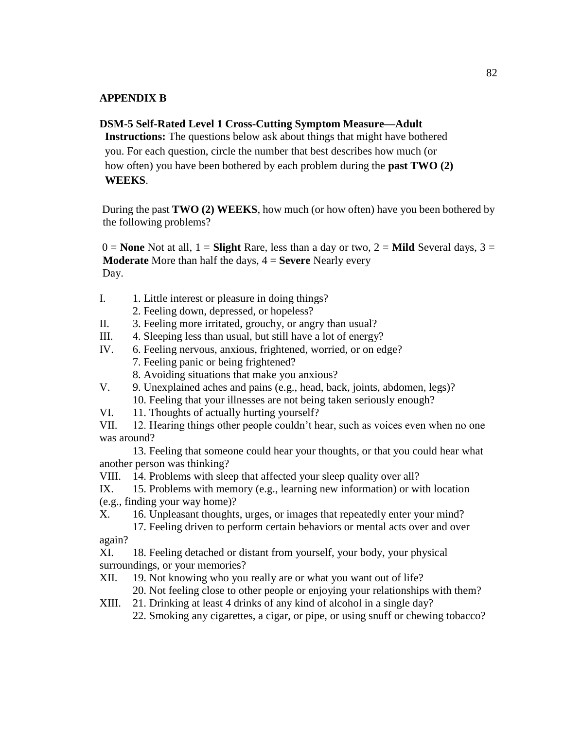## APPENDIX B

### DSM-5 Self-Rated Level 1 Cross-Cutting Symptom Measure—Adult

**Instructions:** The questions below ask about things that might have bothered you. For each question, circle the number that best describes how much (or how often) you have been bothered by each problem during the **past TWO (2) WEEKS**.

During the past **TWO (2) WEEKS**, how much (or how often) have you been bothered by the following problems?

0 = **None** Not at all, 1 = **Slight** Rare, less than a day or two, 2 = **Mild** Several days, 3 = **Moderate** More than half the days, 4 = **Severe** Nearly every Day.

I. 1. Little interest or pleasure in doing things?
   2. Feeling down, depressed, or hopeless?

II. 3. Feeling more irritated, grouchy, or angry than usual?

III. 4. Sleeping less than usual, but still have a lot of energy?

IV. 6. Feeling nervous, anxious, frightened, worried, or on edge?
   7. Feeling panic or being frightened?
   8. Avoiding situations that make you anxious?

V. 9. Unexplained aches and pains (e.g., head, back, joints, abdomen, legs)?
   10. Feeling that your illnesses are not being taken seriously enough?

VI. 11. Thoughts of actually hurting yourself?

VII. 12. Hearing things other people couldn't hear, such as voices even when no one was around?
   13. Feeling that someone could hear your thoughts, or that you could hear what another person was thinking?

VIII. 14. Problems with sleep that affected your sleep quality over all?

IX. 15. Problems with memory (e.g., learning new information) or with location (e.g., finding your way home)?

X. 16. Unpleasant thoughts, urges, or images that repeatedly enter your mind?
   17. Feeling driven to perform certain behaviors or mental acts over and over again?

XI. 18. Feeling detached or distant from yourself, your body, your physical surroundings, or your memories?

XII. 19. Not knowing who you really are or what you want out of life?
   20. Not feeling close to other people or enjoying your relationships with them?

XIII. 21. Drinking at least 4 drinks of any kind of alcohol in a single day?
   22. Smoking any cigarettes, a cigar, or pipe, or using snuff or chewing tobacco?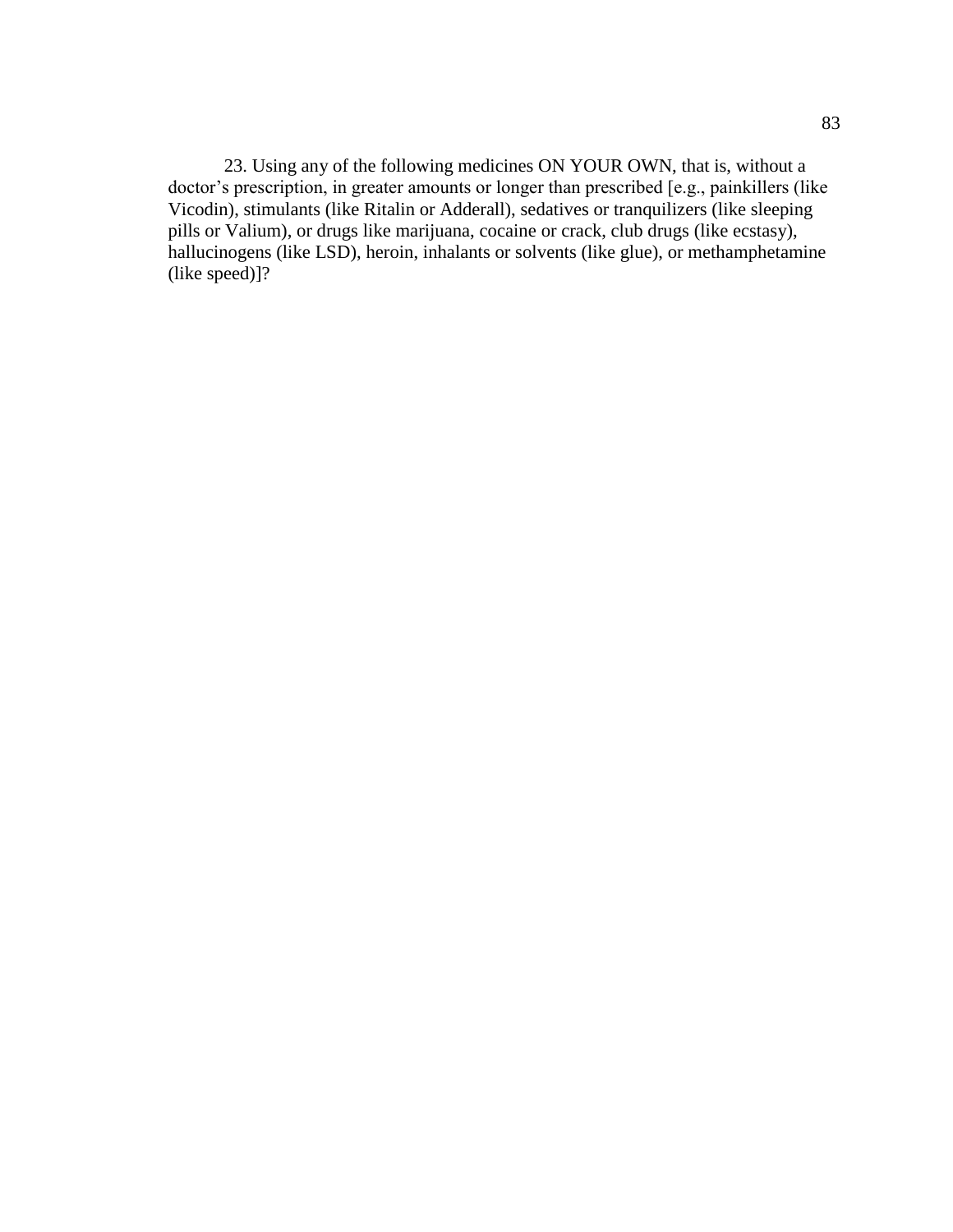23. Using any of the following medicines ON YOUR OWN, that is, without a doctor's prescription, in greater amounts or longer than prescribed [e.g., painkillers (like Vicodin), stimulants (like Ritalin or Adderall), sedatives or tranquilizers (like sleeping pills or Valium), or drugs like marijuana, cocaine or crack, club drugs (like ecstasy), hallucinogens (like LSD), heroin, inhalants or solvents (like glue), or methamphetamine (like speed)]?